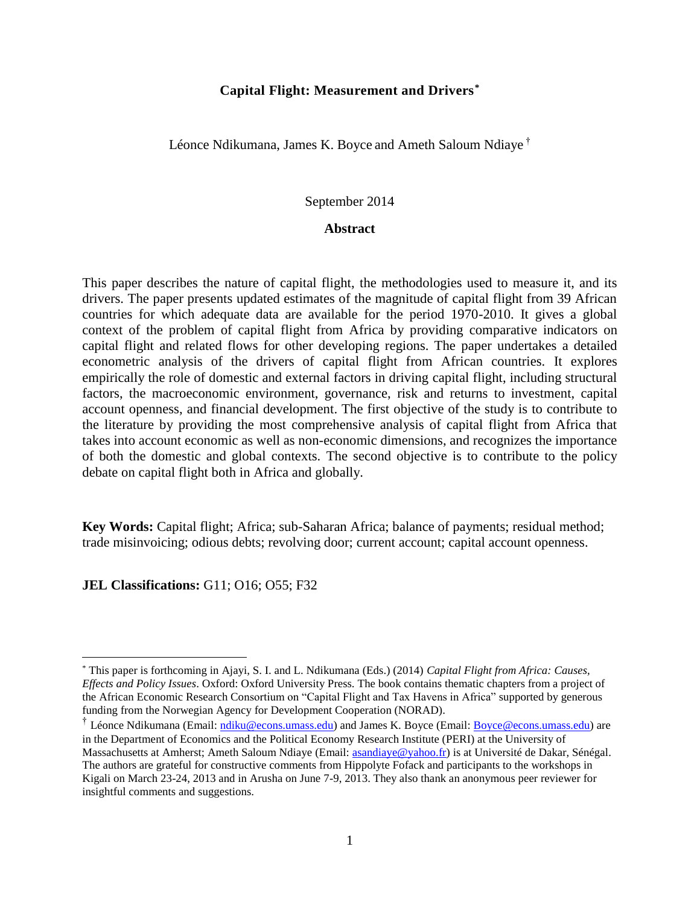# Capital Flight: Measurement and Drivers[*]

Léonce Ndikumana, James K. Boyce and Ameth Saloum Ndiaye[†]

September 2014

## Abstract

This paper describes the nature of capital flight, the methodologies used to measure it, and its drivers. The paper presents updated estimates of the magnitude of capital flight from 39 African countries for which adequate data are available for the period 1970-2010. It gives a global context of the problem of capital flight from Africa by providing comparative indicators on capital flight and related flows for other developing regions. The paper undertakes a detailed econometric analysis of the drivers of capital flight from African countries. It explores empirically the role of domestic and external factors in driving capital flight, including structural factors, the macroeconomic environment, governance, risk and returns to investment, capital account openness, and financial development. The first objective of the study is to contribute to the literature by providing the most comprehensive analysis of capital flight from Africa that takes into account economic as well as non-economic dimensions, and recognizes the importance of both the domestic and global contexts. The second objective is to contribute to the policy debate on capital flight both in Africa and globally.

**Key Words:** Capital flight; Africa; sub-Saharan Africa; balance of payments; residual method; trade misinvoicing; odious debts; revolving door; current account; capital account openness.

**JEL Classifications:** G11; O16; O55; F32

---

[*] This paper is forthcoming in Ajayi, S. I. and L. Ndikumana (Eds.) (2014) *Capital Flight from Africa: Causes, Effects and Policy Issues*. Oxford: Oxford University Press. The book contains thematic chapters from a project of the African Economic Research Consortium on "Capital Flight and Tax Havens in Africa" supported by generous funding from the Norwegian Agency for Development Cooperation (NORAD).

[†] Léonce Ndikumana (Email: ndiku@econs.umass.edu) and James K. Boyce (Email: Boyce@econs.umass.edu) are in the Department of Economics and the Political Economy Research Institute (PERI) at the University of Massachusetts at Amherst; Ameth Saloum Ndiaye (Email: asandiaye@yahoo.fr) is at Université de Dakar, Sénégal. The authors are grateful for constructive comments from Hippolyte Fofack and participants to the workshops in Kigali on March 23-24, 2013 and in Arusha on June 7-9, 2013. They also thank an anonymous peer reviewer for insightful comments and suggestions.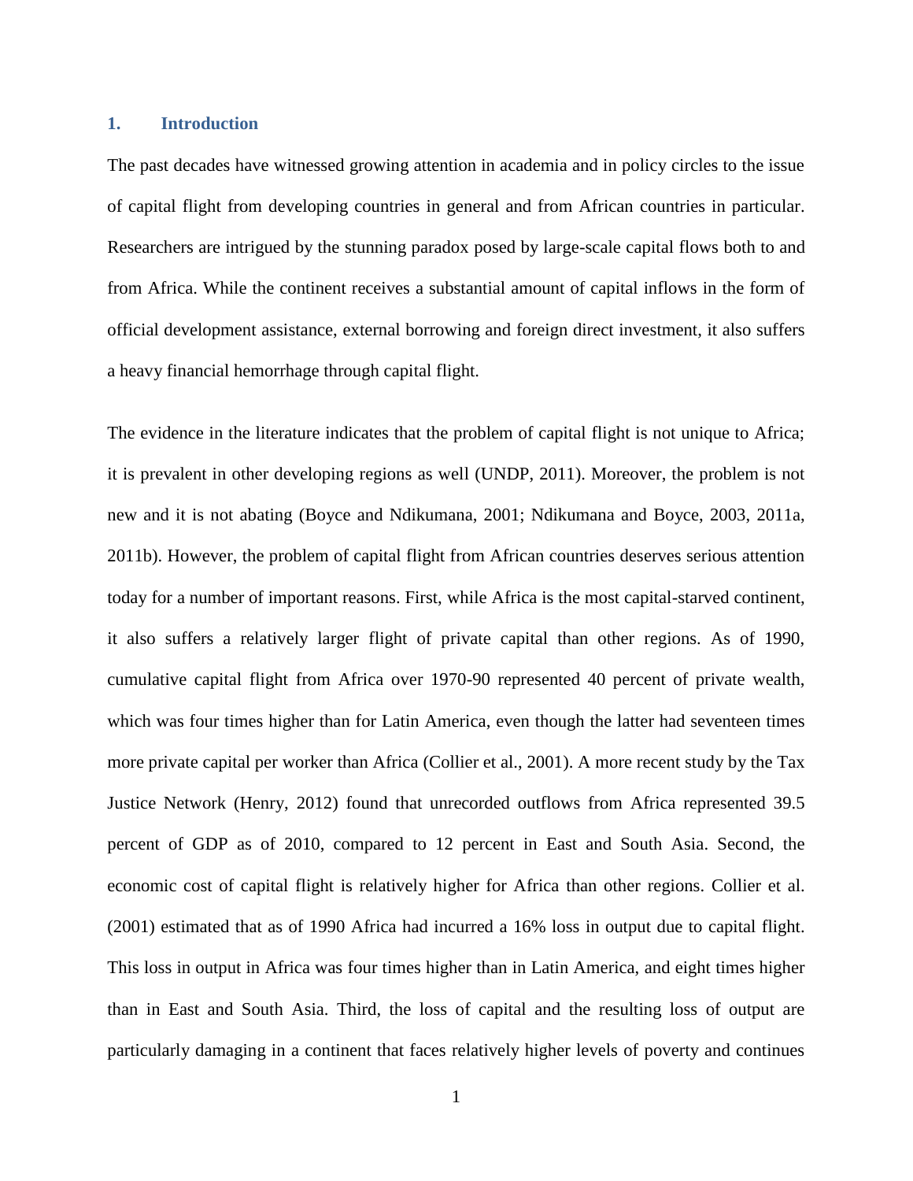## 1. Introduction

The past decades have witnessed growing attention in academia and in policy circles to the issue of capital flight from developing countries in general and from African countries in particular. Researchers are intrigued by the stunning paradox posed by large-scale capital flows both to and from Africa. While the continent receives a substantial amount of capital inflows in the form of official development assistance, external borrowing and foreign direct investment, it also suffers a heavy financial hemorrhage through capital flight.

The evidence in the literature indicates that the problem of capital flight is not unique to Africa; it is prevalent in other developing regions as well (UNDP, 2011). Moreover, the problem is not new and it is not abating (Boyce and Ndikumana, 2001; Ndikumana and Boyce, 2003, 2011a, 2011b). However, the problem of capital flight from African countries deserves serious attention today for a number of important reasons. First, while Africa is the most capital-starved continent, it also suffers a relatively larger flight of private capital than other regions. As of 1990, cumulative capital flight from Africa over 1970-90 represented 40 percent of private wealth, which was four times higher than for Latin America, even though the latter had seventeen times more private capital per worker than Africa (Collier et al., 2001). A more recent study by the Tax Justice Network (Henry, 2012) found that unrecorded outflows from Africa represented 39.5 percent of GDP as of 2010, compared to 12 percent in East and South Asia. Second, the economic cost of capital flight is relatively higher for Africa than other regions. Collier et al. (2001) estimated that as of 1990 Africa had incurred a 16% loss in output due to capital flight. This loss in output in Africa was four times higher than in Latin America, and eight times higher than in East and South Asia. Third, the loss of capital and the resulting loss of output are particularly damaging in a continent that faces relatively higher levels of poverty and continues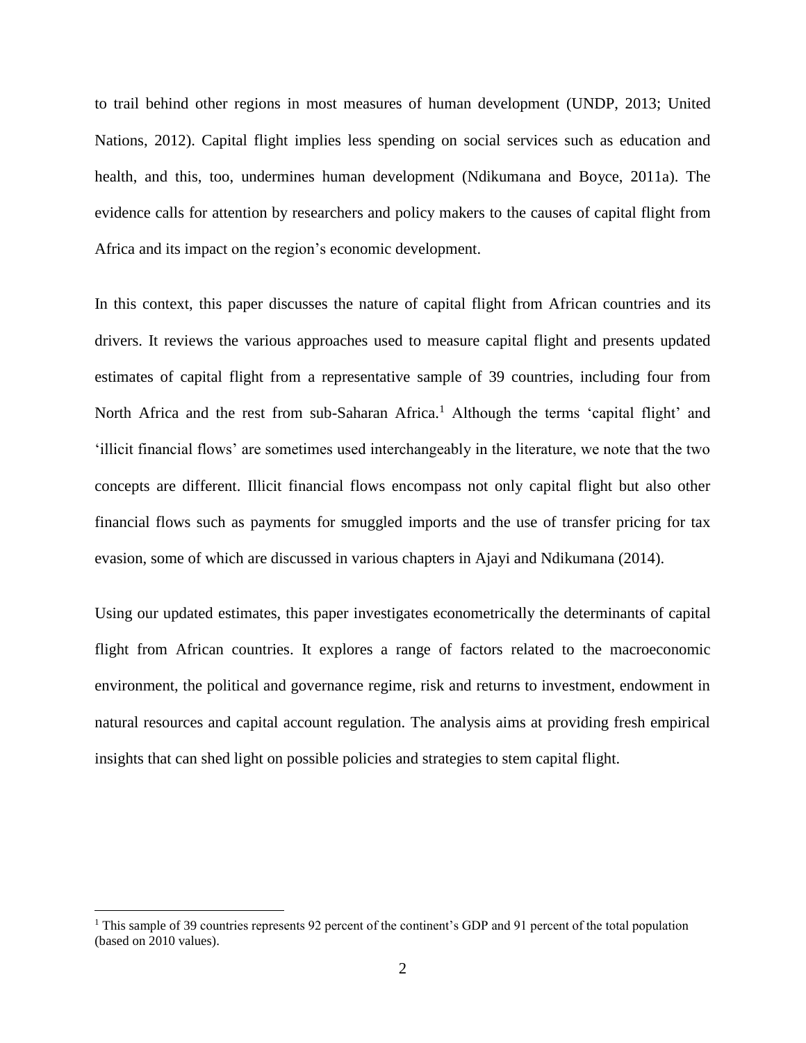to trail behind other regions in most measures of human development (UNDP, 2013; United Nations, 2012). Capital flight implies less spending on social services such as education and health, and this, too, undermines human development (Ndikumana and Boyce, 2011a). The evidence calls for attention by researchers and policy makers to the causes of capital flight from Africa and its impact on the region's economic development.

In this context, this paper discusses the nature of capital flight from African countries and its drivers. It reviews the various approaches used to measure capital flight and presents updated estimates of capital flight from a representative sample of 39 countries, including four from North Africa and the rest from sub-Saharan Africa.[1] Although the terms 'capital flight' and 'illicit financial flows' are sometimes used interchangeably in the literature, we note that the two concepts are different. Illicit financial flows encompass not only capital flight but also other financial flows such as payments for smuggled imports and the use of transfer pricing for tax evasion, some of which are discussed in various chapters in Ajayi and Ndikumana (2014).

Using our updated estimates, this paper investigates econometrically the determinants of capital flight from African countries. It explores a range of factors related to the macroeconomic environment, the political and governance regime, risk and returns to investment, endowment in natural resources and capital account regulation. The analysis aims at providing fresh empirical insights that can shed light on possible policies and strategies to stem capital flight.

---

[1] This sample of 39 countries represents 92 percent of the continent's GDP and 91 percent of the total population (based on 2010 values).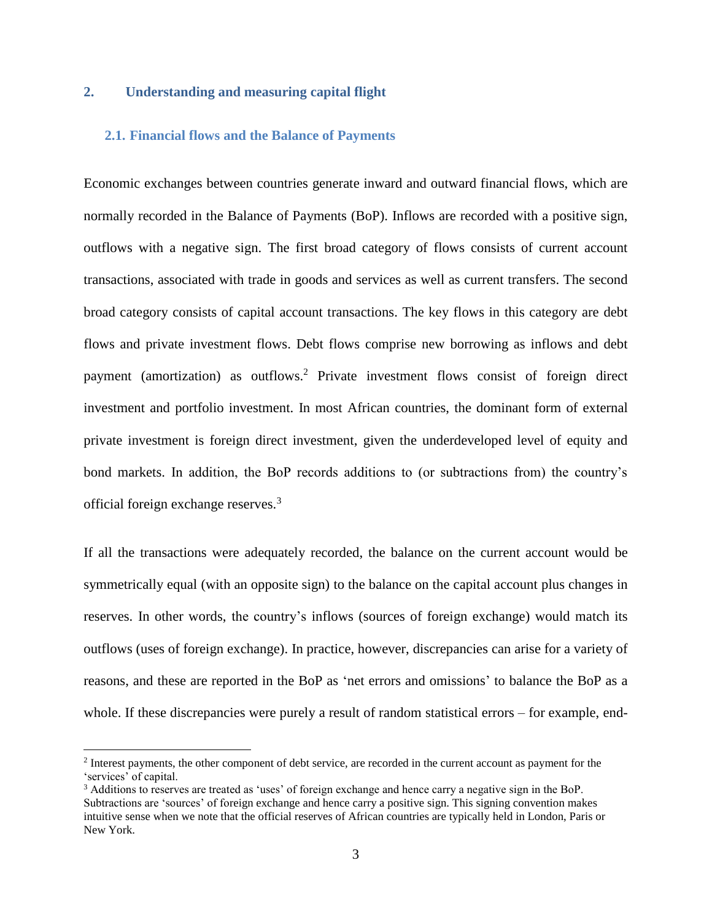## 2. Understanding and measuring capital flight

### 2.1. Financial flows and the Balance of Payments

Economic exchanges between countries generate inward and outward financial flows, which are normally recorded in the Balance of Payments (BoP). Inflows are recorded with a positive sign, outflows with a negative sign. The first broad category of flows consists of current account transactions, associated with trade in goods and services as well as current transfers. The second broad category consists of capital account transactions. The key flows in this category are debt flows and private investment flows. Debt flows comprise new borrowing as inflows and debt payment (amortization) as outflows.[2] Private investment flows consist of foreign direct investment and portfolio investment. In most African countries, the dominant form of external private investment is foreign direct investment, given the underdeveloped level of equity and bond markets. In addition, the BoP records additions to (or subtractions from) the country's official foreign exchange reserves.[3]

If all the transactions were adequately recorded, the balance on the current account would be symmetrically equal (with an opposite sign) to the balance on the capital account plus changes in reserves. In other words, the country's inflows (sources of foreign exchange) would match its outflows (uses of foreign exchange). In practice, however, discrepancies can arise for a variety of reasons, and these are reported in the BoP as 'net errors and omissions' to balance the BoP as a whole. If these discrepancies were purely a result of random statistical errors – for example, end-

[2] Interest payments, the other component of debt service, are recorded in the current account as payment for the 'services' of capital.

[3] Additions to reserves are treated as 'uses' of foreign exchange and hence carry a negative sign in the BoP. Subtractions are 'sources' of foreign exchange and hence carry a positive sign. This signing convention makes intuitive sense when we note that the official reserves of African countries are typically held in London, Paris or New York.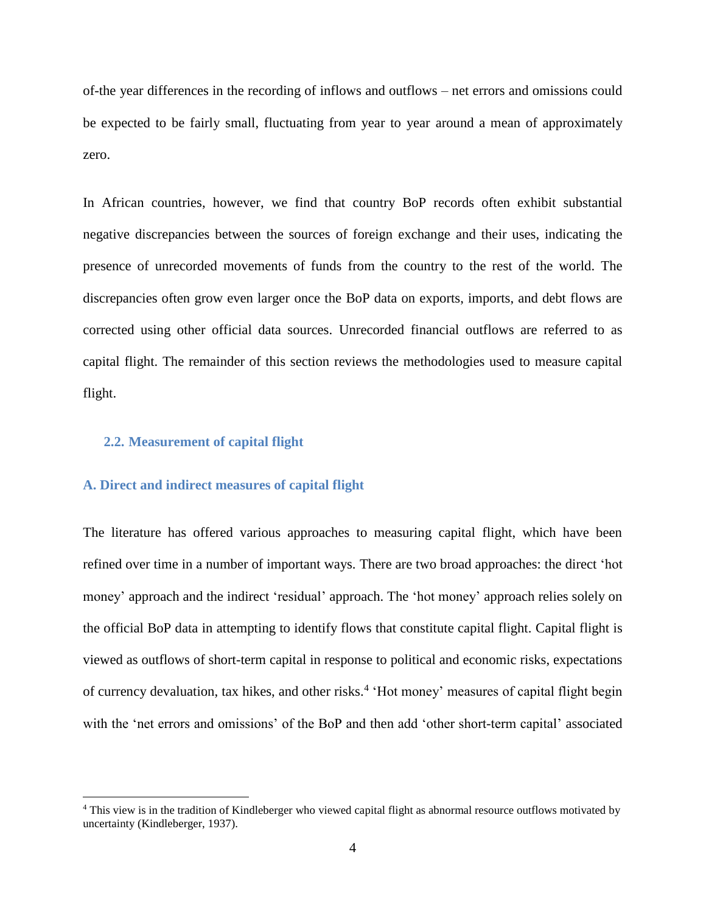of-the year differences in the recording of inflows and outflows – net errors and omissions could be expected to be fairly small, fluctuating from year to year around a mean of approximately zero.

In African countries, however, we find that country BoP records often exhibit substantial negative discrepancies between the sources of foreign exchange and their uses, indicating the presence of unrecorded movements of funds from the country to the rest of the world. The discrepancies often grow even larger once the BoP data on exports, imports, and debt flows are corrected using other official data sources. Unrecorded financial outflows are referred to as capital flight. The remainder of this section reviews the methodologies used to measure capital flight.

## 2.2. Measurement of capital flight

### A. Direct and indirect measures of capital flight

The literature has offered various approaches to measuring capital flight, which have been refined over time in a number of important ways. There are two broad approaches: the direct 'hot money' approach and the indirect 'residual' approach. The 'hot money' approach relies solely on the official BoP data in attempting to identify flows that constitute capital flight. Capital flight is viewed as outflows of short-term capital in response to political and economic risks, expectations of currency devaluation, tax hikes, and other risks.[4] 'Hot money' measures of capital flight begin with the 'net errors and omissions' of the BoP and then add 'other short-term capital' associated

---

[4] This view is in the tradition of Kindleberger who viewed capital flight as abnormal resource outflows motivated by uncertainty (Kindleberger, 1937).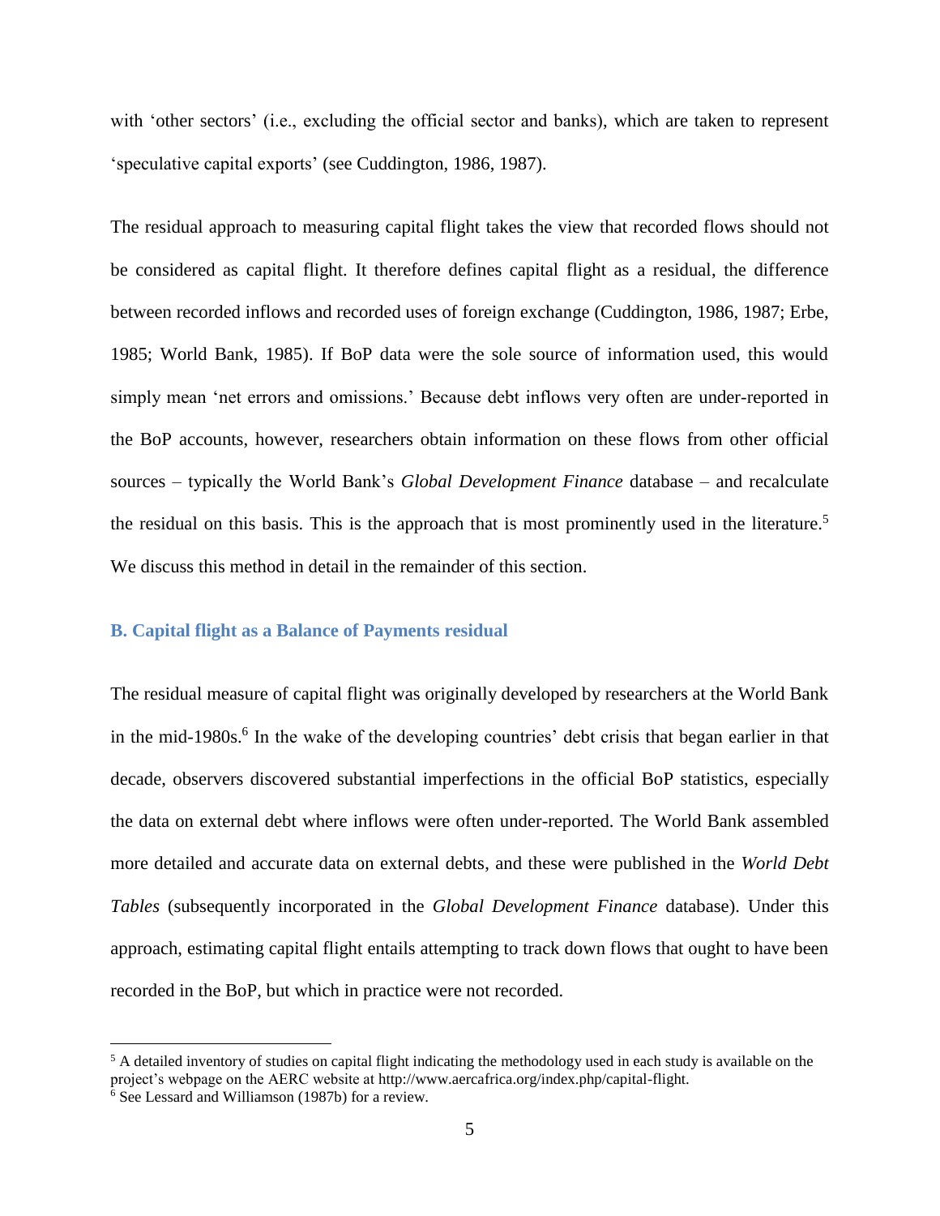with ‘other sectors’ (i.e., excluding the official sector and banks), which are taken to represent ‘speculative capital exports’ (see Cuddington, 1986, 1987).

The residual approach to measuring capital flight takes the view that recorded flows should not be considered as capital flight. It therefore defines capital flight as a residual, the difference between recorded inflows and recorded uses of foreign exchange (Cuddington, 1986, 1987; Erbe, 1985; World Bank, 1985). If BoP data were the sole source of information used, this would simply mean ‘net errors and omissions.’ Because debt inflows very often are under-reported in the BoP accounts, however, researchers obtain information on these flows from other official sources – typically the World Bank’s *Global Development Finance* database – and recalculate the residual on this basis. This is the approach that is most prominently used in the literature.[5] We discuss this method in detail in the remainder of this section.

### B. Capital flight as a Balance of Payments residual

The residual measure of capital flight was originally developed by researchers at the World Bank in the mid-1980s.[6] In the wake of the developing countries’ debt crisis that began earlier in that decade, observers discovered substantial imperfections in the official BoP statistics, especially the data on external debt where inflows were often under-reported. The World Bank assembled more detailed and accurate data on external debts, and these were published in the *World Debt Tables* (subsequently incorporated in the *Global Development Finance* database). Under this approach, estimating capital flight entails attempting to track down flows that ought to have been recorded in the BoP, but which in practice were not recorded.

---

[5] A detailed inventory of studies on capital flight indicating the methodology used in each study is available on the project’s webpage on the AERC website at http://www.aercafrica.org/index.php/capital-flight.

[6] See Lessard and Williamson (1987b) for a review.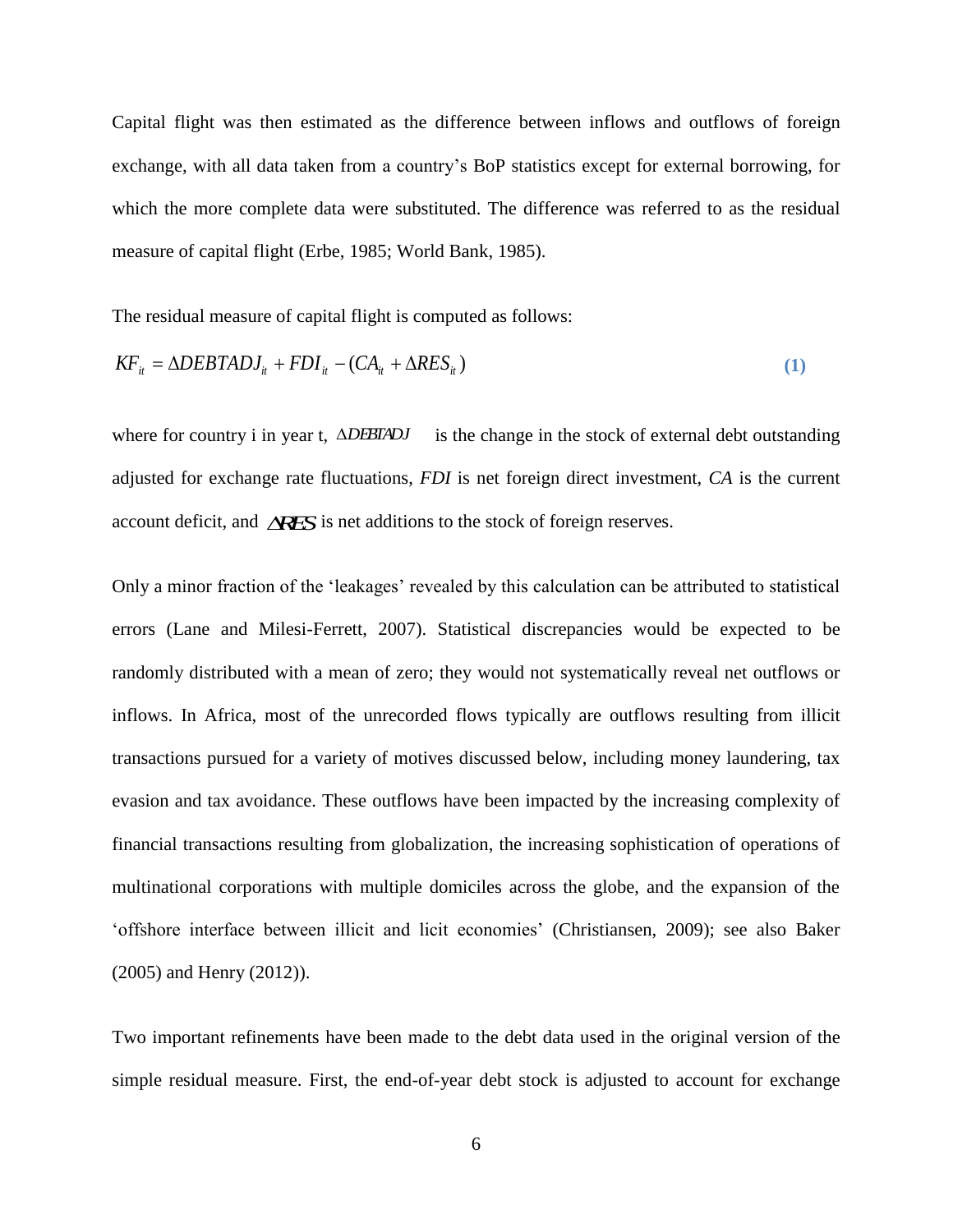Capital flight was then estimated as the difference between inflows and outflows of foreign exchange, with all data taken from a country's BoP statistics except for external borrowing, for which the more complete data were substituted. The difference was referred to as the residual measure of capital flight (Erbe, 1985; World Bank, 1985).

The residual measure of capital flight is computed as follows:

$$KF_{it} = \Delta DEBTADJ_{it} + FDI_{it} - (CA_{it} + \Delta RES_{it}) \quad \textbf{(1)}$$

where for country i in year t, $\Delta DEBTADJ$ is the change in the stock of external debt outstanding adjusted for exchange rate fluctuations, *FDI* is net foreign direct investment, *CA* is the current account deficit, and $\Delta RES$ is net additions to the stock of foreign reserves.

Only a minor fraction of the 'leakages' revealed by this calculation can be attributed to statistical errors (Lane and Milesi-Ferrett, 2007). Statistical discrepancies would be expected to be randomly distributed with a mean of zero; they would not systematically reveal net outflows or inflows. In Africa, most of the unrecorded flows typically are outflows resulting from illicit transactions pursued for a variety of motives discussed below, including money laundering, tax evasion and tax avoidance. These outflows have been impacted by the increasing complexity of financial transactions resulting from globalization, the increasing sophistication of operations of multinational corporations with multiple domiciles across the globe, and the expansion of the 'offshore interface between illicit and licit economies' (Christiansen, 2009); see also Baker (2005) and Henry (2012)).

Two important refinements have been made to the debt data used in the original version of the simple residual measure. First, the end-of-year debt stock is adjusted to account for exchange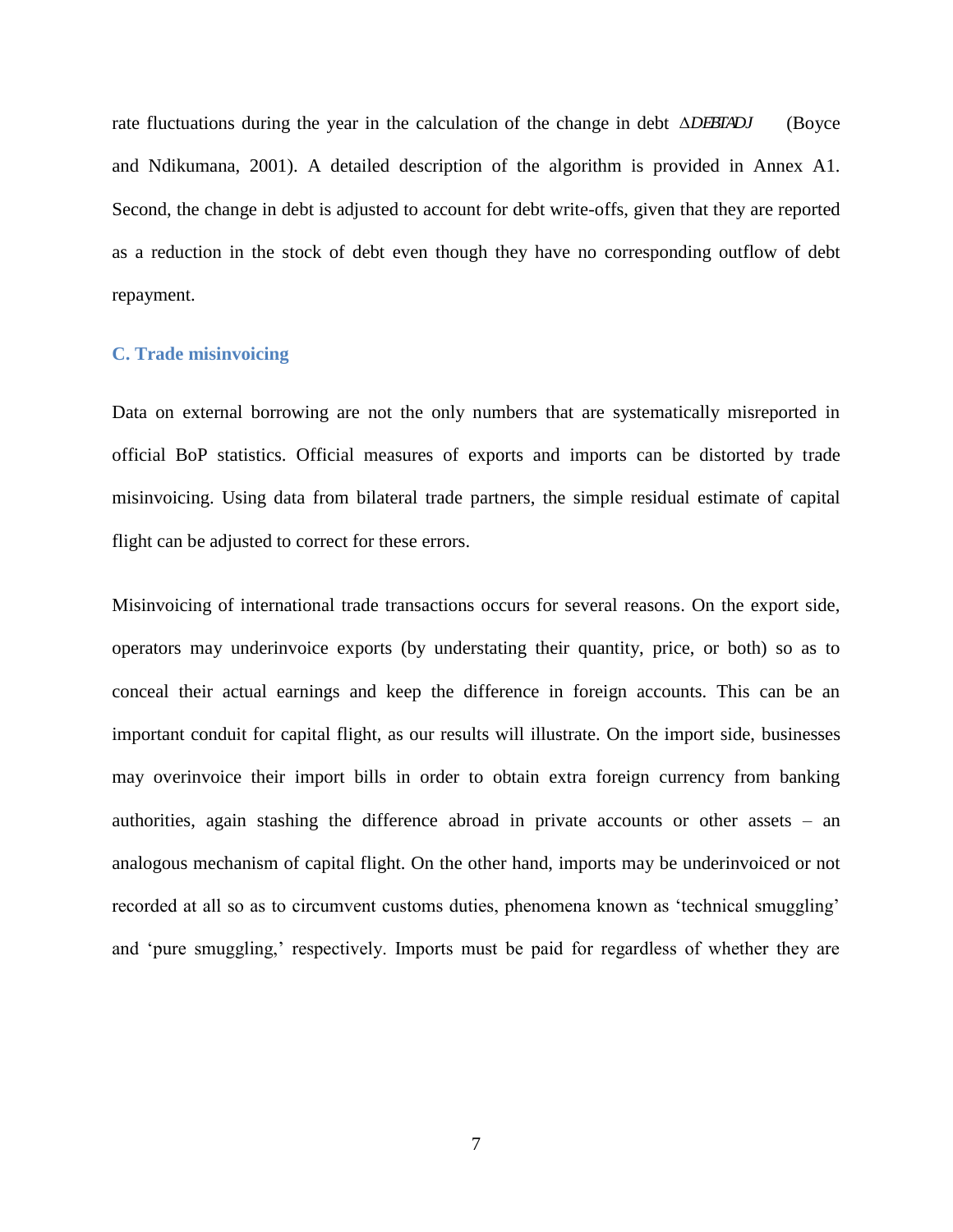rate fluctuations during the year in the calculation of the change in debt $\Delta DEBTADJ$ (Boyce and Ndikumana, 2001). A detailed description of the algorithm is provided in Annex A1. Second, the change in debt is adjusted to account for debt write-offs, given that they are reported as a reduction in the stock of debt even though they have no corresponding outflow of debt repayment.

### C. Trade misinvoicing

Data on external borrowing are not the only numbers that are systematically misreported in official BoP statistics. Official measures of exports and imports can be distorted by trade misinvoicing. Using data from bilateral trade partners, the simple residual estimate of capital flight can be adjusted to correct for these errors.

Misinvoicing of international trade transactions occurs for several reasons. On the export side, operators may underinvoice exports (by understating their quantity, price, or both) so as to conceal their actual earnings and keep the difference in foreign accounts. This can be an important conduit for capital flight, as our results will illustrate. On the import side, businesses may overinvoice their import bills in order to obtain extra foreign currency from banking authorities, again stashing the difference abroad in private accounts or other assets – an analogous mechanism of capital flight. On the other hand, imports may be underinvoiced or not recorded at all so as to circumvent customs duties, phenomena known as 'technical smuggling' and 'pure smuggling,' respectively. Imports must be paid for regardless of whether they are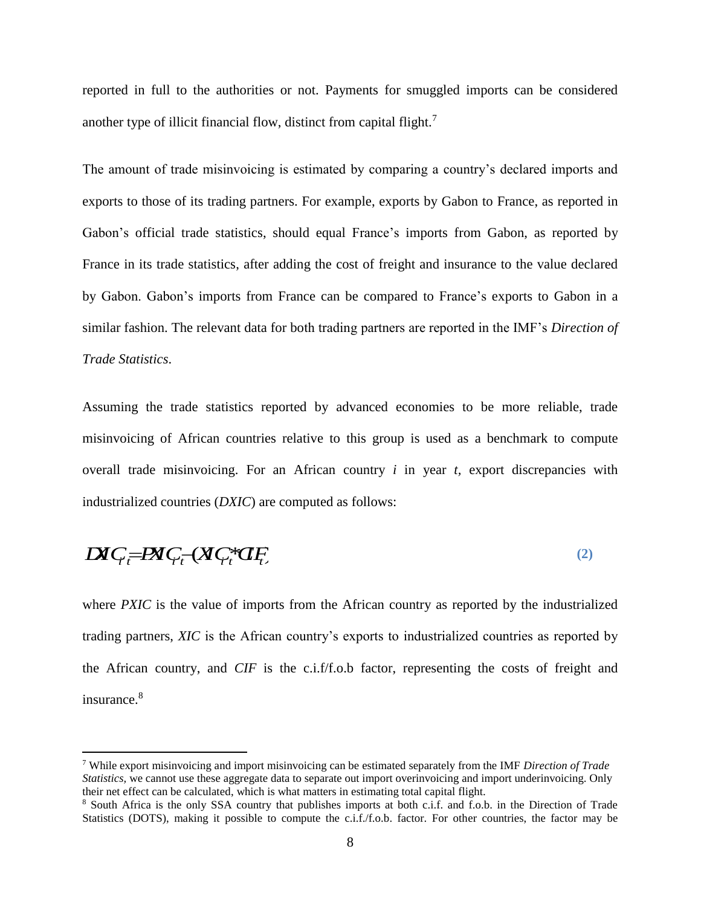reported in full to the authorities or not. Payments for smuggled imports can be considered another type of illicit financial flow, distinct from capital flight.[7]

The amount of trade misinvoicing is estimated by comparing a country's declared imports and exports to those of its trading partners. For example, exports by Gabon to France, as reported in Gabon's official trade statistics, should equal France's imports from Gabon, as reported by France in its trade statistics, after adding the cost of freight and insurance to the value declared by Gabon. Gabon's imports from France can be compared to France's exports to Gabon in a similar fashion. The relevant data for both trading partners are reported in the IMF's *Direction of Trade Statistics*.

Assuming the trade statistics reported by advanced economies to be more reliable, trade misinvoicing of African countries relative to this group is used as a benchmark to compute overall trade misinvoicing. For an African country *i* in year *t*, export discrepancies with industrialized countries (*DXIC*) are computed as follows:

$$DXIC_{it} = PXIC_{it} - (XIC_{it} * CIF_t) \quad (2)$$

where *PXIC* is the value of imports from the African country as reported by the industrialized trading partners, *XIC* is the African country's exports to industrialized countries as reported by the African country, and *CIF* is the c.i.f/f.o.b factor, representing the costs of freight and insurance.[8]

---

[7] While export misinvoicing and import misinvoicing can be estimated separately from the IMF *Direction of Trade Statistics,* we cannot use these aggregate data to separate out import overinvoicing and import underinvoicing. Only their net effect can be calculated, which is what matters in estimating total capital flight.

[8] South Africa is the only SSA country that publishes imports at both c.i.f. and f.o.b. in the Direction of Trade Statistics (DOTS), making it possible to compute the c.i.f./f.o.b. factor. For other countries, the factor may be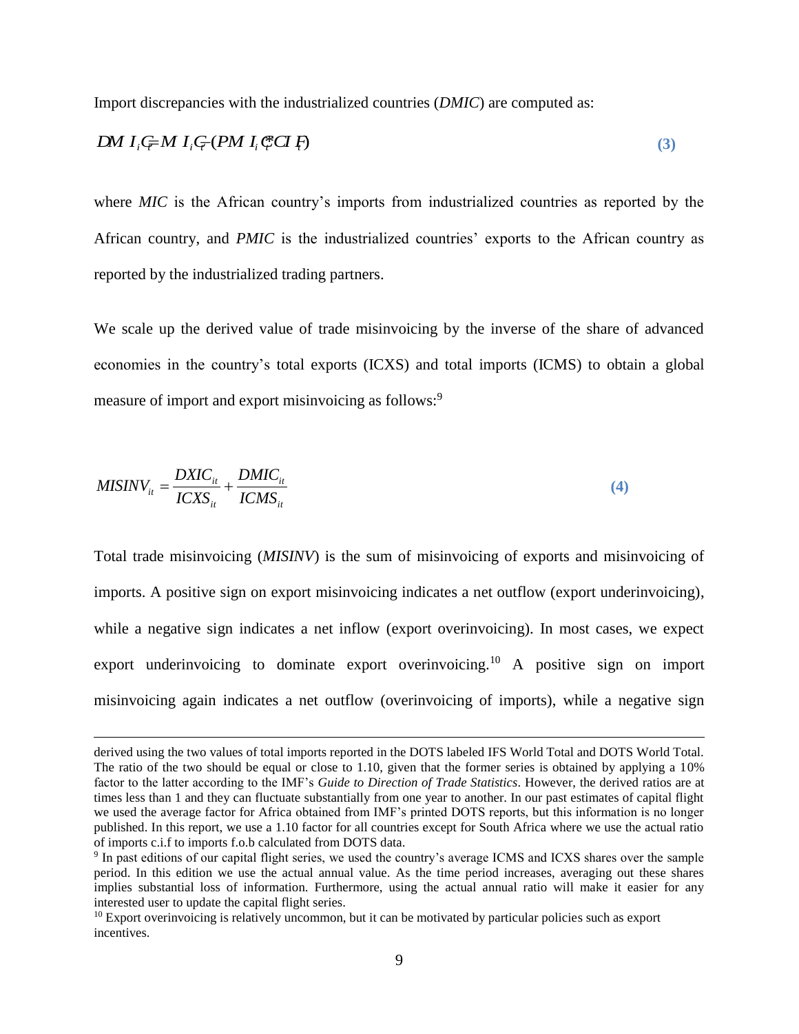Import discrepancies with the industrialized countries (*DMIC*) are computed as:

$$DMIC_{it} = MIC_{it} - (PMIC_{it} * CIF_{t}) \quad \textbf{(3)}$$

where *MIC* is the African country's imports from industrialized countries as reported by the African country, and *PMIC* is the industrialized countries' exports to the African country as reported by the industrialized trading partners.

We scale up the derived value of trade misinvoicing by the inverse of the share of advanced economies in the country's total exports (ICXS) and total imports (ICMS) to obtain a global measure of import and export misinvoicing as follows:[9]

$$MISINV_{it} = \frac{DXIC_{it}}{ICXS_{it}} + \frac{DMIC_{it}}{ICMS_{it}} \quad \textbf{(4)}$$

Total trade misinvoicing (*MISINV*) is the sum of misinvoicing of exports and misinvoicing of imports. A positive sign on export misinvoicing indicates a net outflow (export underinvoicing), while a negative sign indicates a net inflow (export overinvoicing). In most cases, we expect export underinvoicing to dominate export overinvoicing.[10] A positive sign on import misinvoicing again indicates a net outflow (overinvoicing of imports), while a negative sign

---

derived using the two values of total imports reported in the DOTS labeled IFS World Total and DOTS World Total. The ratio of the two should be equal or close to 1.10, given that the former series is obtained by applying a 10% factor to the latter according to the IMF's *Guide to Direction of Trade Statistics*. However, the derived ratios are at times less than 1 and they can fluctuate substantially from one year to another. In our past estimates of capital flight we used the average factor for Africa obtained from IMF's printed DOTS reports, but this information is no longer published. In this report, we use a 1.10 factor for all countries except for South Africa where we use the actual ratio of imports c.i.f to imports f.o.b calculated from DOTS data.

[9] In past editions of our capital flight series, we used the country's average ICMS and ICXS shares over the sample period. In this edition we use the actual annual value. As the time period increases, averaging out these shares implies substantial loss of information. Furthermore, using the actual annual ratio will make it easier for any interested user to update the capital flight series.

[10] Export overinvoicing is relatively uncommon, but it can be motivated by particular policies such as export incentives.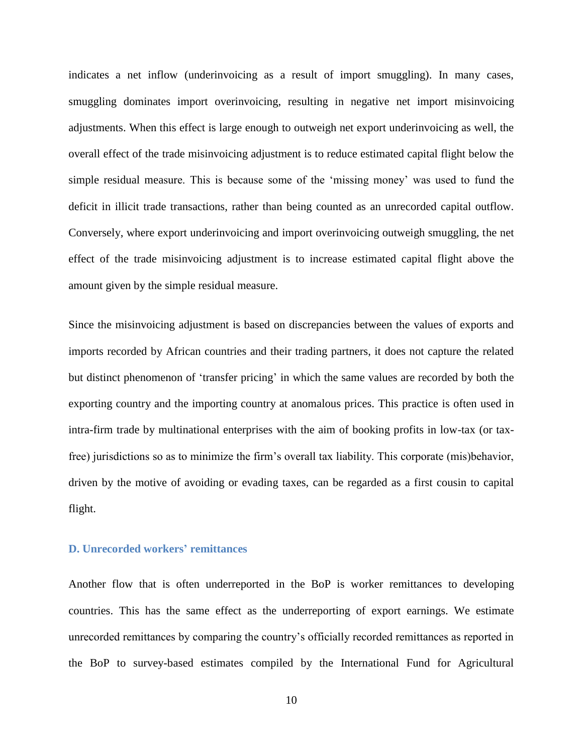indicates a net inflow (underinvoicing as a result of import smuggling). In many cases, smuggling dominates import overinvoicing, resulting in negative net import misinvoicing adjustments. When this effect is large enough to outweigh net export underinvoicing as well, the overall effect of the trade misinvoicing adjustment is to reduce estimated capital flight below the simple residual measure. This is because some of the 'missing money' was used to fund the deficit in illicit trade transactions, rather than being counted as an unrecorded capital outflow. Conversely, where export underinvoicing and import overinvoicing outweigh smuggling, the net effect of the trade misinvoicing adjustment is to increase estimated capital flight above the amount given by the simple residual measure.

Since the misinvoicing adjustment is based on discrepancies between the values of exports and imports recorded by African countries and their trading partners, it does not capture the related but distinct phenomenon of 'transfer pricing' in which the same values are recorded by both the exporting country and the importing country at anomalous prices. This practice is often used in intra-firm trade by multinational enterprises with the aim of booking profits in low-tax (or tax-free) jurisdictions so as to minimize the firm's overall tax liability. This corporate (mis)behavior, driven by the motive of avoiding or evading taxes, can be regarded as a first cousin to capital flight.

### D. Unrecorded workers' remittances

Another flow that is often underreported in the BoP is worker remittances to developing countries. This has the same effect as the underreporting of export earnings. We estimate unrecorded remittances by comparing the country's officially recorded remittances as reported in the BoP to survey-based estimates compiled by the International Fund for Agricultural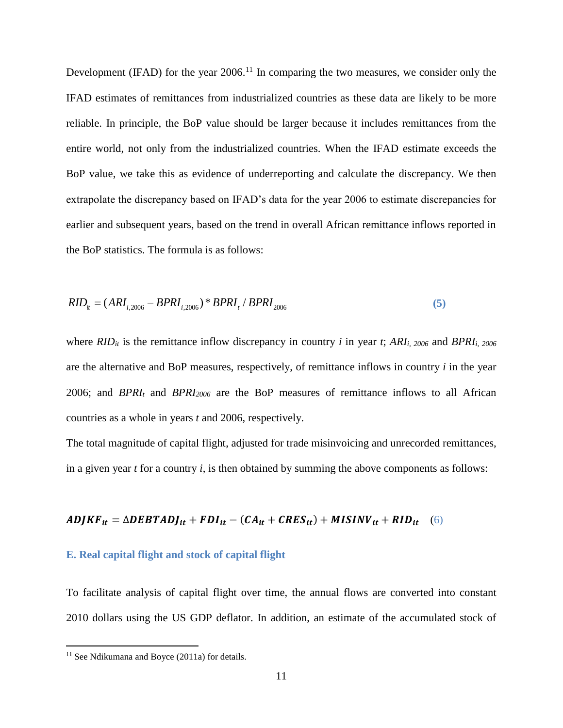Development (IFAD) for the year 2006.[11] In comparing the two measures, we consider only the IFAD estimates of remittances from industrialized countries as these data are likely to be more reliable. In principle, the BoP value should be larger because it includes remittances from the entire world, not only from the industrialized countries. When the IFAD estimate exceeds the BoP value, we take this as evidence of underreporting and calculate the discrepancy. We then extrapolate the discrepancy based on IFAD's data for the year 2006 to estimate discrepancies for earlier and subsequent years, based on the trend in overall African remittance inflows reported in the BoP statistics. The formula is as follows:

$$RID_{it} = (ARI_{i,2006} - BPRI_{i,2006}) * BPRI_t / BPRI_{2006} \quad (5)$$

where $RID_{it}$ is the remittance inflow discrepancy in country $i$ in year $t$; $ARI_{i,\,2006}$ and $BPRI_{i,\,2006}$ are the alternative and BoP measures, respectively, of remittance inflows in country $i$ in the year 2006; and $BPRI_t$ and $BPRI_{2006}$ are the BoP measures of remittance inflows to all African countries as a whole in years $t$ and 2006, respectively.

The total magnitude of capital flight, adjusted for trade misinvoicing and unrecorded remittances, in a given year $t$ for a country $i$, is then obtained by summing the above components as follows:

$$\boldsymbol{ADJKF_{it} = \Delta DEBTADJ_{it} + FDI_{it} - (CA_{it} + CRES_{it}) + MISINV_{it} + RID_{it}} \quad (6)$$

### E. Real capital flight and stock of capital flight

To facilitate analysis of capital flight over time, the annual flows are converted into constant 2010 dollars using the US GDP deflator. In addition, an estimate of the accumulated stock of

[11] See Ndikumana and Boyce (2011a) for details.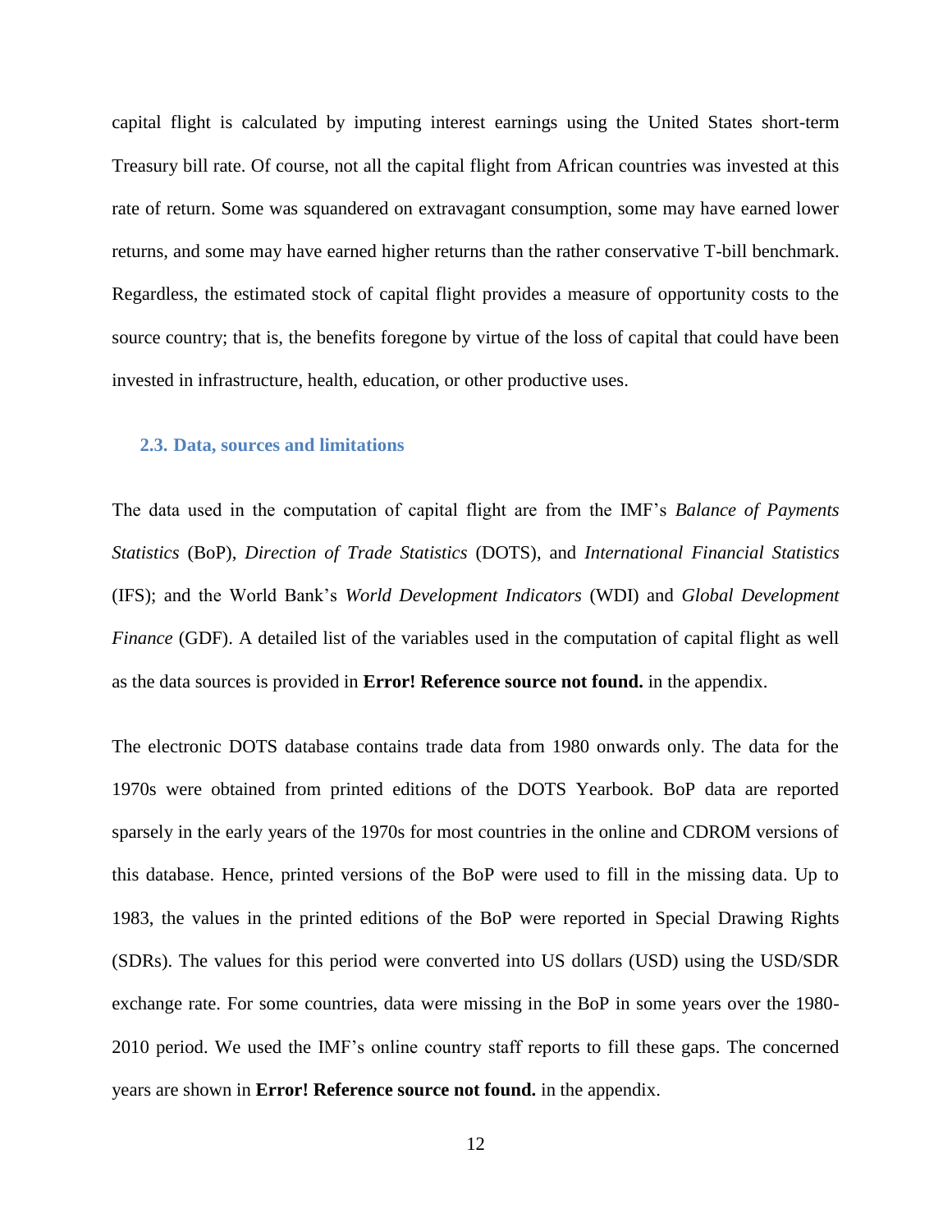capital flight is calculated by imputing interest earnings using the United States short-term Treasury bill rate. Of course, not all the capital flight from African countries was invested at this rate of return. Some was squandered on extravagant consumption, some may have earned lower returns, and some may have earned higher returns than the rather conservative T-bill benchmark. Regardless, the estimated stock of capital flight provides a measure of opportunity costs to the source country; that is, the benefits foregone by virtue of the loss of capital that could have been invested in infrastructure, health, education, or other productive uses.

### 2.3. Data, sources and limitations

The data used in the computation of capital flight are from the IMF's *Balance of Payments Statistics* (BoP), *Direction of Trade Statistics* (DOTS), and *International Financial Statistics* (IFS); and the World Bank's *World Development Indicators* (WDI) and *Global Development Finance* (GDF). A detailed list of the variables used in the computation of capital flight as well as the data sources is provided in **Error! Reference source not found.** in the appendix.

The electronic DOTS database contains trade data from 1980 onwards only. The data for the 1970s were obtained from printed editions of the DOTS Yearbook. BoP data are reported sparsely in the early years of the 1970s for most countries in the online and CDROM versions of this database. Hence, printed versions of the BoP were used to fill in the missing data. Up to 1983, the values in the printed editions of the BoP were reported in Special Drawing Rights (SDRs). The values for this period were converted into US dollars (USD) using the USD/SDR exchange rate. For some countries, data were missing in the BoP in some years over the 1980-2010 period. We used the IMF's online country staff reports to fill these gaps. The concerned years are shown in **Error! Reference source not found.** in the appendix.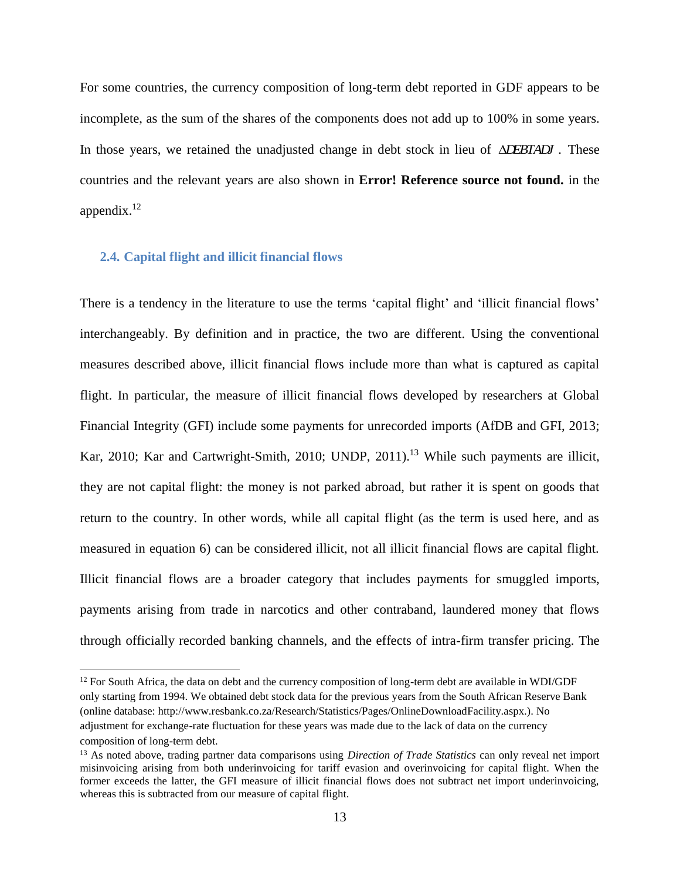For some countries, the currency composition of long-term debt reported in GDF appears to be incomplete, as the sum of the shares of the components does not add up to 100% in some years. In those years, we retained the unadjusted change in debt stock in lieu of $\Delta DEBTADJ$ . These countries and the relevant years are also shown in **Error! Reference source not found.** in the appendix.[12]

### 2.4. Capital flight and illicit financial flows

There is a tendency in the literature to use the terms 'capital flight' and 'illicit financial flows' interchangeably. By definition and in practice, the two are different. Using the conventional measures described above, illicit financial flows include more than what is captured as capital flight. In particular, the measure of illicit financial flows developed by researchers at Global Financial Integrity (GFI) include some payments for unrecorded imports (AfDB and GFI, 2013; Kar, 2010; Kar and Cartwright-Smith, 2010; UNDP, 2011).[13] While such payments are illicit, they are not capital flight: the money is not parked abroad, but rather it is spent on goods that return to the country. In other words, while all capital flight (as the term is used here, and as measured in equation 6) can be considered illicit, not all illicit financial flows are capital flight. Illicit financial flows are a broader category that includes payments for smuggled imports, payments arising from trade in narcotics and other contraband, laundered money that flows through officially recorded banking channels, and the effects of intra-firm transfer pricing. The

---

[12] For South Africa, the data on debt and the currency composition of long-term debt are available in WDI/GDF only starting from 1994. We obtained debt stock data for the previous years from the South African Reserve Bank (online database: http://www.resbank.co.za/Research/Statistics/Pages/OnlineDownloadFacility.aspx.). No adjustment for exchange-rate fluctuation for these years was made due to the lack of data on the currency composition of long-term debt.

[13] As noted above, trading partner data comparisons using *Direction of Trade Statistics* can only reveal net import misinvoicing arising from both underinvoicing for tariff evasion and overinvoicing for capital flight. When the former exceeds the latter, the GFI measure of illicit financial flows does not subtract net import underinvoicing, whereas this is subtracted from our measure of capital flight.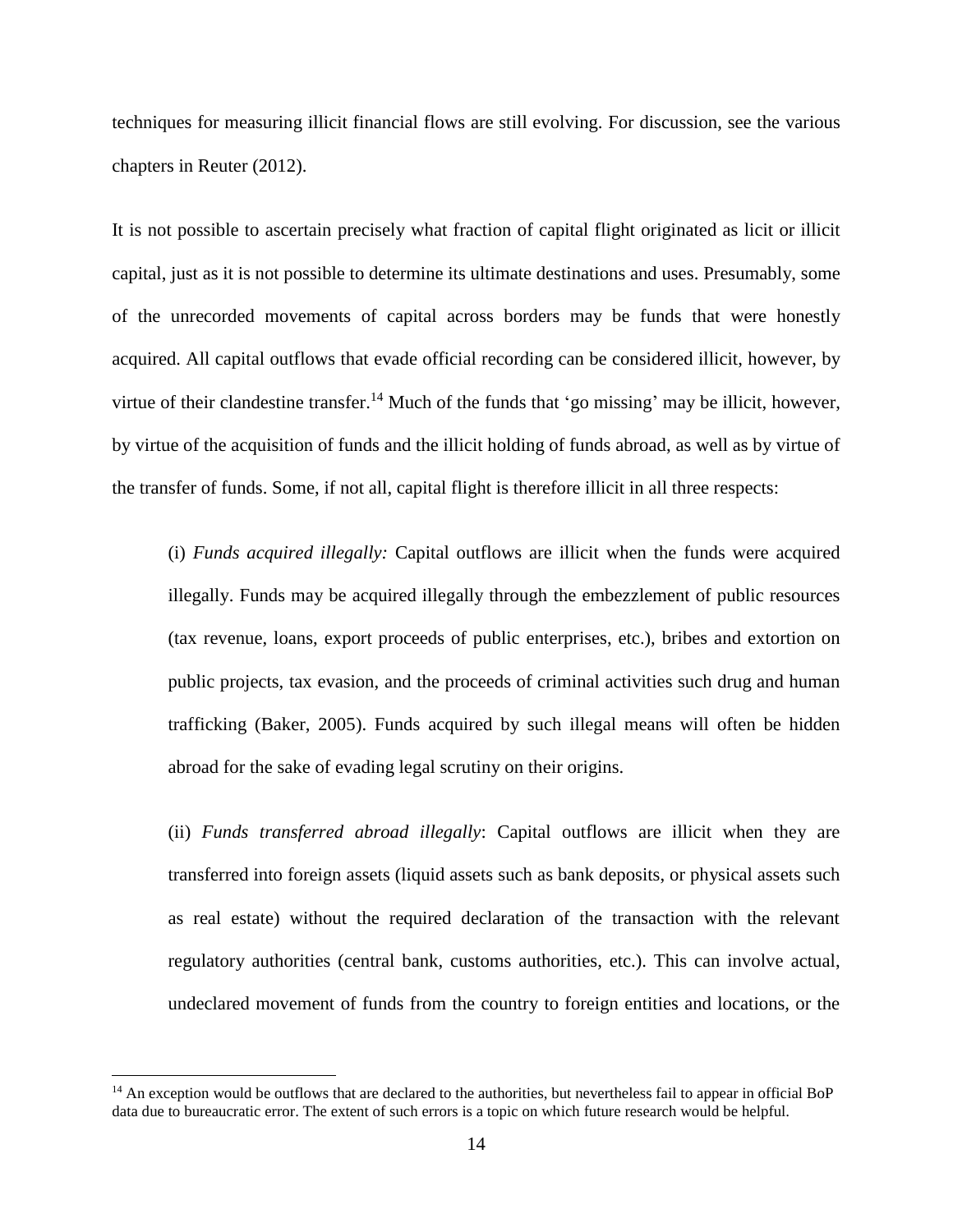techniques for measuring illicit financial flows are still evolving. For discussion, see the various chapters in Reuter (2012).

It is not possible to ascertain precisely what fraction of capital flight originated as licit or illicit capital, just as it is not possible to determine its ultimate destinations and uses. Presumably, some of the unrecorded movements of capital across borders may be funds that were honestly acquired. All capital outflows that evade official recording can be considered illicit, however, by virtue of their clandestine transfer.[14] Much of the funds that 'go missing' may be illicit, however, by virtue of the acquisition of funds and the illicit holding of funds abroad, as well as by virtue of the transfer of funds. Some, if not all, capital flight is therefore illicit in all three respects:

> (i) *Funds acquired illegally:* Capital outflows are illicit when the funds were acquired illegally. Funds may be acquired illegally through the embezzlement of public resources (tax revenue, loans, export proceeds of public enterprises, etc.), bribes and extortion on public projects, tax evasion, and the proceeds of criminal activities such drug and human trafficking (Baker, 2005). Funds acquired by such illegal means will often be hidden abroad for the sake of evading legal scrutiny on their origins.
>
> (ii) *Funds transferred abroad illegally*: Capital outflows are illicit when they are transferred into foreign assets (liquid assets such as bank deposits, or physical assets such as real estate) without the required declaration of the transaction with the relevant regulatory authorities (central bank, customs authorities, etc.). This can involve actual, undeclared movement of funds from the country to foreign entities and locations, or the

[14] An exception would be outflows that are declared to the authorities, but nevertheless fail to appear in official BoP data due to bureaucratic error. The extent of such errors is a topic on which future research would be helpful.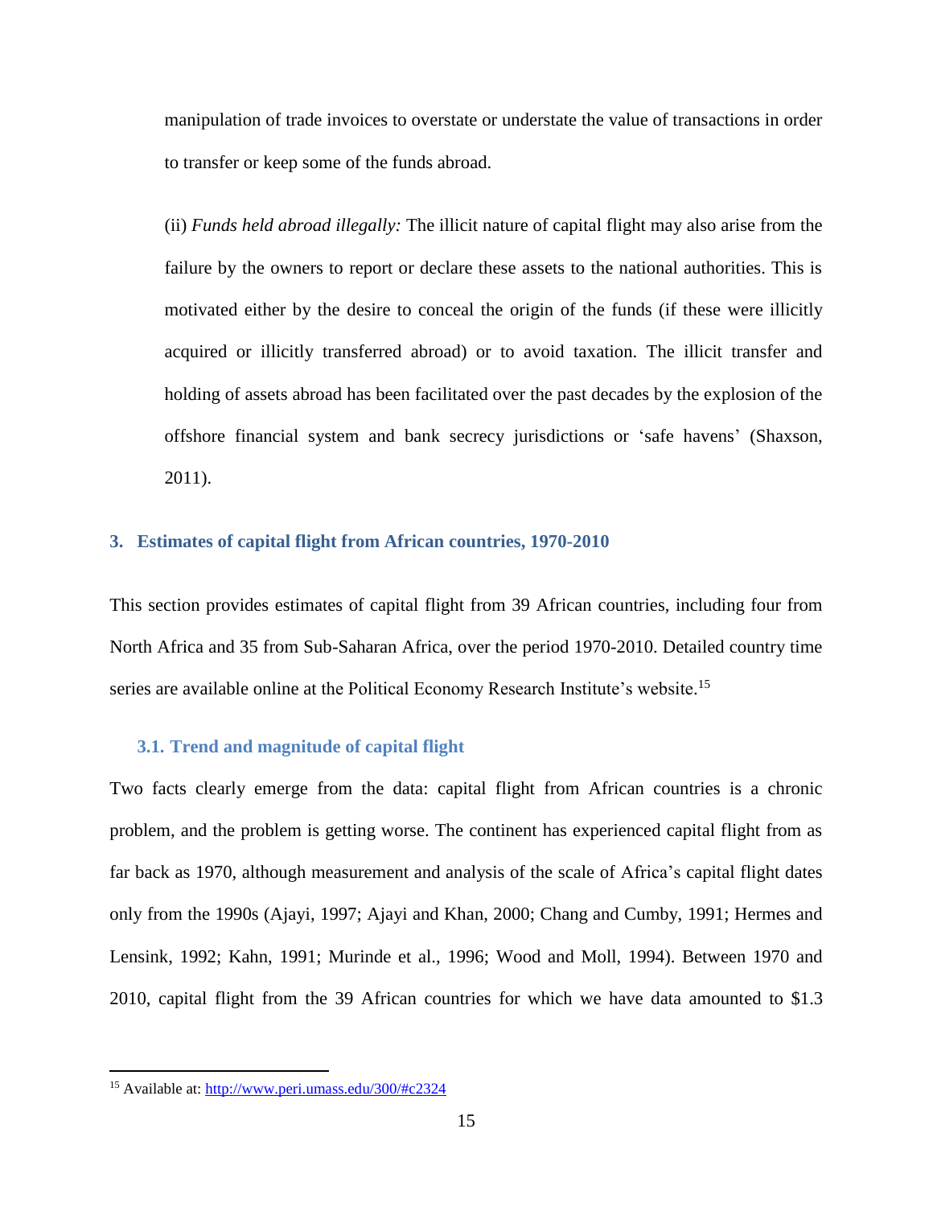manipulation of trade invoices to overstate or understate the value of transactions in order to transfer or keep some of the funds abroad.

(ii) *Funds held abroad illegally:* The illicit nature of capital flight may also arise from the failure by the owners to report or declare these assets to the national authorities. This is motivated either by the desire to conceal the origin of the funds (if these were illicitly acquired or illicitly transferred abroad) or to avoid taxation. The illicit transfer and holding of assets abroad has been facilitated over the past decades by the explosion of the offshore financial system and bank secrecy jurisdictions or 'safe havens' (Shaxson, 2011).

## 3. Estimates of capital flight from African countries, 1970-2010

This section provides estimates of capital flight from 39 African countries, including four from North Africa and 35 from Sub-Saharan Africa, over the period 1970-2010. Detailed country time series are available online at the Political Economy Research Institute's website.[15]

### 3.1. Trend and magnitude of capital flight

Two facts clearly emerge from the data: capital flight from African countries is a chronic problem, and the problem is getting worse. The continent has experienced capital flight from as far back as 1970, although measurement and analysis of the scale of Africa's capital flight dates only from the 1990s (Ajayi, 1997; Ajayi and Khan, 2000; Chang and Cumby, 1991; Hermes and Lensink, 1992; Kahn, 1991; Murinde et al., 1996; Wood and Moll, 1994). Between 1970 and 2010, capital flight from the 39 African countries for which we have data amounted to $1.3

---

[15] Available at: http://www.peri.umass.edu/300/#c2324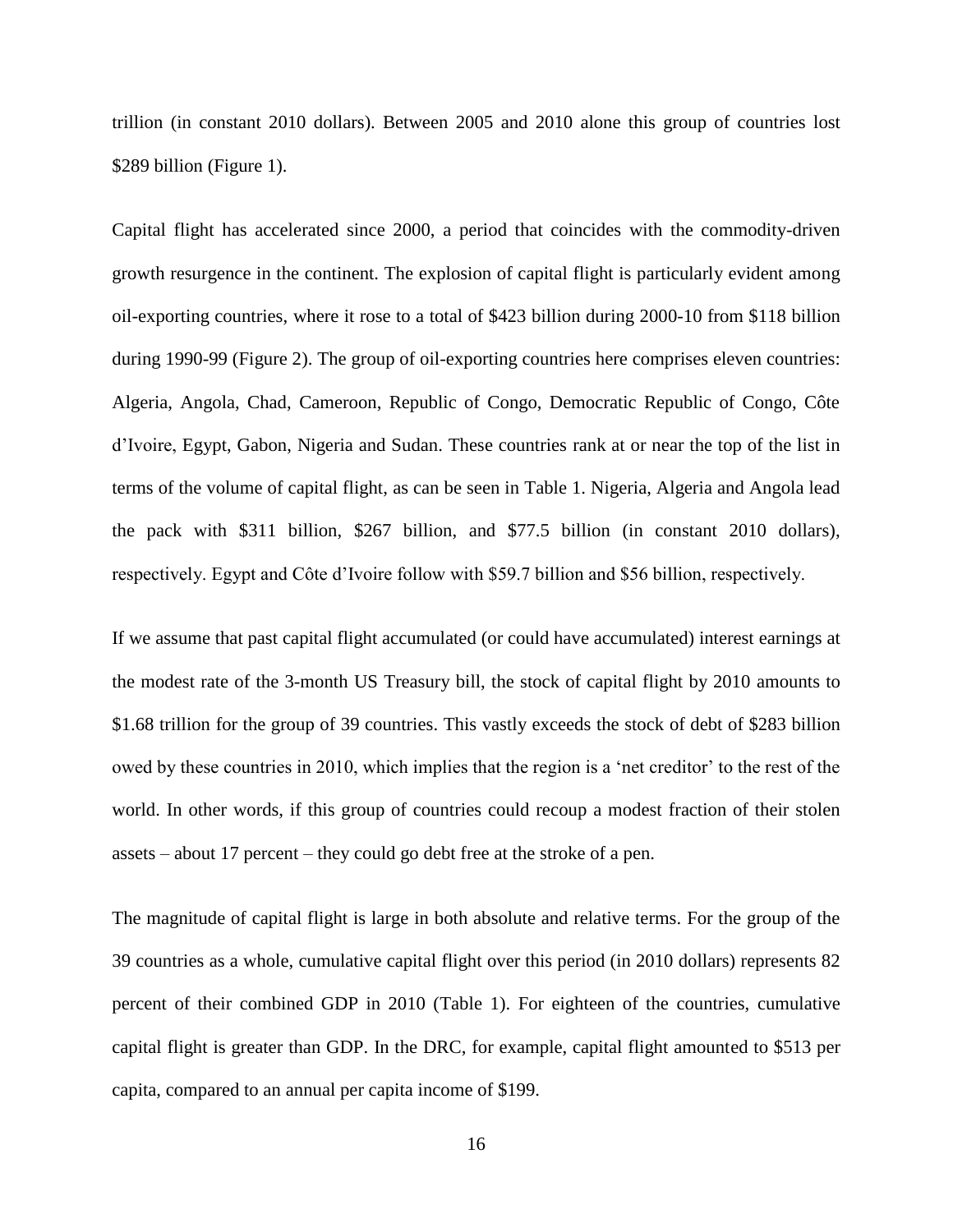trillion (in constant 2010 dollars). Between 2005 and 2010 alone this group of countries lost $289 billion (Figure 1).

Capital flight has accelerated since 2000, a period that coincides with the commodity-driven growth resurgence in the continent. The explosion of capital flight is particularly evident among oil-exporting countries, where it rose to a total of $423 billion during 2000-10 from $118 billion during 1990-99 (Figure 2). The group of oil-exporting countries here comprises eleven countries: Algeria, Angola, Chad, Cameroon, Republic of Congo, Democratic Republic of Congo, Côte d'Ivoire, Egypt, Gabon, Nigeria and Sudan. These countries rank at or near the top of the list in terms of the volume of capital flight, as can be seen in Table 1. Nigeria, Algeria and Angola lead the pack with $311 billion, $267 billion, and $77.5 billion (in constant 2010 dollars), respectively. Egypt and Côte d'Ivoire follow with $59.7 billion and $56 billion, respectively.

If we assume that past capital flight accumulated (or could have accumulated) interest earnings at the modest rate of the 3-month US Treasury bill, the stock of capital flight by 2010 amounts to $1.68 trillion for the group of 39 countries. This vastly exceeds the stock of debt of $283 billion owed by these countries in 2010, which implies that the region is a 'net creditor' to the rest of the world. In other words, if this group of countries could recoup a modest fraction of their stolen assets – about 17 percent – they could go debt free at the stroke of a pen.

The magnitude of capital flight is large in both absolute and relative terms. For the group of the 39 countries as a whole, cumulative capital flight over this period (in 2010 dollars) represents 82 percent of their combined GDP in 2010 (Table 1). For eighteen of the countries, cumulative capital flight is greater than GDP. In the DRC, for example, capital flight amounted to $513 per capita, compared to an annual per capita income of $199.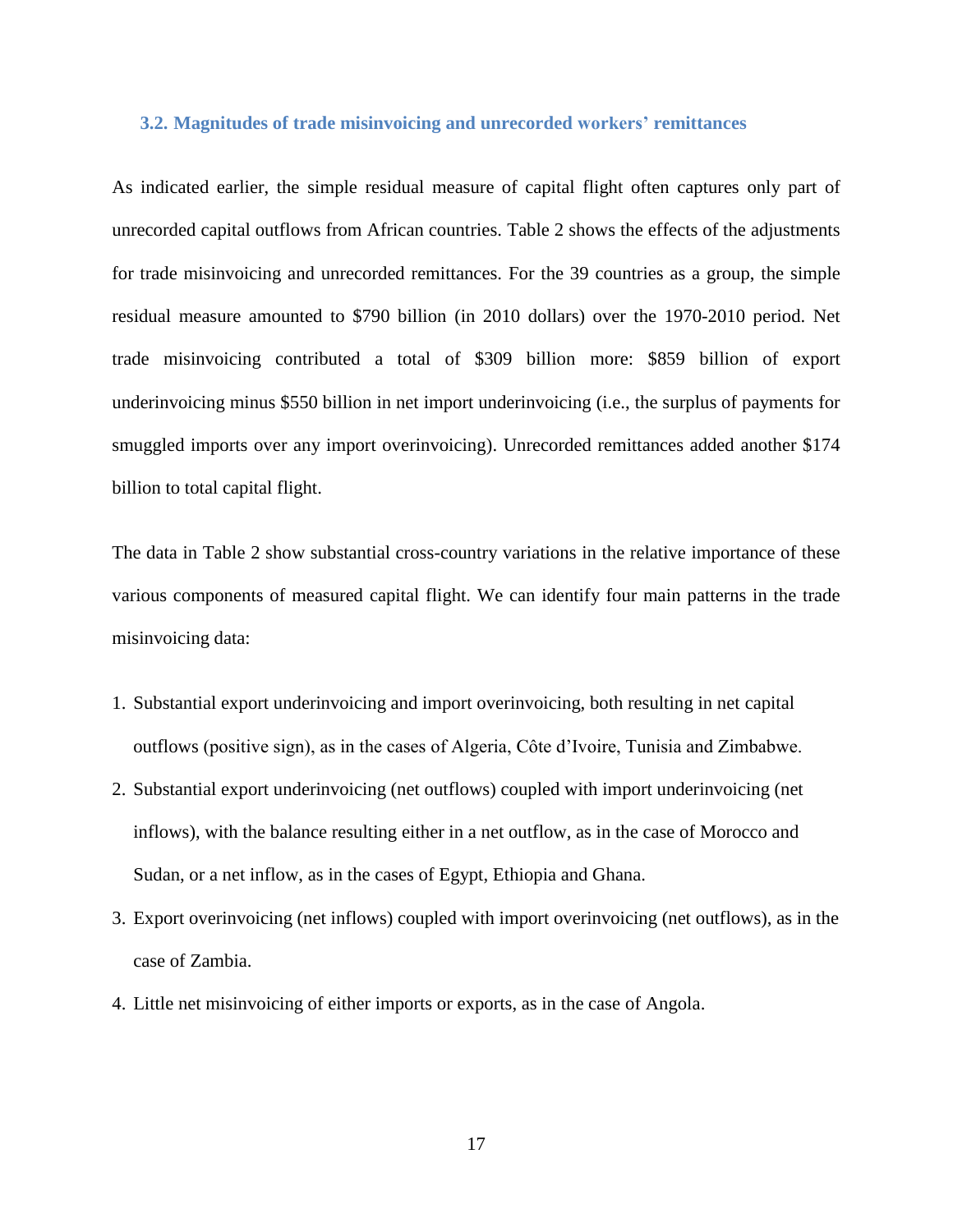### 3.2. Magnitudes of trade misinvoicing and unrecorded workers' remittances

As indicated earlier, the simple residual measure of capital flight often captures only part of unrecorded capital outflows from African countries. Table 2 shows the effects of the adjustments for trade misinvoicing and unrecorded remittances. For the 39 countries as a group, the simple residual measure amounted to $790 billion (in 2010 dollars) over the 1970-2010 period. Net trade misinvoicing contributed a total of $309 billion more: $859 billion of export underinvoicing minus $550 billion in net import underinvoicing (i.e., the surplus of payments for smuggled imports over any import overinvoicing). Unrecorded remittances added another $174 billion to total capital flight.

The data in Table 2 show substantial cross-country variations in the relative importance of these various components of measured capital flight. We can identify four main patterns in the trade misinvoicing data:

1. Substantial export underinvoicing and import overinvoicing, both resulting in net capital outflows (positive sign), as in the cases of Algeria, Côte d'Ivoire, Tunisia and Zimbabwe.
2. Substantial export underinvoicing (net outflows) coupled with import underinvoicing (net inflows), with the balance resulting either in a net outflow, as in the case of Morocco and Sudan, or a net inflow, as in the cases of Egypt, Ethiopia and Ghana.
3. Export overinvoicing (net inflows) coupled with import overinvoicing (net outflows), as in the case of Zambia.
4. Little net misinvoicing of either imports or exports, as in the case of Angola.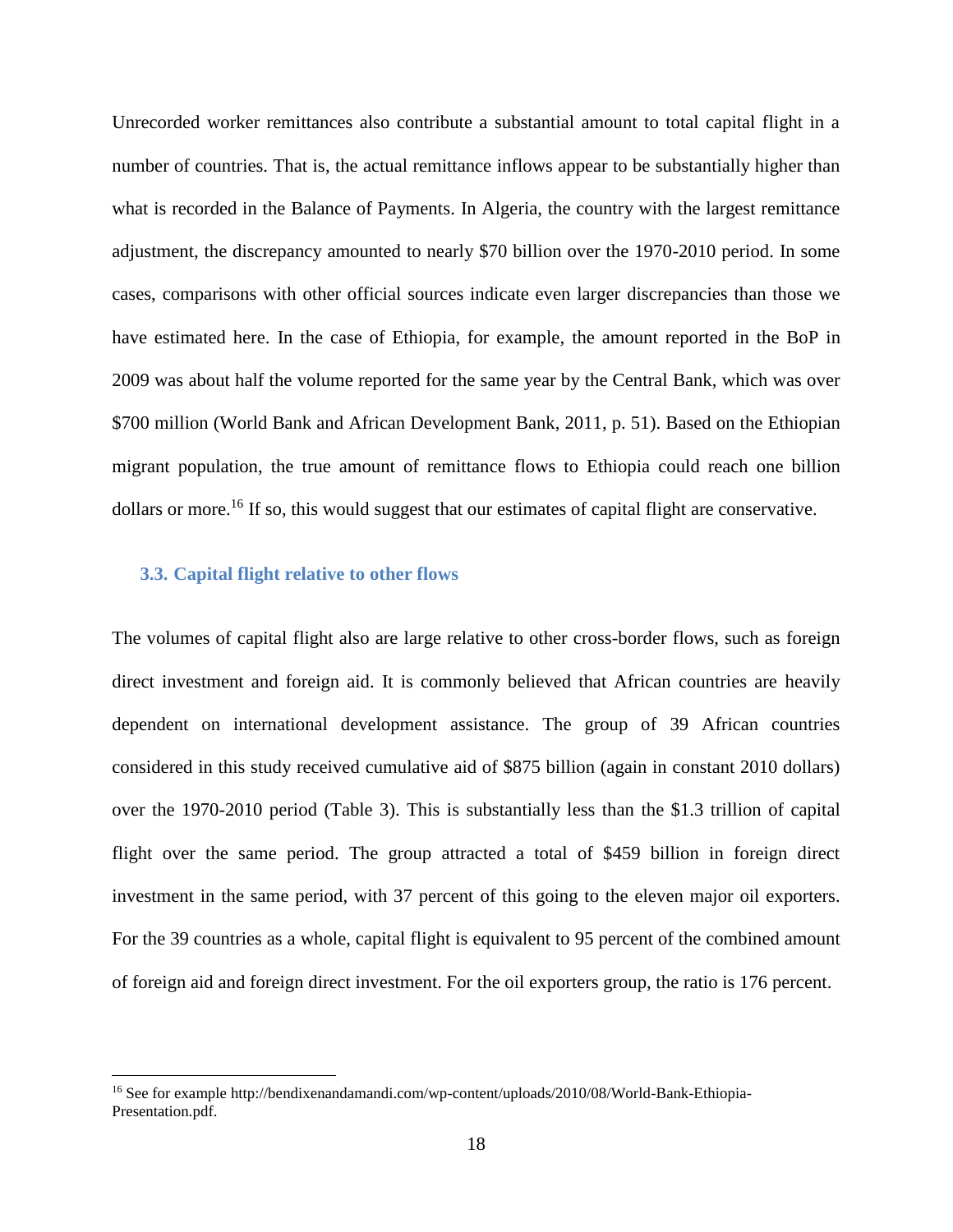Unrecorded worker remittances also contribute a substantial amount to total capital flight in a number of countries. That is, the actual remittance inflows appear to be substantially higher than what is recorded in the Balance of Payments. In Algeria, the country with the largest remittance adjustment, the discrepancy amounted to nearly $70 billion over the 1970-2010 period. In some cases, comparisons with other official sources indicate even larger discrepancies than those we have estimated here. In the case of Ethiopia, for example, the amount reported in the BoP in 2009 was about half the volume reported for the same year by the Central Bank, which was over $700 million (World Bank and African Development Bank, 2011, p. 51). Based on the Ethiopian migrant population, the true amount of remittance flows to Ethiopia could reach one billion dollars or more.[16] If so, this would suggest that our estimates of capital flight are conservative.

### 3.3. Capital flight relative to other flows

The volumes of capital flight also are large relative to other cross-border flows, such as foreign direct investment and foreign aid. It is commonly believed that African countries are heavily dependent on international development assistance. The group of 39 African countries considered in this study received cumulative aid of $875 billion (again in constant 2010 dollars) over the 1970-2010 period (Table 3). This is substantially less than the $1.3 trillion of capital flight over the same period. The group attracted a total of $459 billion in foreign direct investment in the same period, with 37 percent of this going to the eleven major oil exporters. For the 39 countries as a whole, capital flight is equivalent to 95 percent of the combined amount of foreign aid and foreign direct investment. For the oil exporters group, the ratio is 176 percent.

---

[16] See for example http://bendixenandamandi.com/wp-content/uploads/2010/08/World-Bank-Ethiopia-Presentation.pdf.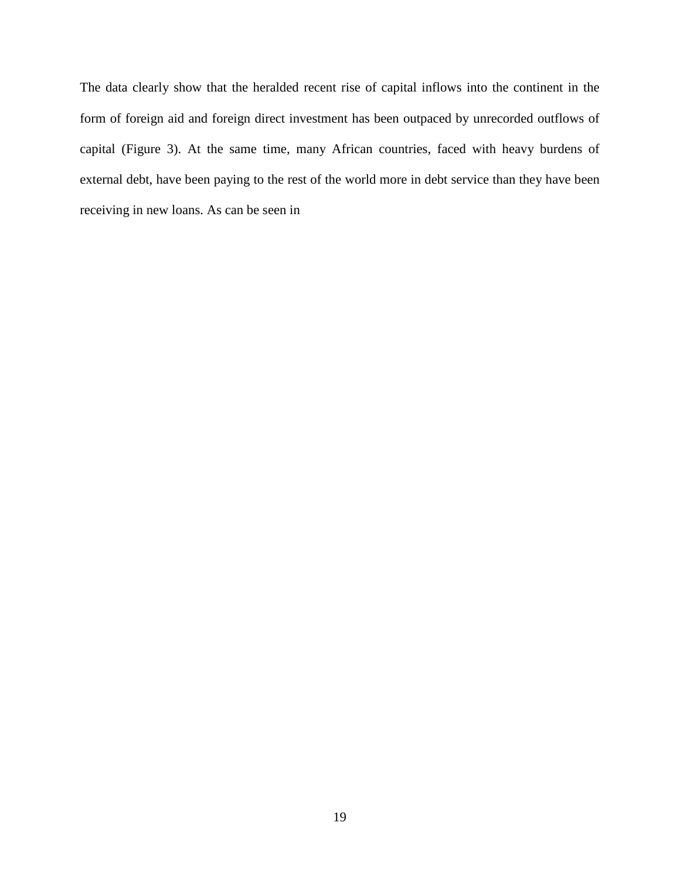The data clearly show that the heralded recent rise of capital inflows into the continent in the form of foreign aid and foreign direct investment has been outpaced by unrecorded outflows of capital (Figure 3). At the same time, many African countries, faced with heavy burdens of external debt, have been paying to the rest of the world more in debt service than they have been receiving in new loans. As can be seen in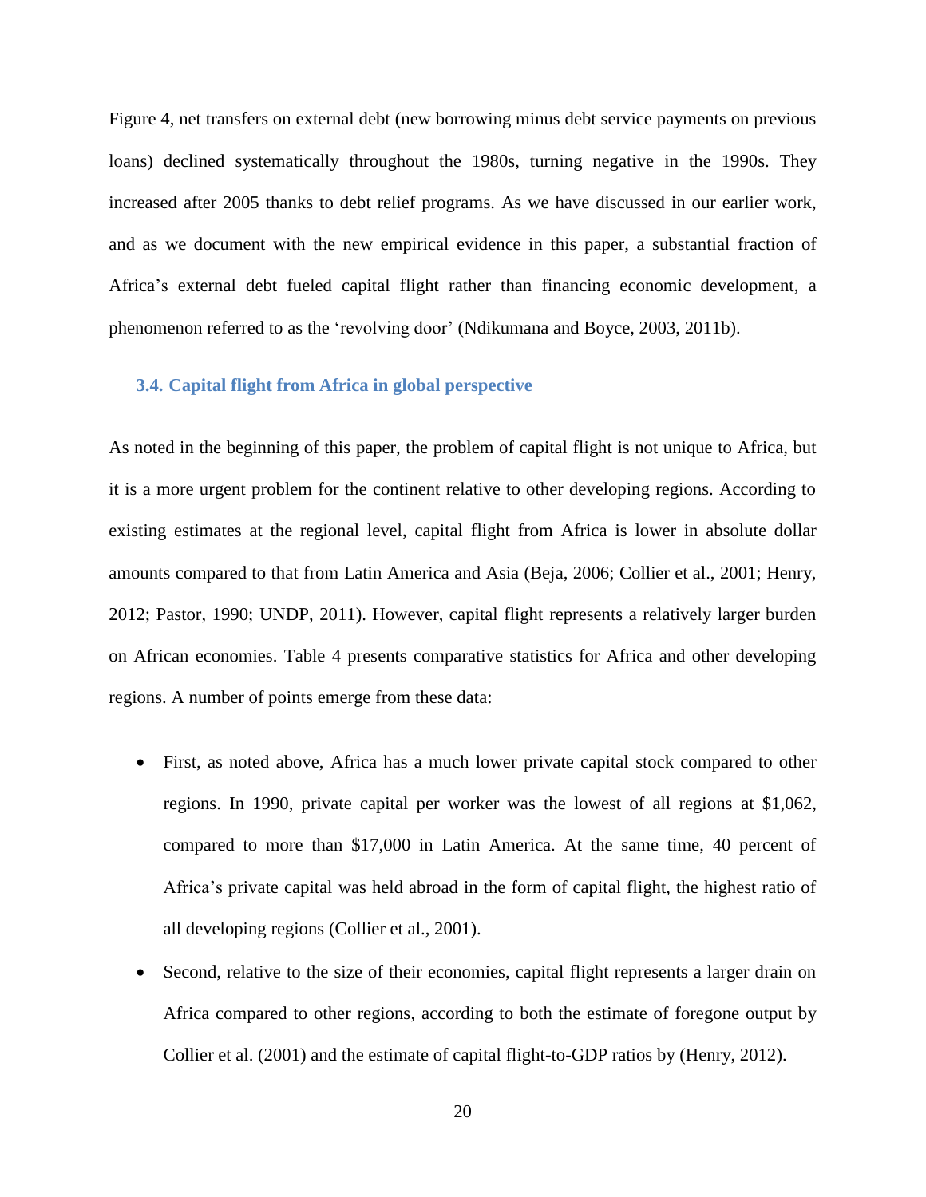Figure 4, net transfers on external debt (new borrowing minus debt service payments on previous loans) declined systematically throughout the 1980s, turning negative in the 1990s. They increased after 2005 thanks to debt relief programs. As we have discussed in our earlier work, and as we document with the new empirical evidence in this paper, a substantial fraction of Africa's external debt fueled capital flight rather than financing economic development, a phenomenon referred to as the 'revolving door' (Ndikumana and Boyce, 2003, 2011b).

### 3.4. Capital flight from Africa in global perspective

As noted in the beginning of this paper, the problem of capital flight is not unique to Africa, but it is a more urgent problem for the continent relative to other developing regions. According to existing estimates at the regional level, capital flight from Africa is lower in absolute dollar amounts compared to that from Latin America and Asia (Beja, 2006; Collier et al., 2001; Henry, 2012; Pastor, 1990; UNDP, 2011). However, capital flight represents a relatively larger burden on African economies. Table 4 presents comparative statistics for Africa and other developing regions. A number of points emerge from these data:

- First, as noted above, Africa has a much lower private capital stock compared to other regions. In 1990, private capital per worker was the lowest of all regions at $1,062, compared to more than $17,000 in Latin America. At the same time, 40 percent of Africa's private capital was held abroad in the form of capital flight, the highest ratio of all developing regions (Collier et al., 2001).
- Second, relative to the size of their economies, capital flight represents a larger drain on Africa compared to other regions, according to both the estimate of foregone output by Collier et al. (2001) and the estimate of capital flight-to-GDP ratios by (Henry, 2012).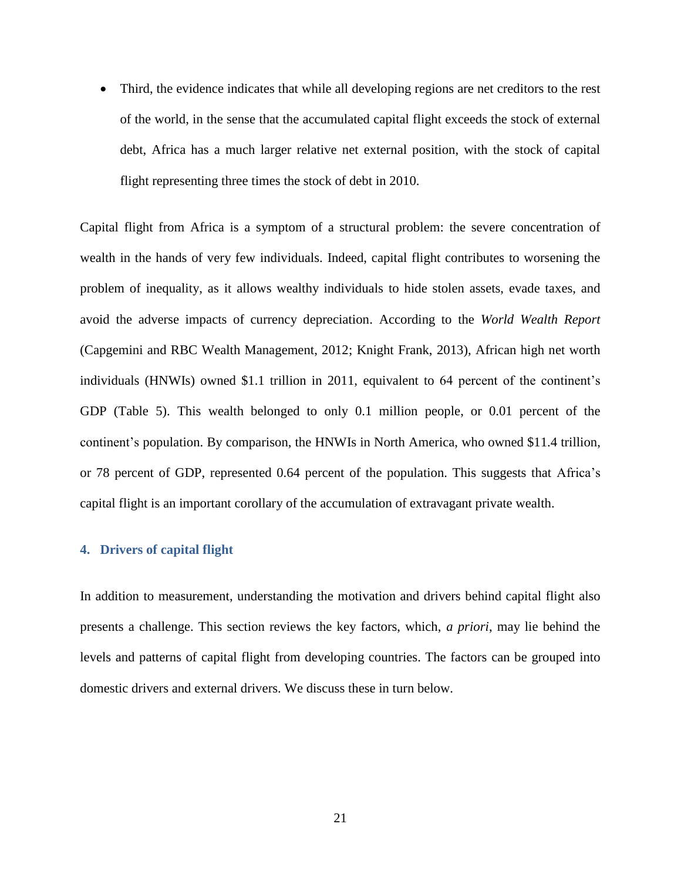- Third, the evidence indicates that while all developing regions are net creditors to the rest of the world, in the sense that the accumulated capital flight exceeds the stock of external debt, Africa has a much larger relative net external position, with the stock of capital flight representing three times the stock of debt in 2010.

Capital flight from Africa is a symptom of a structural problem: the severe concentration of wealth in the hands of very few individuals. Indeed, capital flight contributes to worsening the problem of inequality, as it allows wealthy individuals to hide stolen assets, evade taxes, and avoid the adverse impacts of currency depreciation. According to the *World Wealth Report* (Capgemini and RBC Wealth Management, 2012; Knight Frank, 2013), African high net worth individuals (HNWIs) owned $1.1 trillion in 2011, equivalent to 64 percent of the continent's GDP (Table 5). This wealth belonged to only 0.1 million people, or 0.01 percent of the continent's population. By comparison, the HNWIs in North America, who owned $11.4 trillion, or 78 percent of GDP, represented 0.64 percent of the population. This suggests that Africa's capital flight is an important corollary of the accumulation of extravagant private wealth.

## 4. Drivers of capital flight

In addition to measurement, understanding the motivation and drivers behind capital flight also presents a challenge. This section reviews the key factors, which, *a priori*, may lie behind the levels and patterns of capital flight from developing countries. The factors can be grouped into domestic drivers and external drivers. We discuss these in turn below.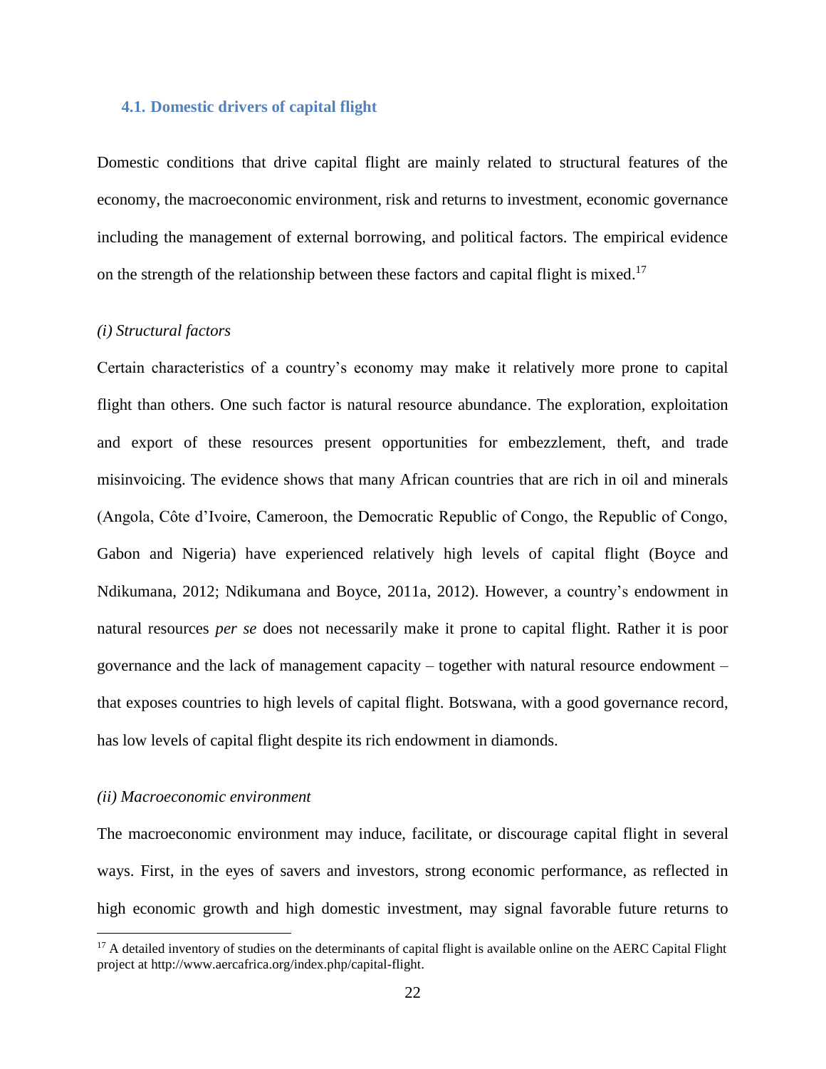### 4.1. Domestic drivers of capital flight

Domestic conditions that drive capital flight are mainly related to structural features of the economy, the macroeconomic environment, risk and returns to investment, economic governance including the management of external borrowing, and political factors. The empirical evidence on the strength of the relationship between these factors and capital flight is mixed.[17]

*(i) Structural factors*

Certain characteristics of a country's economy may make it relatively more prone to capital flight than others. One such factor is natural resource abundance. The exploration, exploitation and export of these resources present opportunities for embezzlement, theft, and trade misinvoicing. The evidence shows that many African countries that are rich in oil and minerals (Angola, Côte d'Ivoire, Cameroon, the Democratic Republic of Congo, the Republic of Congo, Gabon and Nigeria) have experienced relatively high levels of capital flight (Boyce and Ndikumana, 2012; Ndikumana and Boyce, 2011a, 2012). However, a country's endowment in natural resources *per se* does not necessarily make it prone to capital flight. Rather it is poor governance and the lack of management capacity – together with natural resource endowment – that exposes countries to high levels of capital flight. Botswana, with a good governance record, has low levels of capital flight despite its rich endowment in diamonds.

*(ii) Macroeconomic environment*

The macroeconomic environment may induce, facilitate, or discourage capital flight in several ways. First, in the eyes of savers and investors, strong economic performance, as reflected in high economic growth and high domestic investment, may signal favorable future returns to

[17] A detailed inventory of studies on the determinants of capital flight is available online on the AERC Capital Flight project at http://www.aercafrica.org/index.php/capital-flight.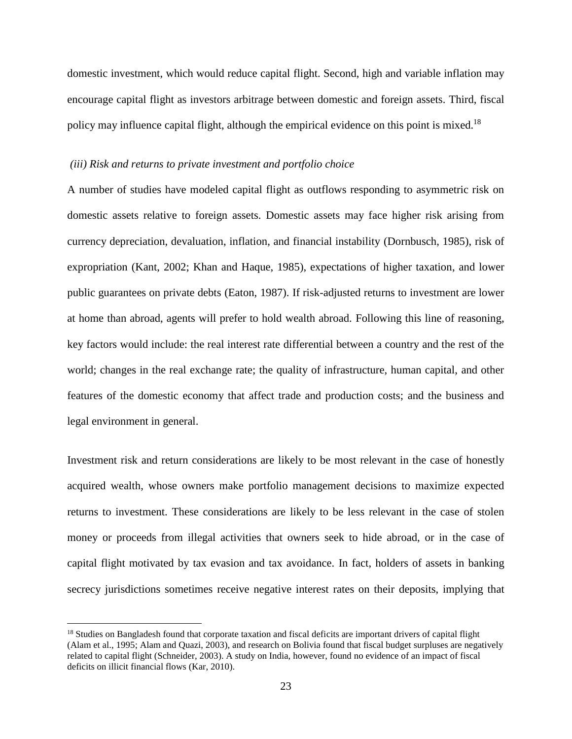domestic investment, which would reduce capital flight. Second, high and variable inflation may encourage capital flight as investors arbitrage between domestic and foreign assets. Third, fiscal policy may influence capital flight, although the empirical evidence on this point is mixed.[18]

*(iii) Risk and returns to private investment and portfolio choice*

A number of studies have modeled capital flight as outflows responding to asymmetric risk on domestic assets relative to foreign assets. Domestic assets may face higher risk arising from currency depreciation, devaluation, inflation, and financial instability (Dornbusch, 1985), risk of expropriation (Kant, 2002; Khan and Haque, 1985), expectations of higher taxation, and lower public guarantees on private debts (Eaton, 1987). If risk-adjusted returns to investment are lower at home than abroad, agents will prefer to hold wealth abroad. Following this line of reasoning, key factors would include: the real interest rate differential between a country and the rest of the world; changes in the real exchange rate; the quality of infrastructure, human capital, and other features of the domestic economy that affect trade and production costs; and the business and legal environment in general.

Investment risk and return considerations are likely to be most relevant in the case of honestly acquired wealth, whose owners make portfolio management decisions to maximize expected returns to investment. These considerations are likely to be less relevant in the case of stolen money or proceeds from illegal activities that owners seek to hide abroad, or in the case of capital flight motivated by tax evasion and tax avoidance. In fact, holders of assets in banking secrecy jurisdictions sometimes receive negative interest rates on their deposits, implying that

[18] Studies on Bangladesh found that corporate taxation and fiscal deficits are important drivers of capital flight (Alam et al., 1995; Alam and Quazi, 2003), and research on Bolivia found that fiscal budget surpluses are negatively related to capital flight (Schneider, 2003). A study on India, however, found no evidence of an impact of fiscal deficits on illicit financial flows (Kar, 2010).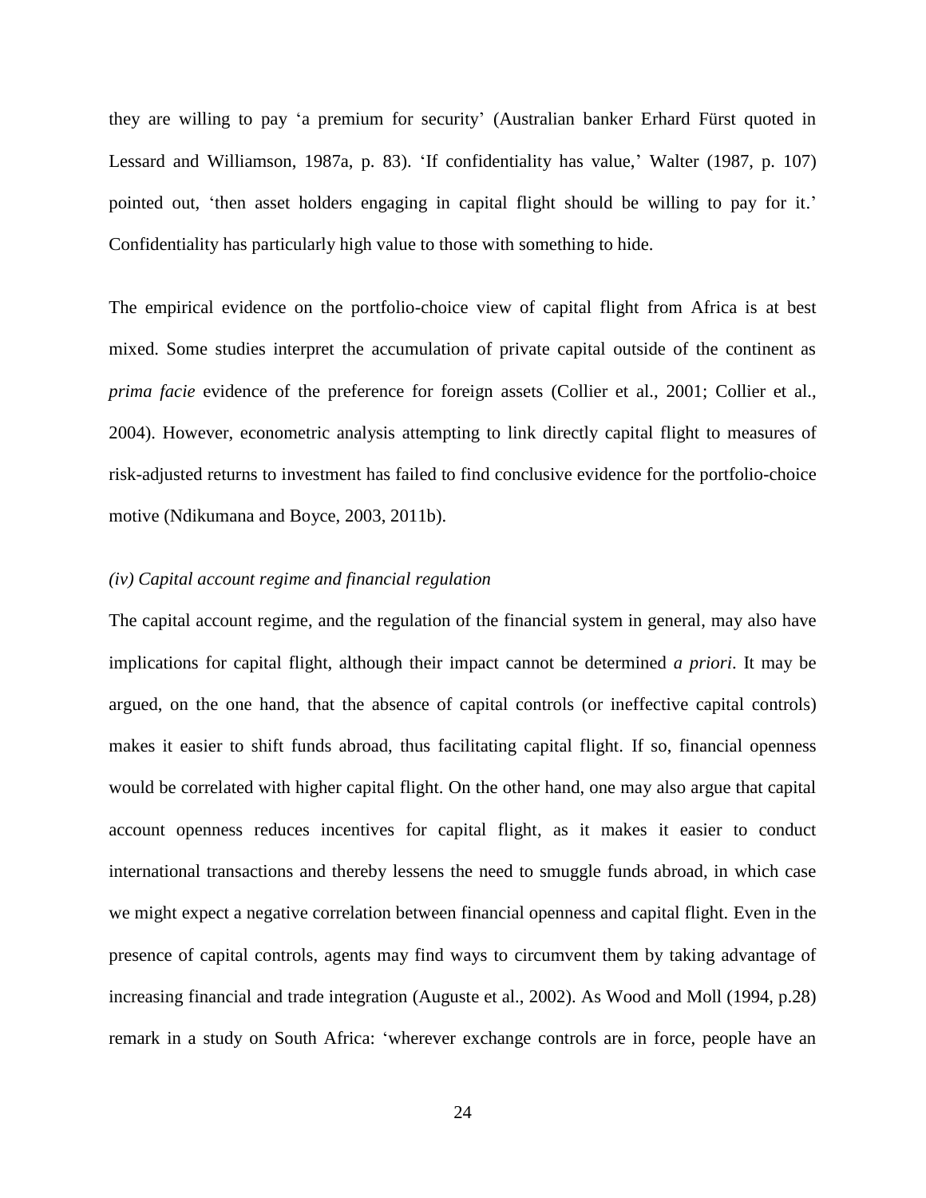they are willing to pay 'a premium for security' (Australian banker Erhard Fürst quoted in Lessard and Williamson, 1987a, p. 83). 'If confidentiality has value,' Walter (1987, p. 107) pointed out, 'then asset holders engaging in capital flight should be willing to pay for it.' Confidentiality has particularly high value to those with something to hide.

The empirical evidence on the portfolio-choice view of capital flight from Africa is at best mixed. Some studies interpret the accumulation of private capital outside of the continent as *prima facie* evidence of the preference for foreign assets (Collier et al., 2001; Collier et al., 2004). However, econometric analysis attempting to link directly capital flight to measures of risk-adjusted returns to investment has failed to find conclusive evidence for the portfolio-choice motive (Ndikumana and Boyce, 2003, 2011b).

*(iv) Capital account regime and financial regulation*

The capital account regime, and the regulation of the financial system in general, may also have implications for capital flight, although their impact cannot be determined *a priori*. It may be argued, on the one hand, that the absence of capital controls (or ineffective capital controls) makes it easier to shift funds abroad, thus facilitating capital flight. If so, financial openness would be correlated with higher capital flight. On the other hand, one may also argue that capital account openness reduces incentives for capital flight, as it makes it easier to conduct international transactions and thereby lessens the need to smuggle funds abroad, in which case we might expect a negative correlation between financial openness and capital flight. Even in the presence of capital controls, agents may find ways to circumvent them by taking advantage of increasing financial and trade integration (Auguste et al., 2002). As Wood and Moll (1994, p.28) remark in a study on South Africa: 'wherever exchange controls are in force, people have an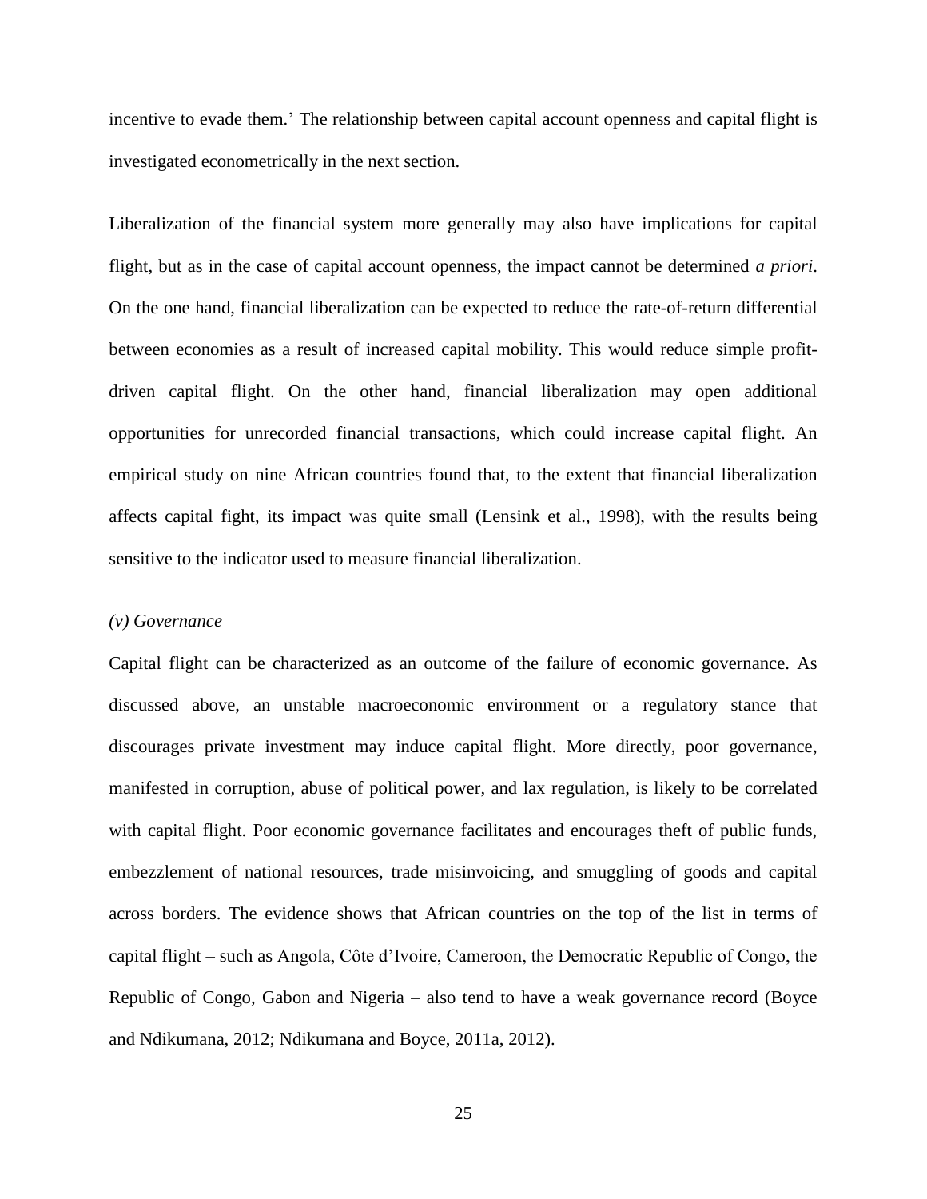incentive to evade them.' The relationship between capital account openness and capital flight is investigated econometrically in the next section.

Liberalization of the financial system more generally may also have implications for capital flight, but as in the case of capital account openness, the impact cannot be determined *a priori*. On the one hand, financial liberalization can be expected to reduce the rate-of-return differential between economies as a result of increased capital mobility. This would reduce simple profit-driven capital flight. On the other hand, financial liberalization may open additional opportunities for unrecorded financial transactions, which could increase capital flight. An empirical study on nine African countries found that, to the extent that financial liberalization affects capital fight, its impact was quite small (Lensink et al., 1998), with the results being sensitive to the indicator used to measure financial liberalization.

*(v) Governance*

Capital flight can be characterized as an outcome of the failure of economic governance. As discussed above, an unstable macroeconomic environment or a regulatory stance that discourages private investment may induce capital flight. More directly, poor governance, manifested in corruption, abuse of political power, and lax regulation, is likely to be correlated with capital flight. Poor economic governance facilitates and encourages theft of public funds, embezzlement of national resources, trade misinvoicing, and smuggling of goods and capital across borders. The evidence shows that African countries on the top of the list in terms of capital flight – such as Angola, Côte d'Ivoire, Cameroon, the Democratic Republic of Congo, the Republic of Congo, Gabon and Nigeria – also tend to have a weak governance record (Boyce and Ndikumana, 2012; Ndikumana and Boyce, 2011a, 2012).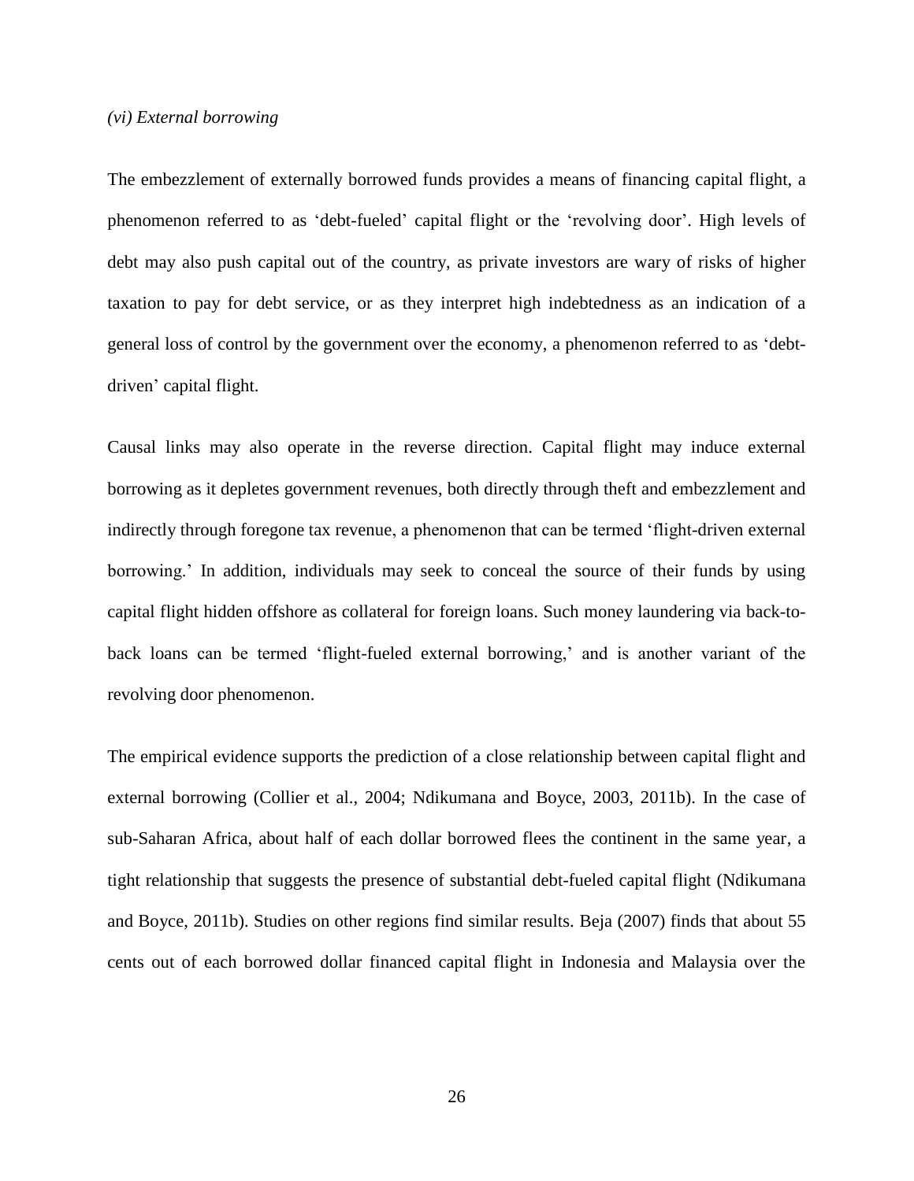*(vi) External borrowing*

The embezzlement of externally borrowed funds provides a means of financing capital flight, a phenomenon referred to as 'debt-fueled' capital flight or the 'revolving door'. High levels of debt may also push capital out of the country, as private investors are wary of risks of higher taxation to pay for debt service, or as they interpret high indebtedness as an indication of a general loss of control by the government over the economy, a phenomenon referred to as 'debt-driven' capital flight.

Causal links may also operate in the reverse direction. Capital flight may induce external borrowing as it depletes government revenues, both directly through theft and embezzlement and indirectly through foregone tax revenue, a phenomenon that can be termed 'flight-driven external borrowing.' In addition, individuals may seek to conceal the source of their funds by using capital flight hidden offshore as collateral for foreign loans. Such money laundering via back-to-back loans can be termed 'flight-fueled external borrowing,' and is another variant of the revolving door phenomenon.

The empirical evidence supports the prediction of a close relationship between capital flight and external borrowing (Collier et al., 2004; Ndikumana and Boyce, 2003, 2011b). In the case of sub-Saharan Africa, about half of each dollar borrowed flees the continent in the same year, a tight relationship that suggests the presence of substantial debt-fueled capital flight (Ndikumana and Boyce, 2011b). Studies on other regions find similar results. Beja (2007) finds that about 55 cents out of each borrowed dollar financed capital flight in Indonesia and Malaysia over the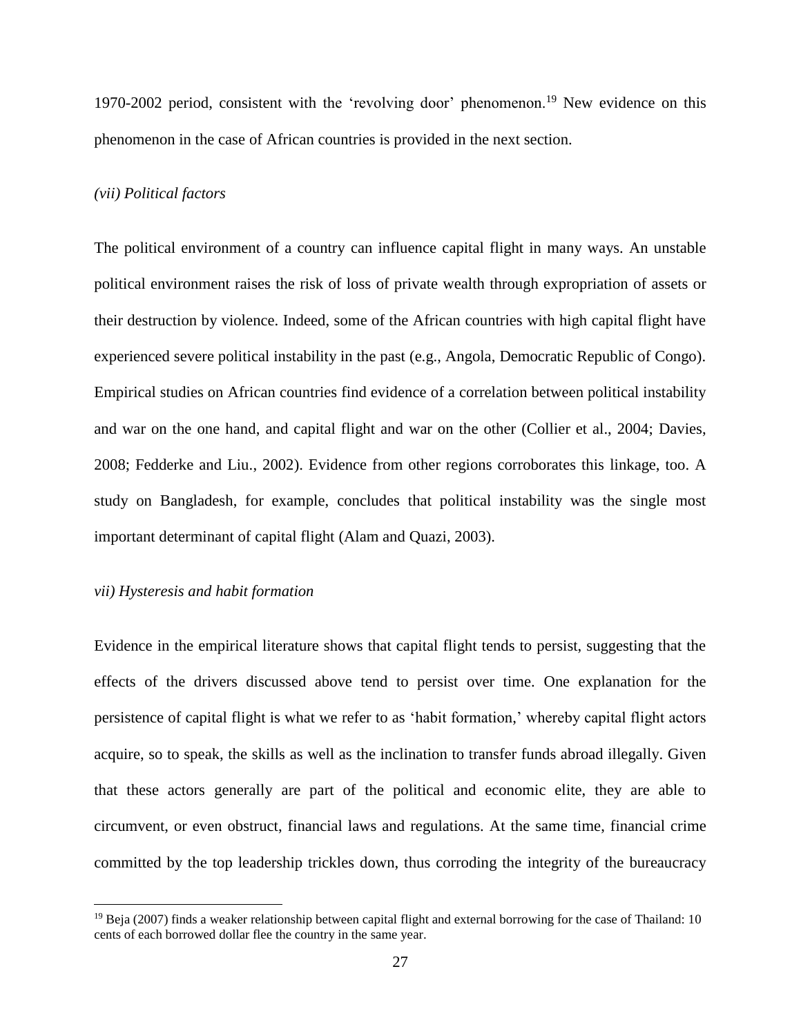1970-2002 period, consistent with the 'revolving door' phenomenon.[19] New evidence on this phenomenon in the case of African countries is provided in the next section.

*(vii) Political factors*

The political environment of a country can influence capital flight in many ways. An unstable political environment raises the risk of loss of private wealth through expropriation of assets or their destruction by violence. Indeed, some of the African countries with high capital flight have experienced severe political instability in the past (e.g., Angola, Democratic Republic of Congo). Empirical studies on African countries find evidence of a correlation between political instability and war on the one hand, and capital flight and war on the other (Collier et al., 2004; Davies, 2008; Fedderke and Liu., 2002). Evidence from other regions corroborates this linkage, too. A study on Bangladesh, for example, concludes that political instability was the single most important determinant of capital flight (Alam and Quazi, 2003).

*vii) Hysteresis and habit formation*

Evidence in the empirical literature shows that capital flight tends to persist, suggesting that the effects of the drivers discussed above tend to persist over time. One explanation for the persistence of capital flight is what we refer to as 'habit formation,' whereby capital flight actors acquire, so to speak, the skills as well as the inclination to transfer funds abroad illegally. Given that these actors generally are part of the political and economic elite, they are able to circumvent, or even obstruct, financial laws and regulations. At the same time, financial crime committed by the top leadership trickles down, thus corroding the integrity of the bureaucracy

[19] Beja (2007) finds a weaker relationship between capital flight and external borrowing for the case of Thailand: 10 cents of each borrowed dollar flee the country in the same year.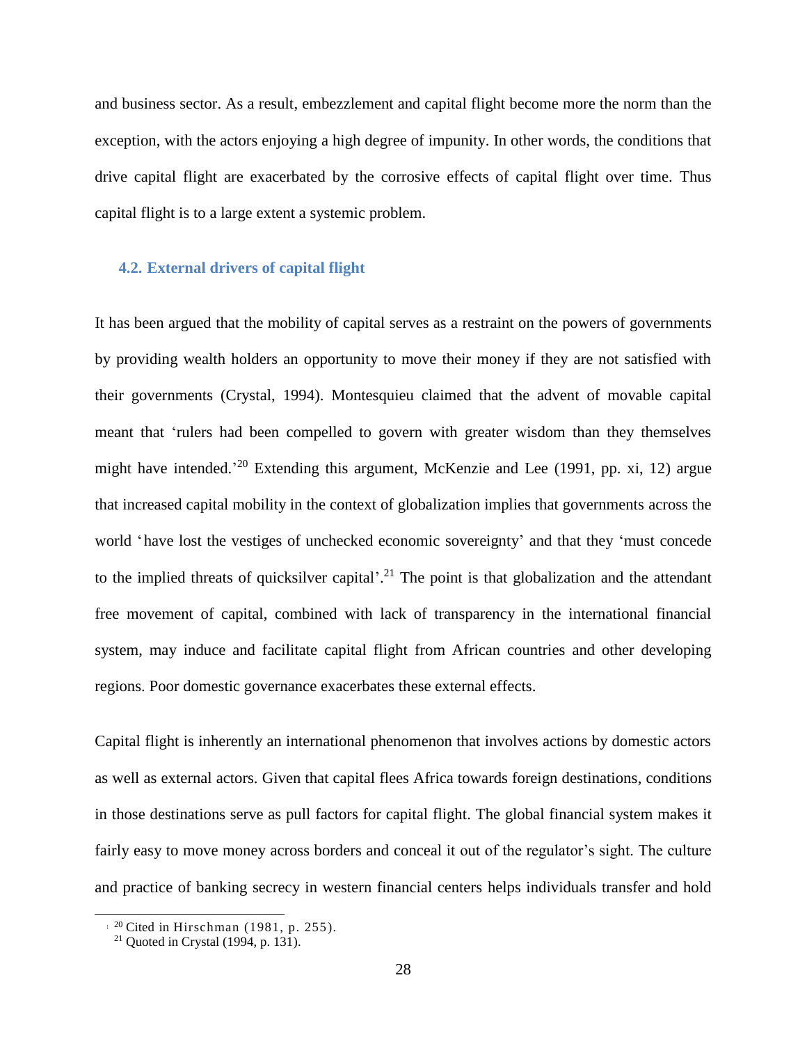and business sector. As a result, embezzlement and capital flight become more the norm than the exception, with the actors enjoying a high degree of impunity. In other words, the conditions that drive capital flight are exacerbated by the corrosive effects of capital flight over time. Thus capital flight is to a large extent a systemic problem.

### 4.2. External drivers of capital flight

It has been argued that the mobility of capital serves as a restraint on the powers of governments by providing wealth holders an opportunity to move their money if they are not satisfied with their governments (Crystal, 1994). Montesquieu claimed that the advent of movable capital meant that 'rulers had been compelled to govern with greater wisdom than they themselves might have intended.'[20] Extending this argument, McKenzie and Lee (1991, pp. xi, 12) argue that increased capital mobility in the context of globalization implies that governments across the world 'have lost the vestiges of unchecked economic sovereignty' and that they 'must concede to the implied threats of quicksilver capital'.[21] The point is that globalization and the attendant free movement of capital, combined with lack of transparency in the international financial system, may induce and facilitate capital flight from African countries and other developing regions. Poor domestic governance exacerbates these external effects.

Capital flight is inherently an international phenomenon that involves actions by domestic actors as well as external actors. Given that capital flees Africa towards foreign destinations, conditions in those destinations serve as pull factors for capital flight. The global financial system makes it fairly easy to move money across borders and conceal it out of the regulator's sight. The culture and practice of banking secrecy in western financial centers helps individuals transfer and hold

---

[20] Cited in Hirschman (1981, p. 255).

[21] Quoted in Crystal (1994, p. 131).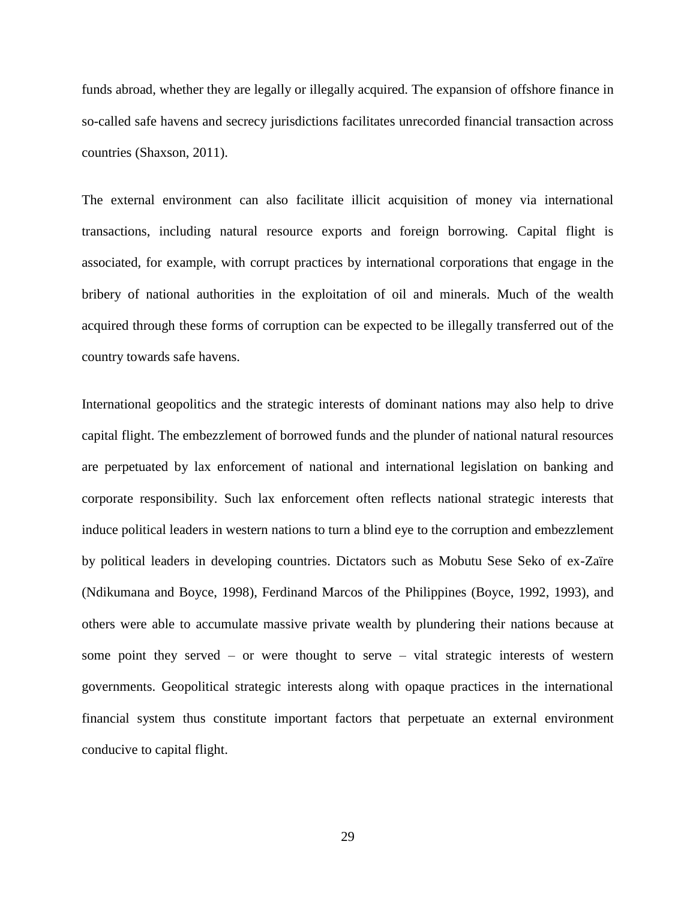funds abroad, whether they are legally or illegally acquired. The expansion of offshore finance in so-called safe havens and secrecy jurisdictions facilitates unrecorded financial transaction across countries (Shaxson, 2011).

The external environment can also facilitate illicit acquisition of money via international transactions, including natural resource exports and foreign borrowing. Capital flight is associated, for example, with corrupt practices by international corporations that engage in the bribery of national authorities in the exploitation of oil and minerals. Much of the wealth acquired through these forms of corruption can be expected to be illegally transferred out of the country towards safe havens.

International geopolitics and the strategic interests of dominant nations may also help to drive capital flight. The embezzlement of borrowed funds and the plunder of national natural resources are perpetuated by lax enforcement of national and international legislation on banking and corporate responsibility. Such lax enforcement often reflects national strategic interests that induce political leaders in western nations to turn a blind eye to the corruption and embezzlement by political leaders in developing countries. Dictators such as Mobutu Sese Seko of ex-Zaïre (Ndikumana and Boyce, 1998), Ferdinand Marcos of the Philippines (Boyce, 1992, 1993), and others were able to accumulate massive private wealth by plundering their nations because at some point they served – or were thought to serve – vital strategic interests of western governments. Geopolitical strategic interests along with opaque practices in the international financial system thus constitute important factors that perpetuate an external environment conducive to capital flight.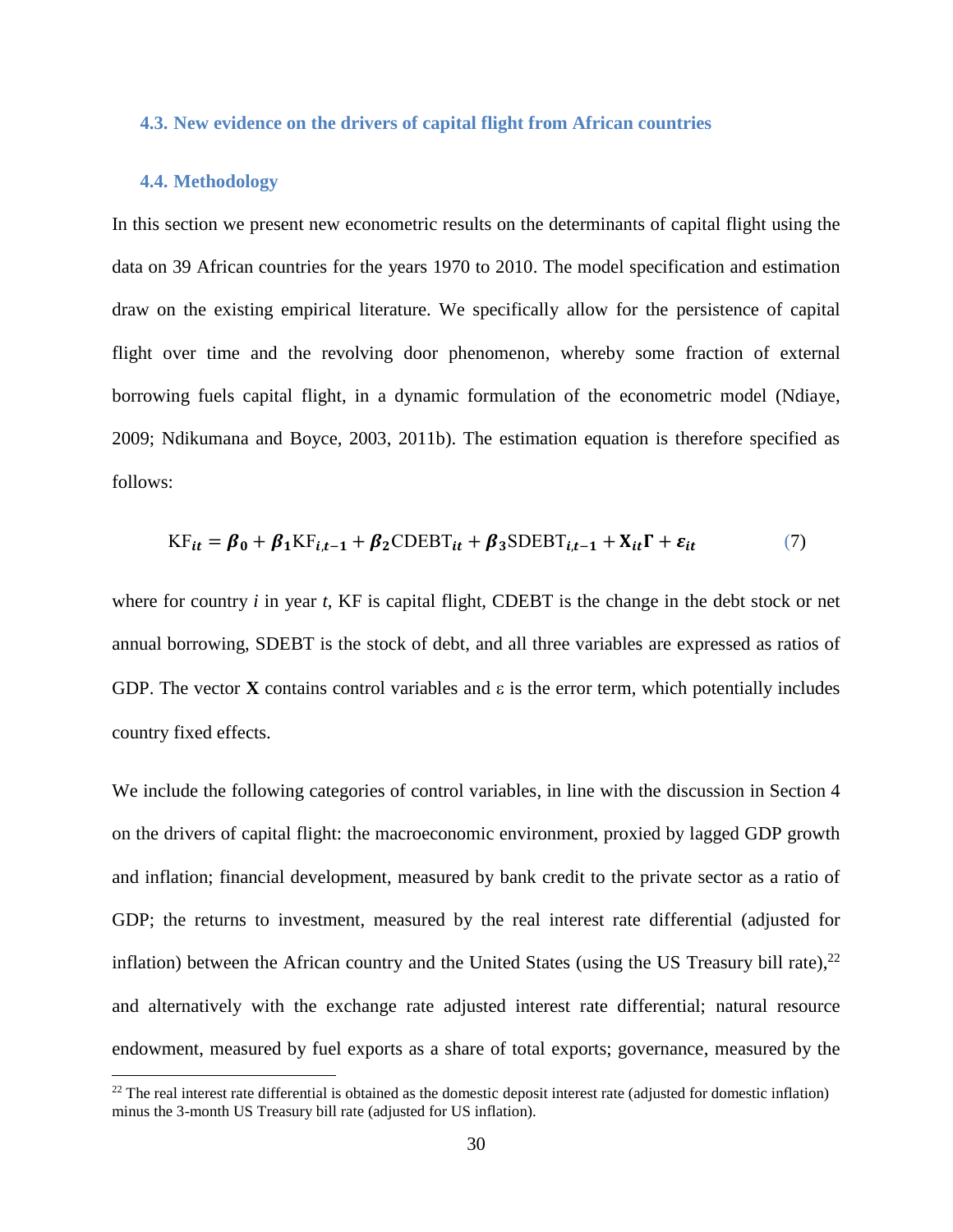### 4.3. New evidence on the drivers of capital flight from African countries

### 4.4. Methodology

In this section we present new econometric results on the determinants of capital flight using the data on 39 African countries for the years 1970 to 2010. The model specification and estimation draw on the existing empirical literature. We specifically allow for the persistence of capital flight over time and the revolving door phenomenon, whereby some fraction of external borrowing fuels capital flight, in a dynamic formulation of the econometric model (Ndiaye, 2009; Ndikumana and Boyce, 2003, 2011b). The estimation equation is therefore specified as follows:

$$\mathrm{KF}_{it} = \boldsymbol{\beta_0} + \boldsymbol{\beta_1}\mathrm{KF}_{i,t-1} + \boldsymbol{\beta_2}\mathrm{CDEBT}_{it} + \boldsymbol{\beta_3}\mathrm{SDEBT}_{i,t-1} + \mathbf{X}_{it}\boldsymbol{\Gamma} + \boldsymbol{\varepsilon}_{it} \tag{7}$$

where for country *i* in year *t*, KF is capital flight, CDEBT is the change in the debt stock or net annual borrowing, SDEBT is the stock of debt, and all three variables are expressed as ratios of GDP. The vector **X** contains control variables and $\varepsilon$ is the error term, which potentially includes country fixed effects.

We include the following categories of control variables, in line with the discussion in Section 4 on the drivers of capital flight: the macroeconomic environment, proxied by lagged GDP growth and inflation; financial development, measured by bank credit to the private sector as a ratio of GDP; the returns to investment, measured by the real interest rate differential (adjusted for inflation) between the African country and the United States (using the US Treasury bill rate),[22] and alternatively with the exchange rate adjusted interest rate differential; natural resource endowment, measured by fuel exports as a share of total exports; governance, measured by the

[22] The real interest rate differential is obtained as the domestic deposit interest rate (adjusted for domestic inflation) minus the 3-month US Treasury bill rate (adjusted for US inflation).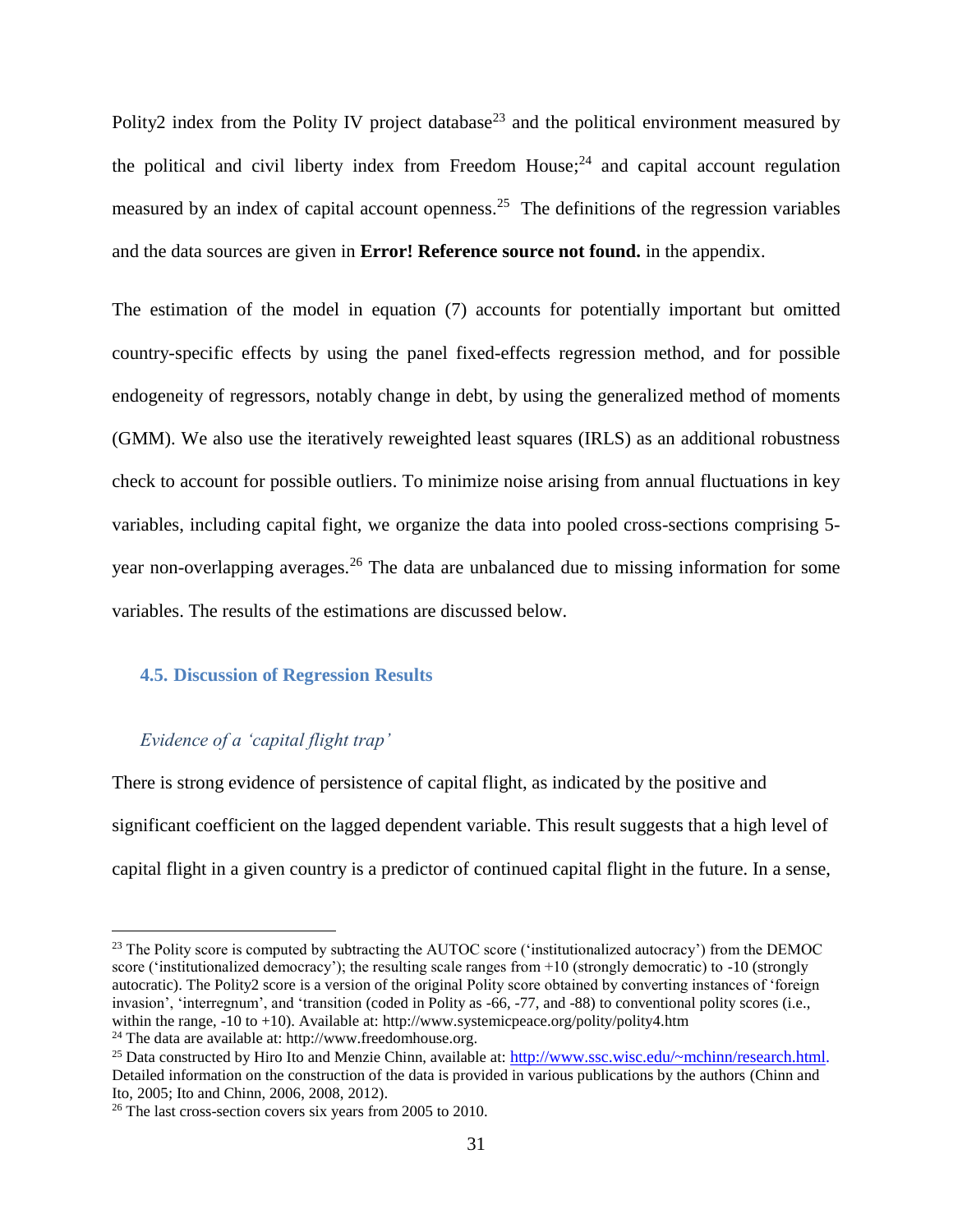Polity2 index from the Polity IV project database[23] and the political environment measured by the political and civil liberty index from Freedom House;[24] and capital account regulation measured by an index of capital account openness.[25] The definitions of the regression variables and the data sources are given in **Error! Reference source not found.** in the appendix.

The estimation of the model in equation (7) accounts for potentially important but omitted country-specific effects by using the panel fixed-effects regression method, and for possible endogeneity of regressors, notably change in debt, by using the generalized method of moments (GMM). We also use the iteratively reweighted least squares (IRLS) as an additional robustness check to account for possible outliers. To minimize noise arising from annual fluctuations in key variables, including capital fight, we organize the data into pooled cross-sections comprising 5-year non-overlapping averages.[26] The data are unbalanced due to missing information for some variables. The results of the estimations are discussed below.

### 4.5. Discussion of Regression Results

*Evidence of a 'capital flight trap'*

There is strong evidence of persistence of capital flight, as indicated by the positive and significant coefficient on the lagged dependent variable. This result suggests that a high level of capital flight in a given country is a predictor of continued capital flight in the future. In a sense,

---

[23] The Polity score is computed by subtracting the AUTOC score ('institutionalized autocracy') from the DEMOC score ('institutionalized democracy'); the resulting scale ranges from +10 (strongly democratic) to -10 (strongly autocratic). The Polity2 score is a version of the original Polity score obtained by converting instances of 'foreign invasion', 'interregnum', and 'transition (coded in Polity as -66, -77, and -88) to conventional polity scores (i.e., within the range, -10 to +10). Available at: http://www.systemicpeace.org/polity/polity4.htm

[24] The data are available at: http://www.freedomhouse.org.

[25] Data constructed by Hiro Ito and Menzie Chinn, available at: http://www.ssc.wisc.edu/~mchinn/research.html. Detailed information on the construction of the data is provided in various publications by the authors (Chinn and Ito, 2005; Ito and Chinn, 2006, 2008, 2012).

[26] The last cross-section covers six years from 2005 to 2010.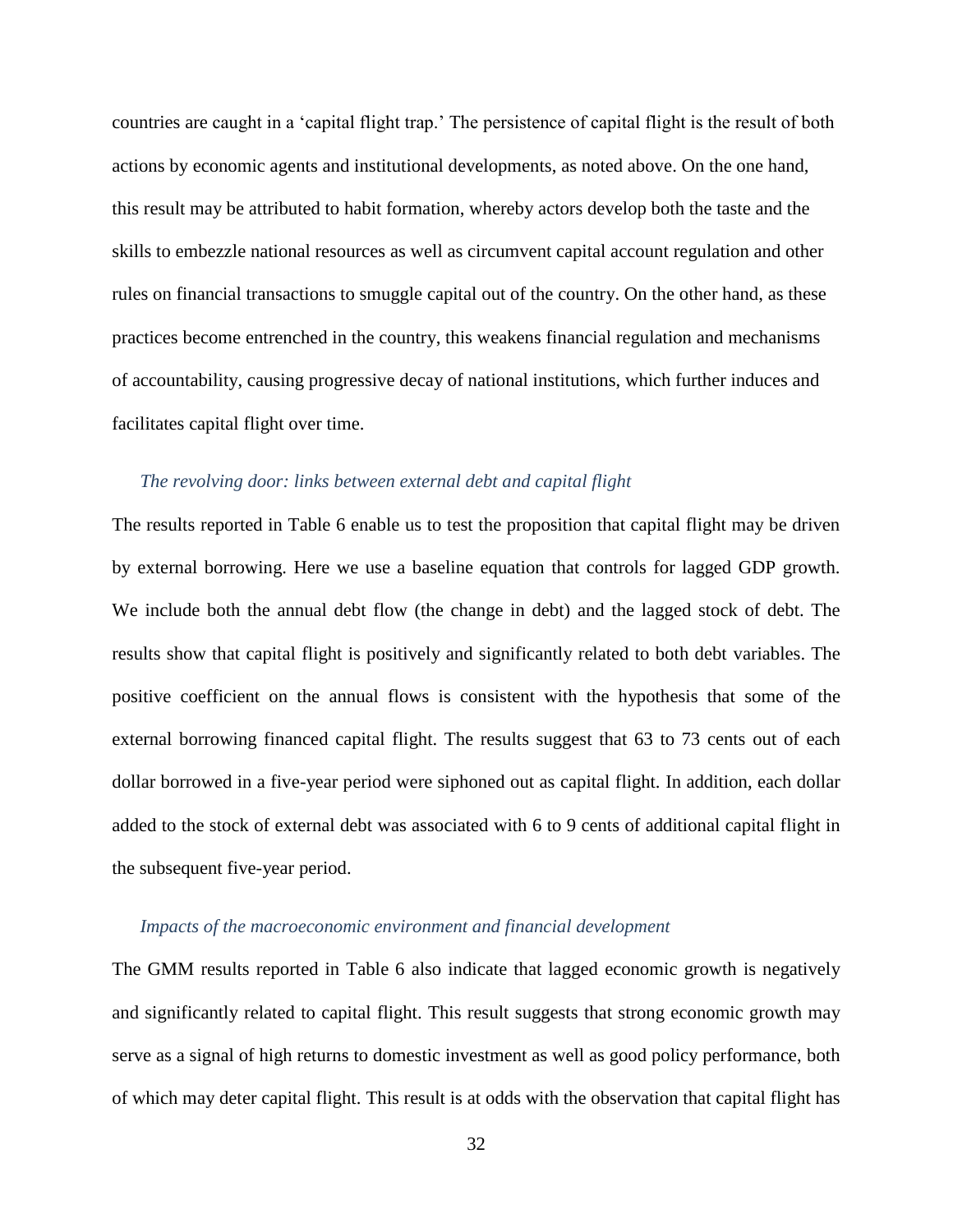countries are caught in a 'capital flight trap.' The persistence of capital flight is the result of both actions by economic agents and institutional developments, as noted above. On the one hand, this result may be attributed to habit formation, whereby actors develop both the taste and the skills to embezzle national resources as well as circumvent capital account regulation and other rules on financial transactions to smuggle capital out of the country. On the other hand, as these practices become entrenched in the country, this weakens financial regulation and mechanisms of accountability, causing progressive decay of national institutions, which further induces and facilitates capital flight over time.

### *The revolving door: links between external debt and capital flight*

The results reported in Table 6 enable us to test the proposition that capital flight may be driven by external borrowing. Here we use a baseline equation that controls for lagged GDP growth. We include both the annual debt flow (the change in debt) and the lagged stock of debt. The results show that capital flight is positively and significantly related to both debt variables. The positive coefficient on the annual flows is consistent with the hypothesis that some of the external borrowing financed capital flight. The results suggest that 63 to 73 cents out of each dollar borrowed in a five-year period were siphoned out as capital flight. In addition, each dollar added to the stock of external debt was associated with 6 to 9 cents of additional capital flight in the subsequent five-year period.

### *Impacts of the macroeconomic environment and financial development*

The GMM results reported in Table 6 also indicate that lagged economic growth is negatively and significantly related to capital flight. This result suggests that strong economic growth may serve as a signal of high returns to domestic investment as well as good policy performance, both of which may deter capital flight. This result is at odds with the observation that capital flight has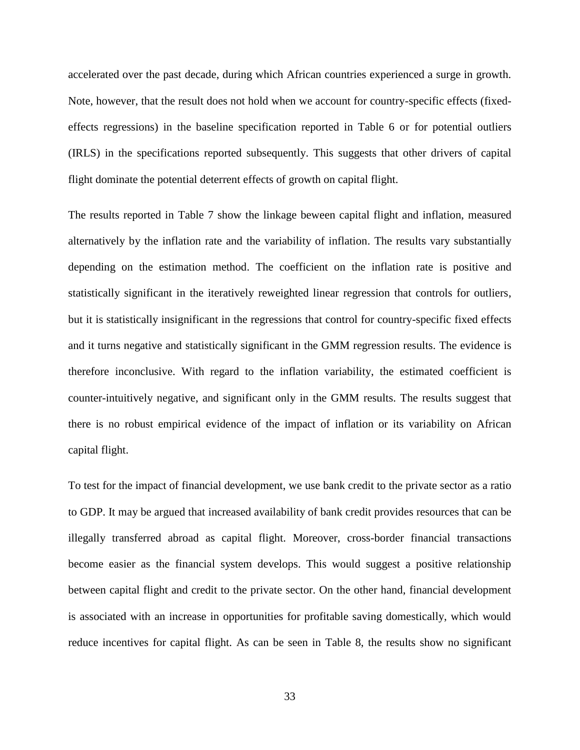accelerated over the past decade, during which African countries experienced a surge in growth. Note, however, that the result does not hold when we account for country-specific effects (fixed-effects regressions) in the baseline specification reported in Table 6 or for potential outliers (IRLS) in the specifications reported subsequently. This suggests that other drivers of capital flight dominate the potential deterrent effects of growth on capital flight.

The results reported in Table 7 show the linkage beween capital flight and inflation, measured alternatively by the inflation rate and the variability of inflation. The results vary substantially depending on the estimation method. The coefficient on the inflation rate is positive and statistically significant in the iteratively reweighted linear regression that controls for outliers, but it is statistically insignificant in the regressions that control for country-specific fixed effects and it turns negative and statistically significant in the GMM regression results. The evidence is therefore inconclusive. With regard to the inflation variability, the estimated coefficient is counter-intuitively negative, and significant only in the GMM results. The results suggest that there is no robust empirical evidence of the impact of inflation or its variability on African capital flight.

To test for the impact of financial development, we use bank credit to the private sector as a ratio to GDP. It may be argued that increased availability of bank credit provides resources that can be illegally transferred abroad as capital flight. Moreover, cross-border financial transactions become easier as the financial system develops. This would suggest a positive relationship between capital flight and credit to the private sector. On the other hand, financial development is associated with an increase in opportunities for profitable saving domestically, which would reduce incentives for capital flight. As can be seen in Table 8, the results show no significant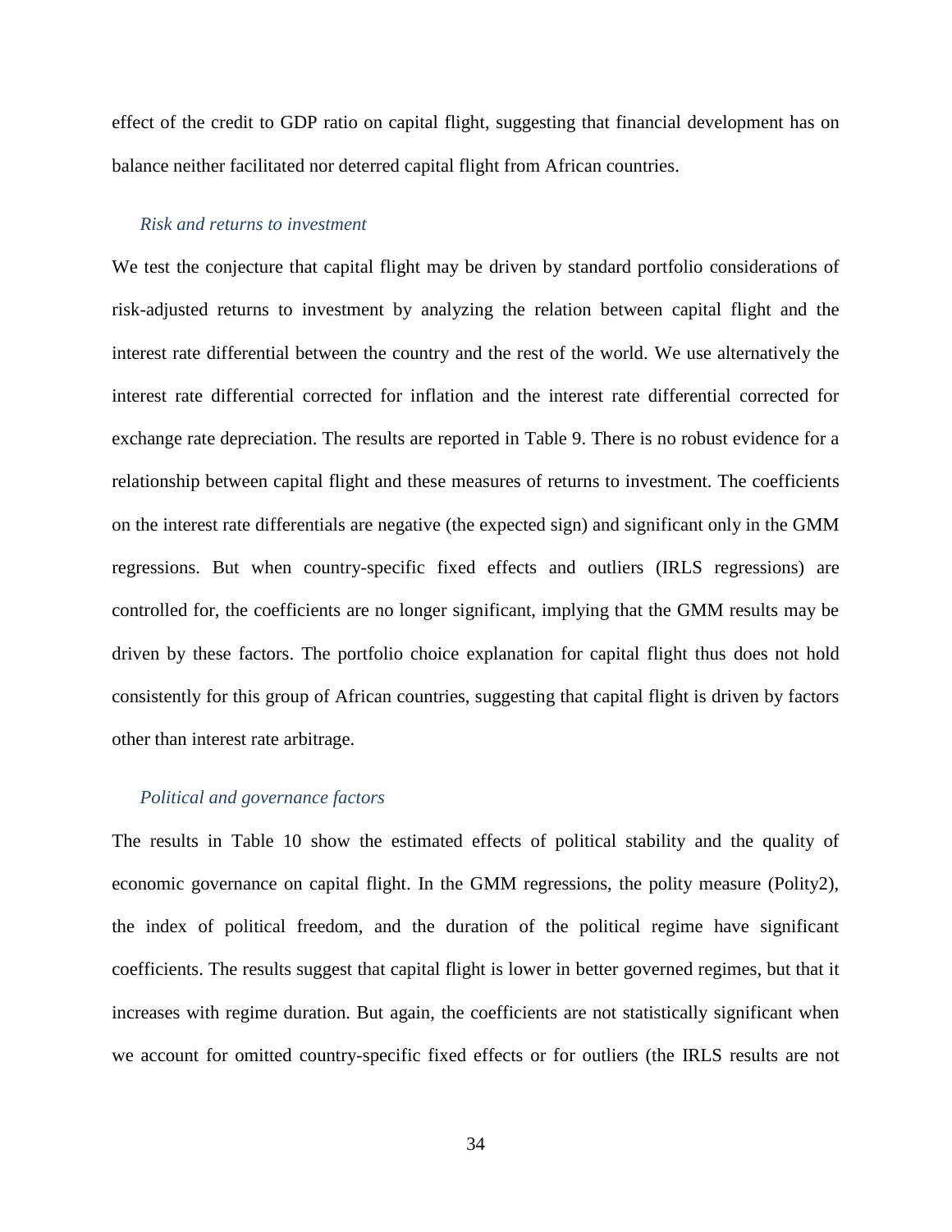effect of the credit to GDP ratio on capital flight, suggesting that financial development has on balance neither facilitated nor deterred capital flight from African countries.

*Risk and returns to investment*

We test the conjecture that capital flight may be driven by standard portfolio considerations of risk-adjusted returns to investment by analyzing the relation between capital flight and the interest rate differential between the country and the rest of the world. We use alternatively the interest rate differential corrected for inflation and the interest rate differential corrected for exchange rate depreciation. The results are reported in Table 9. There is no robust evidence for a relationship between capital flight and these measures of returns to investment. The coefficients on the interest rate differentials are negative (the expected sign) and significant only in the GMM regressions. But when country-specific fixed effects and outliers (IRLS regressions) are controlled for, the coefficients are no longer significant, implying that the GMM results may be driven by these factors. The portfolio choice explanation for capital flight thus does not hold consistently for this group of African countries, suggesting that capital flight is driven by factors other than interest rate arbitrage.

*Political and governance factors*

The results in Table 10 show the estimated effects of political stability and the quality of economic governance on capital flight. In the GMM regressions, the polity measure (Polity2), the index of political freedom, and the duration of the political regime have significant coefficients. The results suggest that capital flight is lower in better governed regimes, but that it increases with regime duration. But again, the coefficients are not statistically significant when we account for omitted country-specific fixed effects or for outliers (the IRLS results are not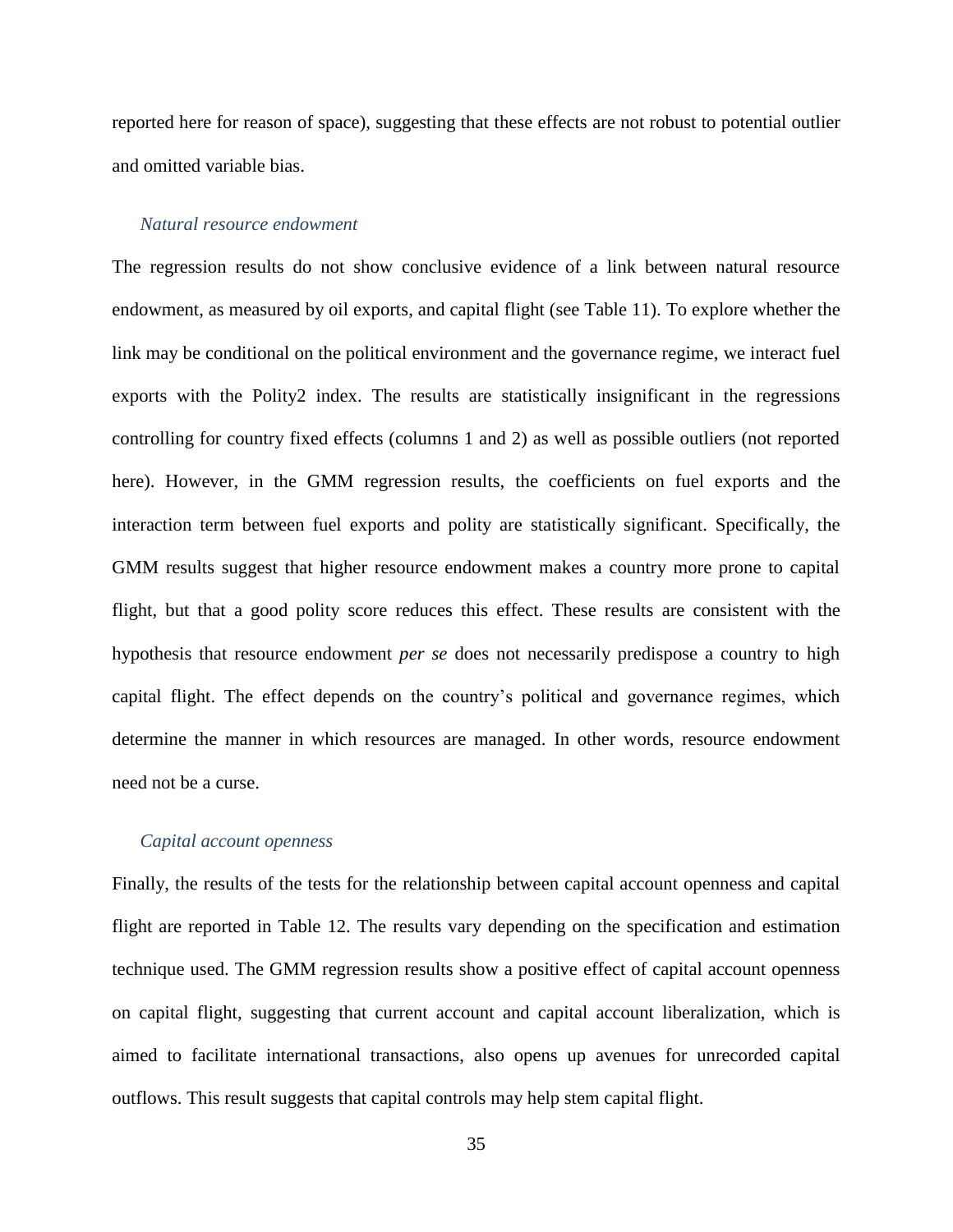reported here for reason of space), suggesting that these effects are not robust to potential outlier and omitted variable bias.

### *Natural resource endowment*

The regression results do not show conclusive evidence of a link between natural resource endowment, as measured by oil exports, and capital flight (see Table 11). To explore whether the link may be conditional on the political environment and the governance regime, we interact fuel exports with the Polity2 index. The results are statistically insignificant in the regressions controlling for country fixed effects (columns 1 and 2) as well as possible outliers (not reported here). However, in the GMM regression results, the coefficients on fuel exports and the interaction term between fuel exports and polity are statistically significant. Specifically, the GMM results suggest that higher resource endowment makes a country more prone to capital flight, but that a good polity score reduces this effect. These results are consistent with the hypothesis that resource endowment *per se* does not necessarily predispose a country to high capital flight. The effect depends on the country's political and governance regimes, which determine the manner in which resources are managed. In other words, resource endowment need not be a curse.

### *Capital account openness*

Finally, the results of the tests for the relationship between capital account openness and capital flight are reported in Table 12. The results vary depending on the specification and estimation technique used. The GMM regression results show a positive effect of capital account openness on capital flight, suggesting that current account and capital account liberalization, which is aimed to facilitate international transactions, also opens up avenues for unrecorded capital outflows. This result suggests that capital controls may help stem capital flight.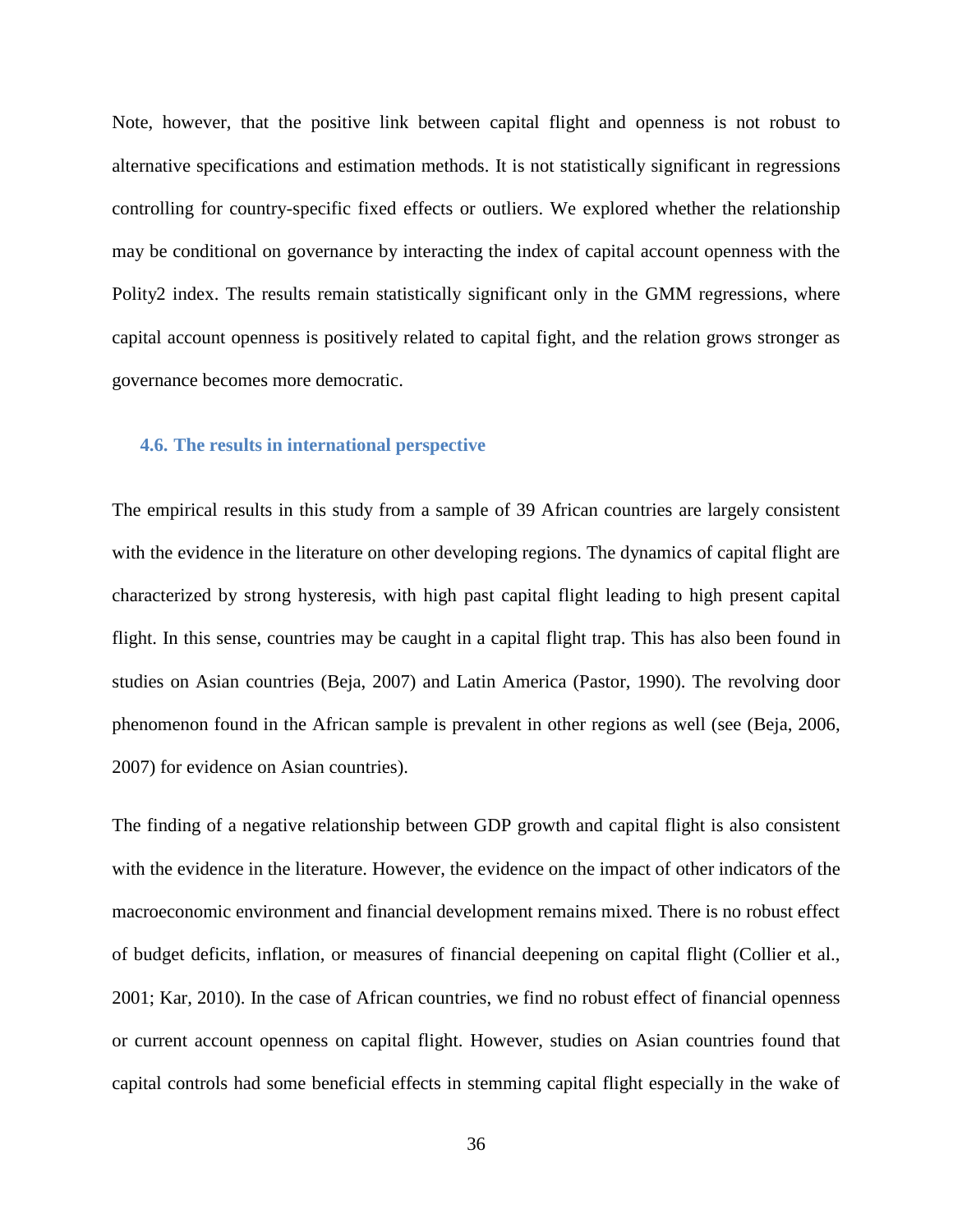Note, however, that the positive link between capital flight and openness is not robust to alternative specifications and estimation methods. It is not statistically significant in regressions controlling for country-specific fixed effects or outliers. We explored whether the relationship may be conditional on governance by interacting the index of capital account openness with the Polity2 index. The results remain statistically significant only in the GMM regressions, where capital account openness is positively related to capital fight, and the relation grows stronger as governance becomes more democratic.

### 4.6. The results in international perspective

The empirical results in this study from a sample of 39 African countries are largely consistent with the evidence in the literature on other developing regions. The dynamics of capital flight are characterized by strong hysteresis, with high past capital flight leading to high present capital flight. In this sense, countries may be caught in a capital flight trap. This has also been found in studies on Asian countries (Beja, 2007) and Latin America (Pastor, 1990). The revolving door phenomenon found in the African sample is prevalent in other regions as well (see (Beja, 2006, 2007) for evidence on Asian countries).

The finding of a negative relationship between GDP growth and capital flight is also consistent with the evidence in the literature. However, the evidence on the impact of other indicators of the macroeconomic environment and financial development remains mixed. There is no robust effect of budget deficits, inflation, or measures of financial deepening on capital flight (Collier et al., 2001; Kar, 2010). In the case of African countries, we find no robust effect of financial openness or current account openness on capital flight. However, studies on Asian countries found that capital controls had some beneficial effects in stemming capital flight especially in the wake of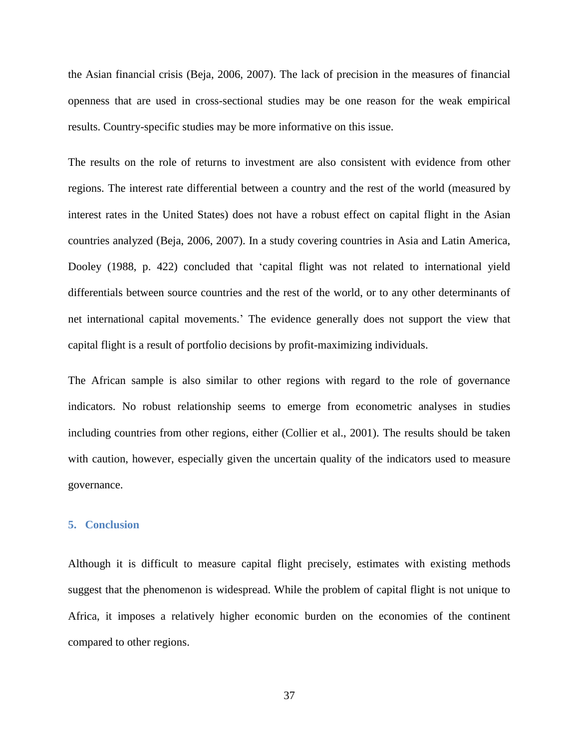the Asian financial crisis (Beja, 2006, 2007). The lack of precision in the measures of financial openness that are used in cross-sectional studies may be one reason for the weak empirical results. Country-specific studies may be more informative on this issue.

The results on the role of returns to investment are also consistent with evidence from other regions. The interest rate differential between a country and the rest of the world (measured by interest rates in the United States) does not have a robust effect on capital flight in the Asian countries analyzed (Beja, 2006, 2007). In a study covering countries in Asia and Latin America, Dooley (1988, p. 422) concluded that 'capital flight was not related to international yield differentials between source countries and the rest of the world, or to any other determinants of net international capital movements.' The evidence generally does not support the view that capital flight is a result of portfolio decisions by profit-maximizing individuals.

The African sample is also similar to other regions with regard to the role of governance indicators. No robust relationship seems to emerge from econometric analyses in studies including countries from other regions, either (Collier et al., 2001). The results should be taken with caution, however, especially given the uncertain quality of the indicators used to measure governance.

## 5. Conclusion

Although it is difficult to measure capital flight precisely, estimates with existing methods suggest that the phenomenon is widespread. While the problem of capital flight is not unique to Africa, it imposes a relatively higher economic burden on the economies of the continent compared to other regions.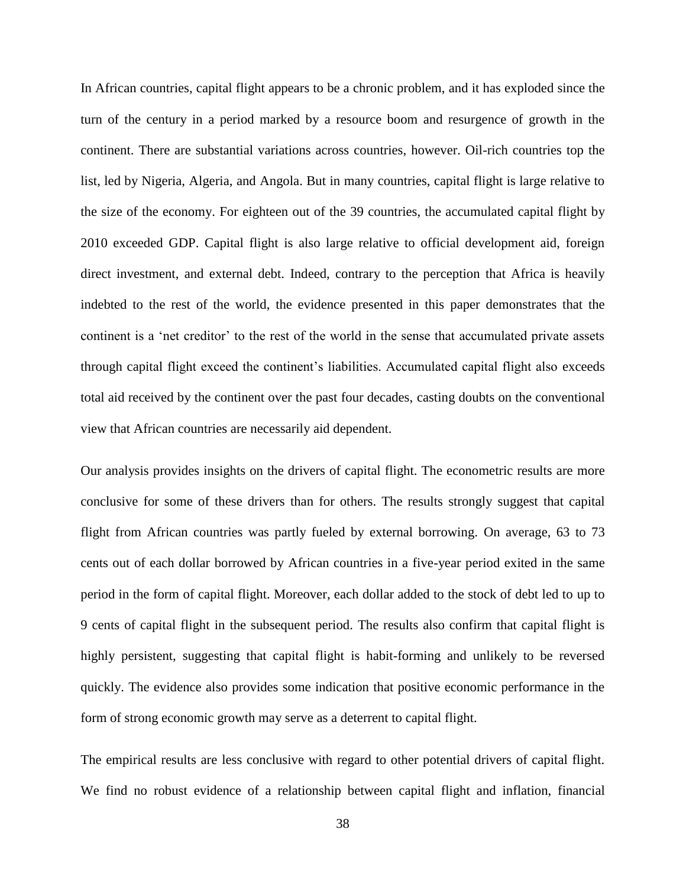In African countries, capital flight appears to be a chronic problem, and it has exploded since the turn of the century in a period marked by a resource boom and resurgence of growth in the continent. There are substantial variations across countries, however. Oil-rich countries top the list, led by Nigeria, Algeria, and Angola. But in many countries, capital flight is large relative to the size of the economy. For eighteen out of the 39 countries, the accumulated capital flight by 2010 exceeded GDP. Capital flight is also large relative to official development aid, foreign direct investment, and external debt. Indeed, contrary to the perception that Africa is heavily indebted to the rest of the world, the evidence presented in this paper demonstrates that the continent is a 'net creditor' to the rest of the world in the sense that accumulated private assets through capital flight exceed the continent's liabilities. Accumulated capital flight also exceeds total aid received by the continent over the past four decades, casting doubts on the conventional view that African countries are necessarily aid dependent.

Our analysis provides insights on the drivers of capital flight. The econometric results are more conclusive for some of these drivers than for others. The results strongly suggest that capital flight from African countries was partly fueled by external borrowing. On average, 63 to 73 cents out of each dollar borrowed by African countries in a five-year period exited in the same period in the form of capital flight. Moreover, each dollar added to the stock of debt led to up to 9 cents of capital flight in the subsequent period. The results also confirm that capital flight is highly persistent, suggesting that capital flight is habit-forming and unlikely to be reversed quickly. The evidence also provides some indication that positive economic performance in the form of strong economic growth may serve as a deterrent to capital flight.

The empirical results are less conclusive with regard to other potential drivers of capital flight. We find no robust evidence of a relationship between capital flight and inflation, financial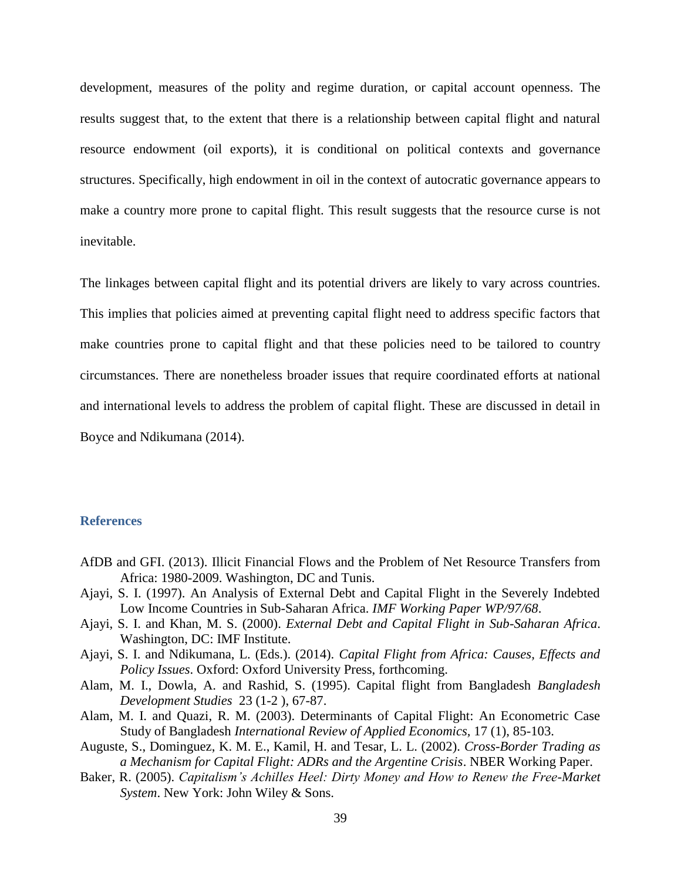development, measures of the polity and regime duration, or capital account openness. The results suggest that, to the extent that there is a relationship between capital flight and natural resource endowment (oil exports), it is conditional on political contexts and governance structures. Specifically, high endowment in oil in the context of autocratic governance appears to make a country more prone to capital flight. This result suggests that the resource curse is not inevitable.

The linkages between capital flight and its potential drivers are likely to vary across countries. This implies that policies aimed at preventing capital flight need to address specific factors that make countries prone to capital flight and that these policies need to be tailored to country circumstances. There are nonetheless broader issues that require coordinated efforts at national and international levels to address the problem of capital flight. These are discussed in detail in Boyce and Ndikumana (2014).

## References

AfDB and GFI. (2013). Illicit Financial Flows and the Problem of Net Resource Transfers from Africa: 1980-2009. Washington, DC and Tunis.

Ajayi, S. I. (1997). An Analysis of External Debt and Capital Flight in the Severely Indebted Low Income Countries in Sub-Saharan Africa. *IMF Working Paper WP/97/68*.

Ajayi, S. I. and Khan, M. S. (2000). *External Debt and Capital Flight in Sub-Saharan Africa*. Washington, DC: IMF Institute.

Ajayi, S. I. and Ndikumana, L. (Eds.). (2014). *Capital Flight from Africa: Causes, Effects and Policy Issues*. Oxford: Oxford University Press, forthcoming.

Alam, M. I., Dowla, A. and Rashid, S. (1995). Capital flight from Bangladesh *Bangladesh Development Studies* 23 (1-2 ), 67-87.

Alam, M. I. and Quazi, R. M. (2003). Determinants of Capital Flight: An Econometric Case Study of Bangladesh *International Review of Applied Economics,* 17 (1), 85-103.

Auguste, S., Dominguez, K. M. E., Kamil, H. and Tesar, L. L. (2002). *Cross-Border Trading as a Mechanism for Capital Flight: ADRs and the Argentine Crisis*. NBER Working Paper.

Baker, R. (2005). *Capitalism's Achilles Heel: Dirty Money and How to Renew the Free-Market System*. New York: John Wiley & Sons.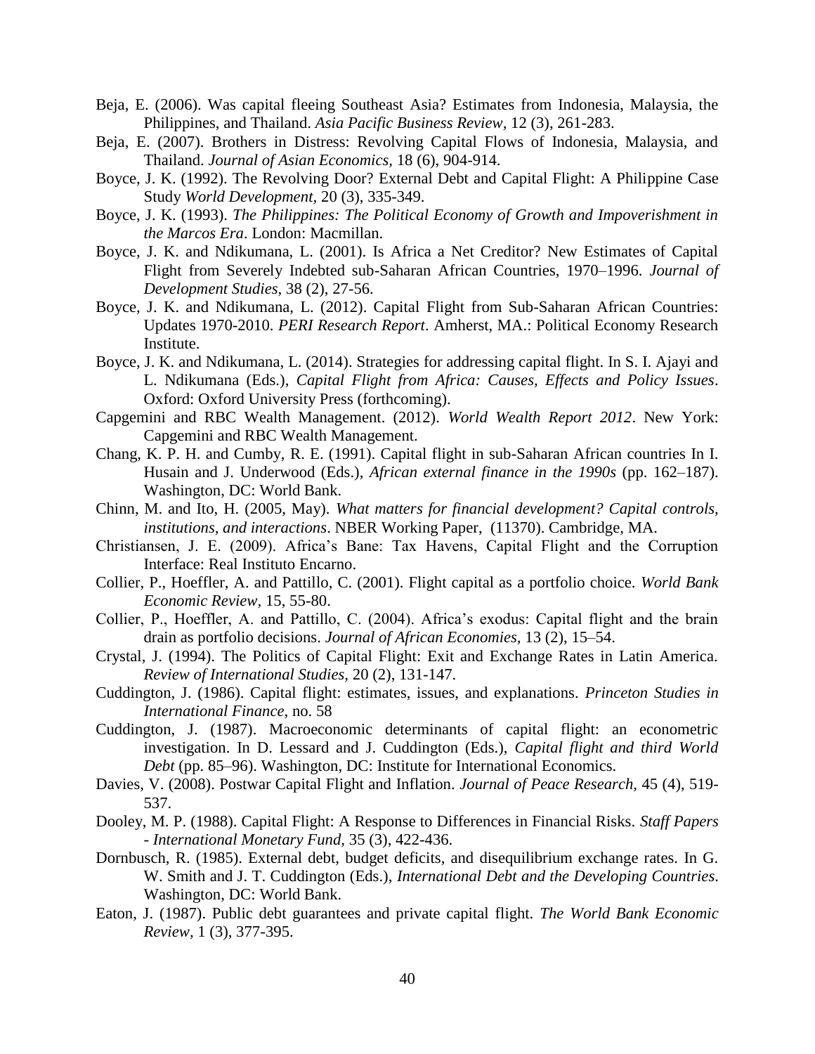Beja, E. (2006). Was capital fleeing Southeast Asia? Estimates from Indonesia, Malaysia, the Philippines, and Thailand. *Asia Pacific Business Review*, 12 (3), 261-283.

Beja, E. (2007). Brothers in Distress: Revolving Capital Flows of Indonesia, Malaysia, and Thailand. *Journal of Asian Economics*, 18 (6), 904-914.

Boyce, J. K. (1992). The Revolving Door? External Debt and Capital Flight: A Philippine Case Study *World Development,* 20 (3), 335-349.

Boyce, J. K. (1993). *The Philippines: The Political Economy of Growth and Impoverishment in the Marcos Era*. London: Macmillan.

Boyce, J. K. and Ndikumana, L. (2001). Is Africa a Net Creditor? New Estimates of Capital Flight from Severely Indebted sub-Saharan African Countries, 1970–1996. *Journal of Development Studies,* 38 (2), 27-56.

Boyce, J. K. and Ndikumana, L. (2012). Capital Flight from Sub-Saharan African Countries: Updates 1970-2010. *PERI Research Report*. Amherst, MA.: Political Economy Research Institute.

Boyce, J. K. and Ndikumana, L. (2014). Strategies for addressing capital flight. In S. I. Ajayi and L. Ndikumana (Eds.), *Capital Flight from Africa: Causes, Effects and Policy Issues*. Oxford: Oxford University Press (forthcoming).

Capgemini and RBC Wealth Management. (2012). *World Wealth Report 2012*. New York: Capgemini and RBC Wealth Management.

Chang, K. P. H. and Cumby, R. E. (1991). Capital flight in sub-Saharan African countries In I. Husain and J. Underwood (Eds.), *African external finance in the 1990s* (pp. 162–187). Washington, DC: World Bank.

Chinn, M. and Ito, H. (2005, May). *What matters for financial development? Capital controls, institutions, and interactions*. NBER Working Paper, (11370). Cambridge, MA.

Christiansen, J. E. (2009). Africa's Bane: Tax Havens, Capital Flight and the Corruption Interface: Real Instituto Encarno.

Collier, P., Hoeffler, A. and Pattillo, C. (2001). Flight capital as a portfolio choice. *World Bank Economic Review,* 15, 55-80.

Collier, P., Hoeffler, A. and Pattillo, C. (2004). Africa's exodus: Capital flight and the brain drain as portfolio decisions. *Journal of African Economies,* 13 (2), 15–54.

Crystal, J. (1994). The Politics of Capital Flight: Exit and Exchange Rates in Latin America. *Review of International Studies,* 20 (2), 131-147.

Cuddington, J. (1986). Capital flight: estimates, issues, and explanations. *Princeton Studies in International Finance,* no. 58

Cuddington, J. (1987). Macroeconomic determinants of capital flight: an econometric investigation. In D. Lessard and J. Cuddington (Eds.), *Capital flight and third World Debt* (pp. 85–96). Washington, DC: Institute for International Economics.

Davies, V. (2008). Postwar Capital Flight and Inflation. *Journal of Peace Research,* 45 (4), 519-537.

Dooley, M. P. (1988). Capital Flight: A Response to Differences in Financial Risks. *Staff Papers - International Monetary Fund,* 35 (3), 422-436.

Dornbusch, R. (1985). External debt, budget deficits, and disequilibrium exchange rates. In G. W. Smith and J. T. Cuddington (Eds.), *International Debt and the Developing Countries*. Washington, DC: World Bank.

Eaton, J. (1987). Public debt guarantees and private capital flight. *The World Bank Economic Review,* 1 (3), 377-395.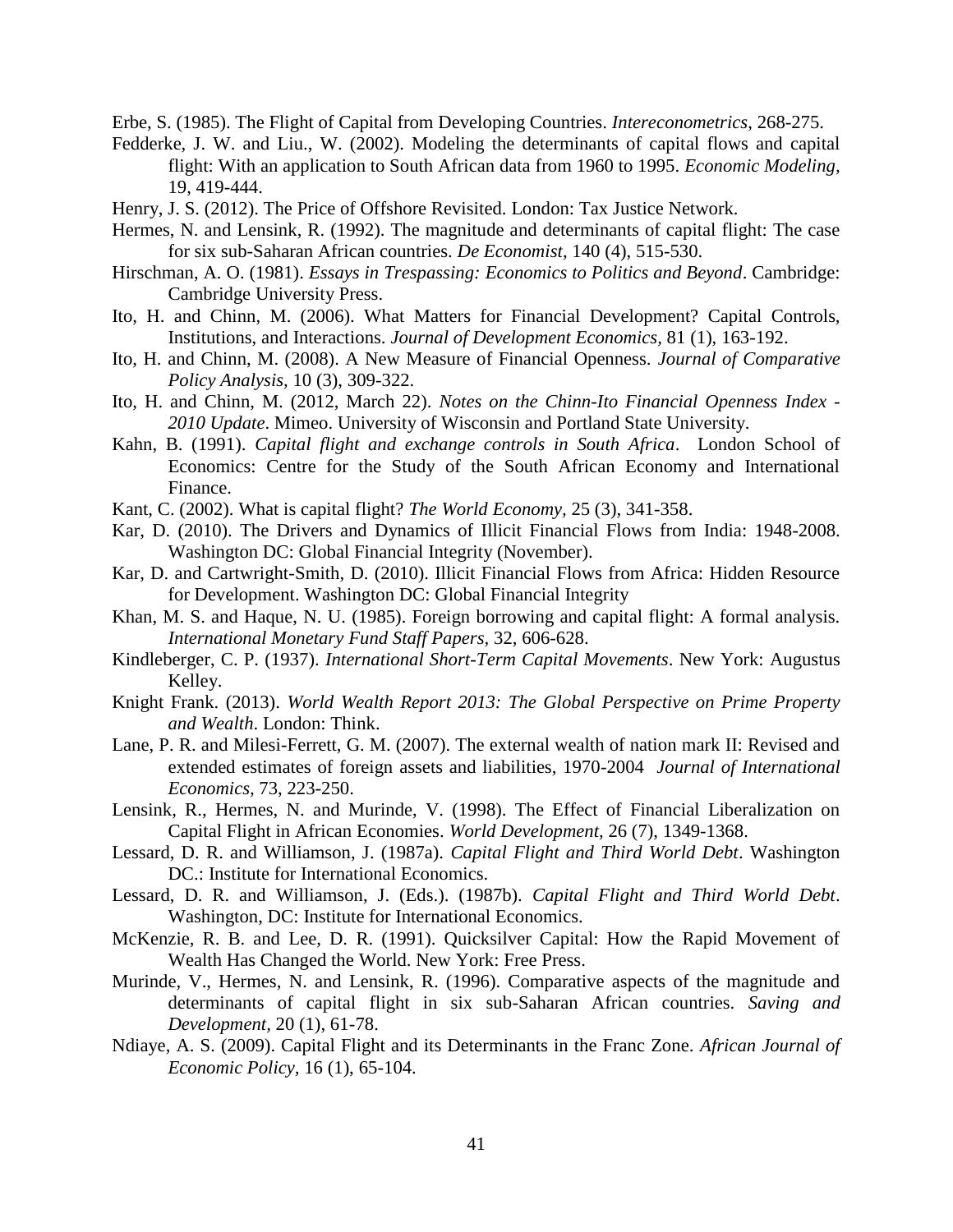Erbe, S. (1985). The Flight of Capital from Developing Countries. *Intereconometrics*, 268-275.

Fedderke, J. W. and Liu., W. (2002). Modeling the determinants of capital flows and capital flight: With an application to South African data from 1960 to 1995. *Economic Modeling*, 19, 419-444.

Henry, J. S. (2012). The Price of Offshore Revisited. London: Tax Justice Network.

Hermes, N. and Lensink, R. (1992). The magnitude and determinants of capital flight: The case for six sub-Saharan African countries. *De Economist*, 140 (4), 515-530.

Hirschman, A. O. (1981). *Essays in Trespassing: Economics to Politics and Beyond*. Cambridge: Cambridge University Press.

Ito, H. and Chinn, M. (2006). What Matters for Financial Development? Capital Controls, Institutions, and Interactions. *Journal of Development Economics*, 81 (1), 163-192.

Ito, H. and Chinn, M. (2008). A New Measure of Financial Openness. *Journal of Comparative Policy Analysis*, 10 (3), 309-322.

Ito, H. and Chinn, M. (2012, March 22). *Notes on the Chinn-Ito Financial Openness Index - 2010 Update*. Mimeo. University of Wisconsin and Portland State University.

Kahn, B. (1991). *Capital flight and exchange controls in South Africa*. London School of Economics: Centre for the Study of the South African Economy and International Finance.

Kant, C. (2002). What is capital flight? *The World Economy*, 25 (3), 341-358.

Kar, D. (2010). The Drivers and Dynamics of Illicit Financial Flows from India: 1948-2008. Washington DC: Global Financial Integrity (November).

Kar, D. and Cartwright-Smith, D. (2010). Illicit Financial Flows from Africa: Hidden Resource for Development. Washington DC: Global Financial Integrity

Khan, M. S. and Haque, N. U. (1985). Foreign borrowing and capital flight: A formal analysis. *International Monetary Fund Staff Papers*, 32, 606-628.

Kindleberger, C. P. (1937). *International Short-Term Capital Movements*. New York: Augustus Kelley.

Knight Frank. (2013). *World Wealth Report 2013: The Global Perspective on Prime Property and Wealth*. London: Think.

Lane, P. R. and Milesi-Ferrett, G. M. (2007). The external wealth of nation mark II: Revised and extended estimates of foreign assets and liabilities, 1970-2004 *Journal of International Economics*, 73, 223-250.

Lensink, R., Hermes, N. and Murinde, V. (1998). The Effect of Financial Liberalization on Capital Flight in African Economies. *World Development*, 26 (7), 1349-1368.

Lessard, D. R. and Williamson, J. (1987a). *Capital Flight and Third World Debt*. Washington DC.: Institute for International Economics.

Lessard, D. R. and Williamson, J. (Eds.). (1987b). *Capital Flight and Third World Debt*. Washington, DC: Institute for International Economics.

McKenzie, R. B. and Lee, D. R. (1991). Quicksilver Capital: How the Rapid Movement of Wealth Has Changed the World. New York: Free Press.

Murinde, V., Hermes, N. and Lensink, R. (1996). Comparative aspects of the magnitude and determinants of capital flight in six sub-Saharan African countries. *Saving and Development*, 20 (1), 61-78.

Ndiaye, A. S. (2009). Capital Flight and its Determinants in the Franc Zone. *African Journal of Economic Policy*, 16 (1), 65-104.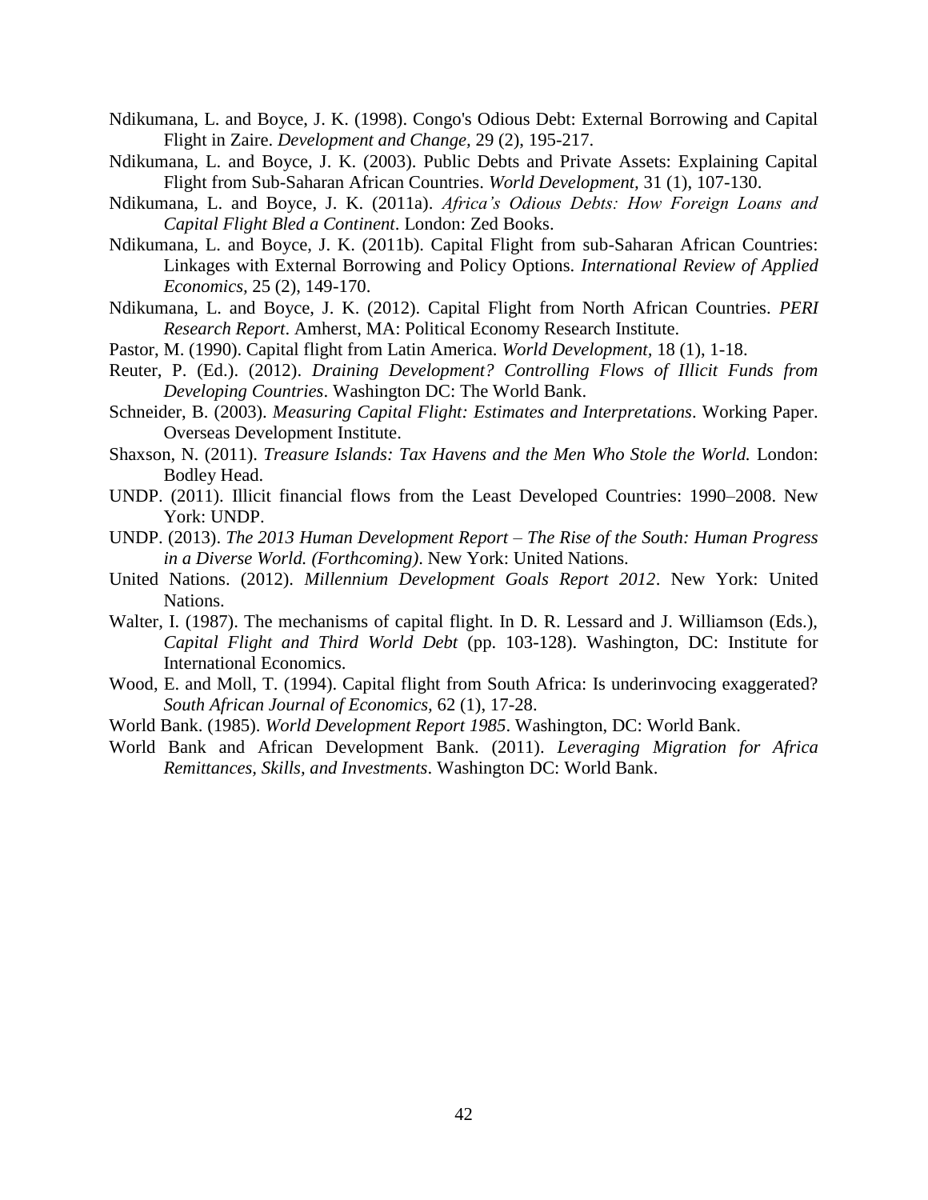Ndikumana, L. and Boyce, J. K. (1998). Congo's Odious Debt: External Borrowing and Capital Flight in Zaire. *Development and Change*, 29 (2), 195-217.

Ndikumana, L. and Boyce, J. K. (2003). Public Debts and Private Assets: Explaining Capital Flight from Sub-Saharan African Countries. *World Development*, 31 (1), 107-130.

Ndikumana, L. and Boyce, J. K. (2011a). *Africa's Odious Debts: How Foreign Loans and Capital Flight Bled a Continent*. London: Zed Books.

Ndikumana, L. and Boyce, J. K. (2011b). Capital Flight from sub-Saharan African Countries: Linkages with External Borrowing and Policy Options. *International Review of Applied Economics*, 25 (2), 149-170.

Ndikumana, L. and Boyce, J. K. (2012). Capital Flight from North African Countries. *PERI Research Report*. Amherst, MA: Political Economy Research Institute.

Pastor, M. (1990). Capital flight from Latin America. *World Development*, 18 (1), 1-18.

Reuter, P. (Ed.). (2012). *Draining Development? Controlling Flows of Illicit Funds from Developing Countries*. Washington DC: The World Bank.

Schneider, B. (2003). *Measuring Capital Flight: Estimates and Interpretations*. Working Paper. Overseas Development Institute.

Shaxson, N. (2011). *Treasure Islands: Tax Havens and the Men Who Stole the World.* London: Bodley Head.

UNDP. (2011). Illicit financial flows from the Least Developed Countries: 1990–2008. New York: UNDP.

UNDP. (2013). *The 2013 Human Development Report – The Rise of the South: Human Progress in a Diverse World. (Forthcoming)*. New York: United Nations.

United Nations. (2012). *Millennium Development Goals Report 2012*. New York: United Nations.

Walter, I. (1987). The mechanisms of capital flight. In D. R. Lessard and J. Williamson (Eds.), *Capital Flight and Third World Debt* (pp. 103-128). Washington, DC: Institute for International Economics.

Wood, E. and Moll, T. (1994). Capital flight from South Africa: Is underinvocing exaggerated? *South African Journal of Economics*, 62 (1), 17-28.

World Bank. (1985). *World Development Report 1985*. Washington, DC: World Bank.

World Bank and African Development Bank. (2011). *Leveraging Migration for Africa Remittances, Skills, and Investments*. Washington DC: World Bank.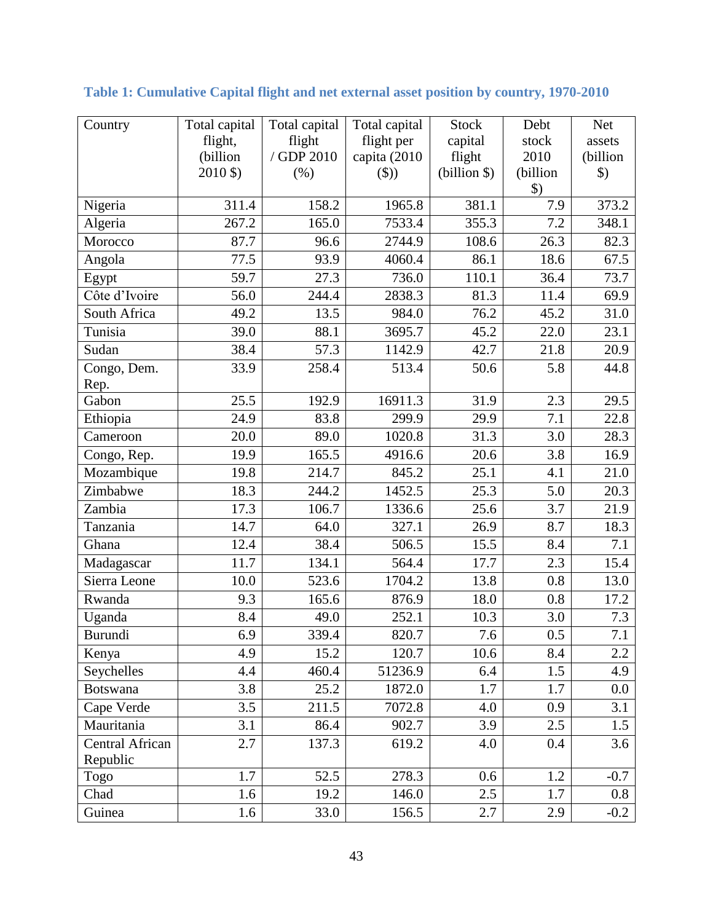**Table 1: Cumulative Capital flight and net external asset position by country, 1970-2010**

| Country | Total capital flight, (billion 2010 $) | Total capital flight / GDP 2010 (%) | Total capital flight per capita (2010 ($)) | Stock capital flight (billion $) | Debt stock 2010 (billion $) | Net assets (billion $) |
|---|---|---|---|---|---|---|
| Nigeria | 311.4 | 158.2 | 1965.8 | 381.1 | 7.9 | 373.2 |
| Algeria | 267.2 | 165.0 | 7533.4 | 355.3 | 7.2 | 348.1 |
| Morocco | 87.7 | 96.6 | 2744.9 | 108.6 | 26.3 | 82.3 |
| Angola | 77.5 | 93.9 | 4060.4 | 86.1 | 18.6 | 67.5 |
| Egypt | 59.7 | 27.3 | 736.0 | 110.1 | 36.4 | 73.7 |
| Côte d'Ivoire | 56.0 | 244.4 | 2838.3 | 81.3 | 11.4 | 69.9 |
| South Africa | 49.2 | 13.5 | 984.0 | 76.2 | 45.2 | 31.0 |
| Tunisia | 39.0 | 88.1 | 3695.7 | 45.2 | 22.0 | 23.1 |
| Sudan | 38.4 | 57.3 | 1142.9 | 42.7 | 21.8 | 20.9 |
| Congo, Dem. Rep. | 33.9 | 258.4 | 513.4 | 50.6 | 5.8 | 44.8 |
| Gabon | 25.5 | 192.9 | 16911.3 | 31.9 | 2.3 | 29.5 |
| Ethiopia | 24.9 | 83.8 | 299.9 | 29.9 | 7.1 | 22.8 |
| Cameroon | 20.0 | 89.0 | 1020.8 | 31.3 | 3.0 | 28.3 |
| Congo, Rep. | 19.9 | 165.5 | 4916.6 | 20.6 | 3.8 | 16.9 |
| Mozambique | 19.8 | 214.7 | 845.2 | 25.1 | 4.1 | 21.0 |
| Zimbabwe | 18.3 | 244.2 | 1452.5 | 25.3 | 5.0 | 20.3 |
| Zambia | 17.3 | 106.7 | 1336.6 | 25.6 | 3.7 | 21.9 |
| Tanzania | 14.7 | 64.0 | 327.1 | 26.9 | 8.7 | 18.3 |
| Ghana | 12.4 | 38.4 | 506.5 | 15.5 | 8.4 | 7.1 |
| Madagascar | 11.7 | 134.1 | 564.4 | 17.7 | 2.3 | 15.4 |
| Sierra Leone | 10.0 | 523.6 | 1704.2 | 13.8 | 0.8 | 13.0 |
| Rwanda | 9.3 | 165.6 | 876.9 | 18.0 | 0.8 | 17.2 |
| Uganda | 8.4 | 49.0 | 252.1 | 10.3 | 3.0 | 7.3 |
| Burundi | 6.9 | 339.4 | 820.7 | 7.6 | 0.5 | 7.1 |
| Kenya | 4.9 | 15.2 | 120.7 | 10.6 | 8.4 | 2.2 |
| Seychelles | 4.4 | 460.4 | 51236.9 | 6.4 | 1.5 | 4.9 |
| Botswana | 3.8 | 25.2 | 1872.0 | 1.7 | 1.7 | 0.0 |
| Cape Verde | 3.5 | 211.5 | 7072.8 | 4.0 | 0.9 | 3.1 |
| Mauritania | 3.1 | 86.4 | 902.7 | 3.9 | 2.5 | 1.5 |
| Central African Republic | 2.7 | 137.3 | 619.2 | 4.0 | 0.4 | 3.6 |
| Togo | 1.7 | 52.5 | 278.3 | 0.6 | 1.2 | -0.7 |
| Chad | 1.6 | 19.2 | 146.0 | 2.5 | 1.7 | 0.8 |
| Guinea | 1.6 | 33.0 | 156.5 | 2.7 | 2.9 | -0.2 |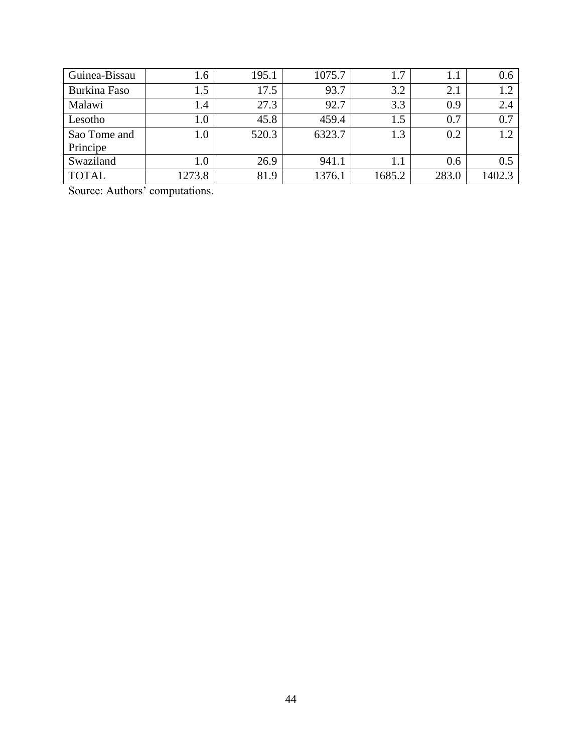| | | | | | | |
|---|---|---|---|---|---|---|
| Guinea-Bissau | 1.6 | 195.1 | 1075.7 | 1.7 | 1.1 | 0.6 |
| Burkina Faso | 1.5 | 17.5 | 93.7 | 3.2 | 2.1 | 1.2 |
| Malawi | 1.4 | 27.3 | 92.7 | 3.3 | 0.9 | 2.4 |
| Lesotho | 1.0 | 45.8 | 459.4 | 1.5 | 0.7 | 0.7 |
| Sao Tome and Principe | 1.0 | 520.3 | 6323.7 | 1.3 | 0.2 | 1.2 |
| Swaziland | 1.0 | 26.9 | 941.1 | 1.1 | 0.6 | 0.5 |
| TOTAL | 1273.8 | 81.9 | 1376.1 | 1685.2 | 283.0 | 1402.3 |

Source: Authors' computations.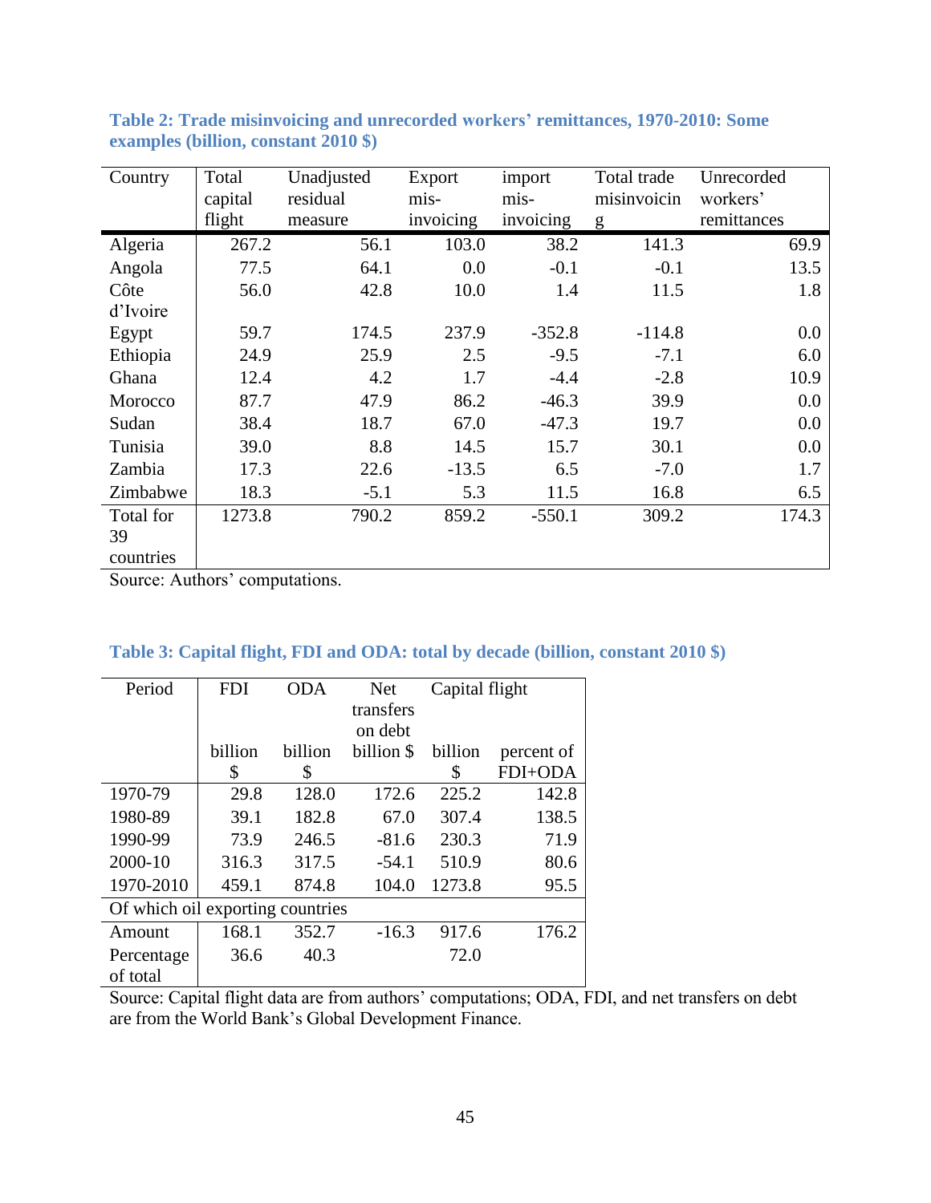**Table 2: Trade misinvoicing and unrecorded workers' remittances, 1970-2010: Some examples (billion, constant 2010 $)**

| Country | Total capital flight | Unadjusted residual measure | Export mis-invoicing | import mis-invoicing | Total trade misinvoicing | Unrecorded workers' remittances |
|---|---|---|---|---|---|---|
| Algeria | 267.2 | 56.1 | 103.0 | 38.2 | 141.3 | 69.9 |
| Angola | 77.5 | 64.1 | 0.0 | -0.1 | -0.1 | 13.5 |
| Côte d'Ivoire | 56.0 | 42.8 | 10.0 | 1.4 | 11.5 | 1.8 |
| Egypt | 59.7 | 174.5 | 237.9 | -352.8 | -114.8 | 0.0 |
| Ethiopia | 24.9 | 25.9 | 2.5 | -9.5 | -7.1 | 6.0 |
| Ghana | 12.4 | 4.2 | 1.7 | -4.4 | -2.8 | 10.9 |
| Morocco | 87.7 | 47.9 | 86.2 | -46.3 | 39.9 | 0.0 |
| Sudan | 38.4 | 18.7 | 67.0 | -47.3 | 19.7 | 0.0 |
| Tunisia | 39.0 | 8.8 | 14.5 | 15.7 | 30.1 | 0.0 |
| Zambia | 17.3 | 22.6 | -13.5 | 6.5 | -7.0 | 1.7 |
| Zimbabwe | 18.3 | -5.1 | 5.3 | 11.5 | 16.8 | 6.5 |
| Total for 39 countries | 1273.8 | 790.2 | 859.2 | -550.1 | 309.2 | 174.3 |

Source: Authors' computations.

**Table 3: Capital flight, FDI and ODA: total by decade (billion, constant 2010 $)**

| Period | FDI | ODA | Net transfers on debt | Capital flight | |
|---|---|---|---|---|---|
| | billion $ | billion $ | billion $ | billion $ | percent of FDI+ODA |
| 1970-79 | 29.8 | 128.0 | 172.6 | 225.2 | 142.8 |
| 1980-89 | 39.1 | 182.8 | 67.0 | 307.4 | 138.5 |
| 1990-99 | 73.9 | 246.5 | -81.6 | 230.3 | 71.9 |
| 2000-10 | 316.3 | 317.5 | -54.1 | 510.9 | 80.6 |
| 1970-2010 | 459.1 | 874.8 | 104.0 | 1273.8 | 95.5 |
| Of which oil exporting countries | | | | | |
| Amount | 168.1 | 352.7 | -16.3 | 917.6 | 176.2 |
| Percentage of total | 36.6 | 40.3 | | 72.0 | |

Source: Capital flight data are from authors' computations; ODA, FDI, and net transfers on debt are from the World Bank's Global Development Finance.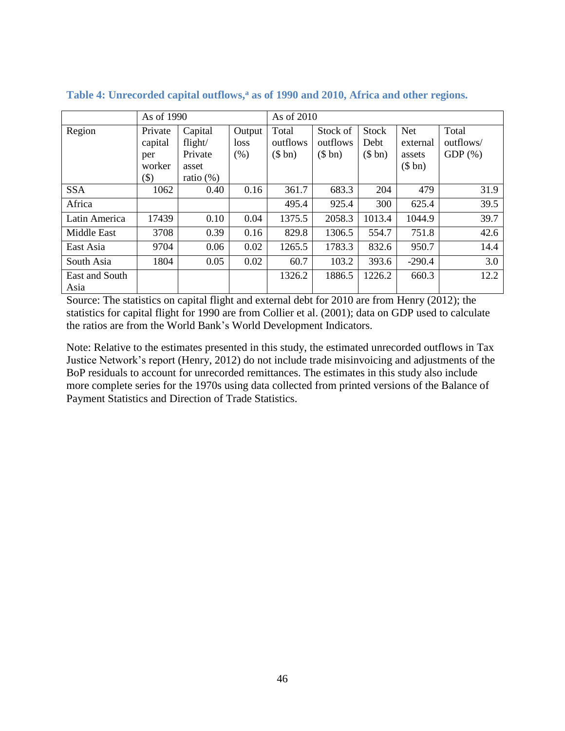**Table 4: Unrecorded capital outflows,[a] as of 1990 and 2010, Africa and other regions.**

| | As of 1990 | | | As of 2010 | | | | |
|---|---|---|---|---|---|---|---|---|
| Region | Private capital per worker ($) | Capital flight/ Private asset ratio (%) | Output loss (%) | Total outflows ($ bn) | Stock of outflows ($ bn) | Stock Debt ($ bn) | Net external assets ($ bn) | Total outflows/ GDP (%) |
| SSA | 1062 | 0.40 | 0.16 | 361.7 | 683.3 | 204 | 479 | 31.9 |
| Africa | | | | 495.4 | 925.4 | 300 | 625.4 | 39.5 |
| Latin America | 17439 | 0.10 | 0.04 | 1375.5 | 2058.3 | 1013.4 | 1044.9 | 39.7 |
| Middle East | 3708 | 0.39 | 0.16 | 829.8 | 1306.5 | 554.7 | 751.8 | 42.6 |
| East Asia | 9704 | 0.06 | 0.02 | 1265.5 | 1783.3 | 832.6 | 950.7 | 14.4 |
| South Asia | 1804 | 0.05 | 0.02 | 60.7 | 103.2 | 393.6 | -290.4 | 3.0 |
| East and South Asia | | | | 1326.2 | 1886.5 | 1226.2 | 660.3 | 12.2 |

Source: The statistics on capital flight and external debt for 2010 are from Henry (2012); the statistics for capital flight for 1990 are from Collier et al. (2001); data on GDP used to calculate the ratios are from the World Bank's World Development Indicators.

Note: Relative to the estimates presented in this study, the estimated unrecorded outflows in Tax Justice Network's report (Henry, 2012) do not include trade misinvoicing and adjustments of the BoP residuals to account for unrecorded remittances. The estimates in this study also include more complete series for the 1970s using data collected from printed versions of the Balance of Payment Statistics and Direction of Trade Statistics.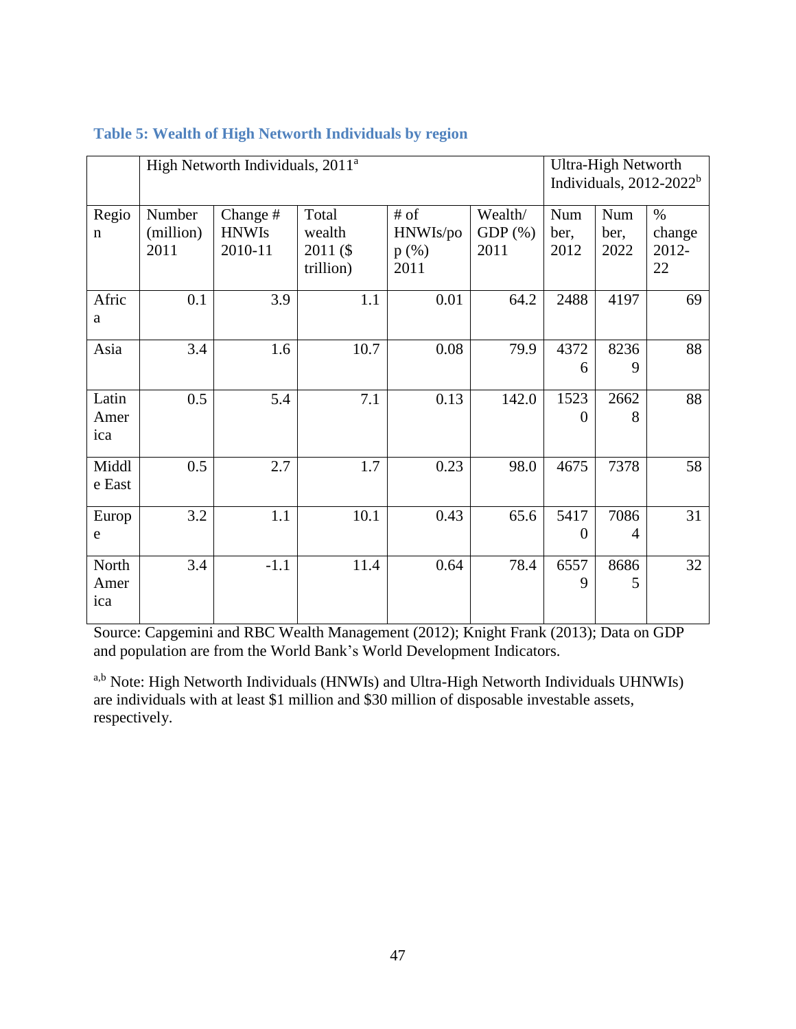### Table 5: Wealth of High Networth Individuals by region

| | High Networth Individuals, 2011[a] | | | | | Ultra-High Networth Individuals, 2012-2022[b] | | |
|---|---|---|---|---|---|---|---|---|
| Region | Number (million) 2011 | Change # HNWIs 2010-11 | Total wealth 2011 ($ trillion) | # of HNWIs/pop (%) 2011 | Wealth/ GDP (%) 2011 | Number, 2012 | Number, 2022 | % change 2012-22 |
| Africa | 0.1 | 3.9 | 1.1 | 0.01 | 64.2 | 2488 | 4197 | 69 |
| Asia | 3.4 | 1.6 | 10.7 | 0.08 | 79.9 | 43726 | 82369 | 88 |
| Latin America | 0.5 | 5.4 | 7.1 | 0.13 | 142.0 | 15230 | 26628 | 88 |
| Middle East | 0.5 | 2.7 | 1.7 | 0.23 | 98.0 | 4675 | 7378 | 58 |
| Europe | 3.2 | 1.1 | 10.1 | 0.43 | 65.6 | 54170 | 70864 | 31 |
| North America | 3.4 | -1.1 | 11.4 | 0.64 | 78.4 | 65579 | 86865 | 32 |

Source: Capgemini and RBC Wealth Management (2012); Knight Frank (2013); Data on GDP and population are from the World Bank's World Development Indicators.

[a,b] Note: High Networth Individuals (HNWIs) and Ultra-High Networth Individuals UHNWIs) are individuals with at least $1 million and $30 million of disposable investable assets, respectively.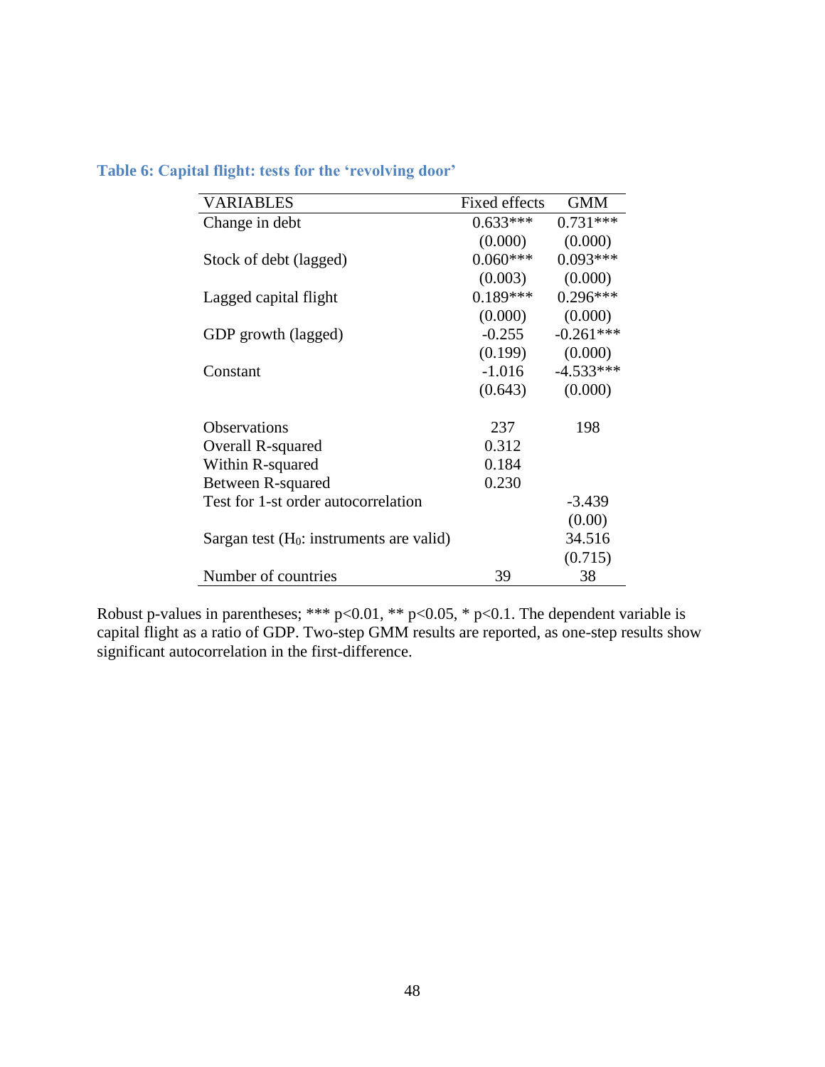**Table 6: Capital flight: tests for the 'revolving door'**

| VARIABLES | Fixed effects | GMM |
|---|---|---|
| Change in debt | 0.633*** | 0.731*** |
| | (0.000) | (0.000) |
| Stock of debt (lagged) | 0.060*** | 0.093*** |
| | (0.003) | (0.000) |
| Lagged capital flight | 0.189*** | 0.296*** |
| | (0.000) | (0.000) |
| GDP growth (lagged) | -0.255 | -0.261*** |
| | (0.199) | (0.000) |
| Constant | -1.016 | -4.533*** |
| | (0.643) | (0.000) |
| | | |
| Observations | 237 | 198 |
| Overall R-squared | 0.312 | |
| Within R-squared | 0.184 | |
| Between R-squared | 0.230 | |
| Test for 1-st order autocorrelation | | -3.439 |
| | | (0.00) |
| Sargan test ($H_0$: instruments are valid) | | 34.516 |
| | | (0.715) |
| Number of countries | 39 | 38 |

Robust p-values in parentheses; *** p<0.01, ** p<0.05, * p<0.1. The dependent variable is capital flight as a ratio of GDP. Two-step GMM results are reported, as one-step results show significant autocorrelation in the first-difference.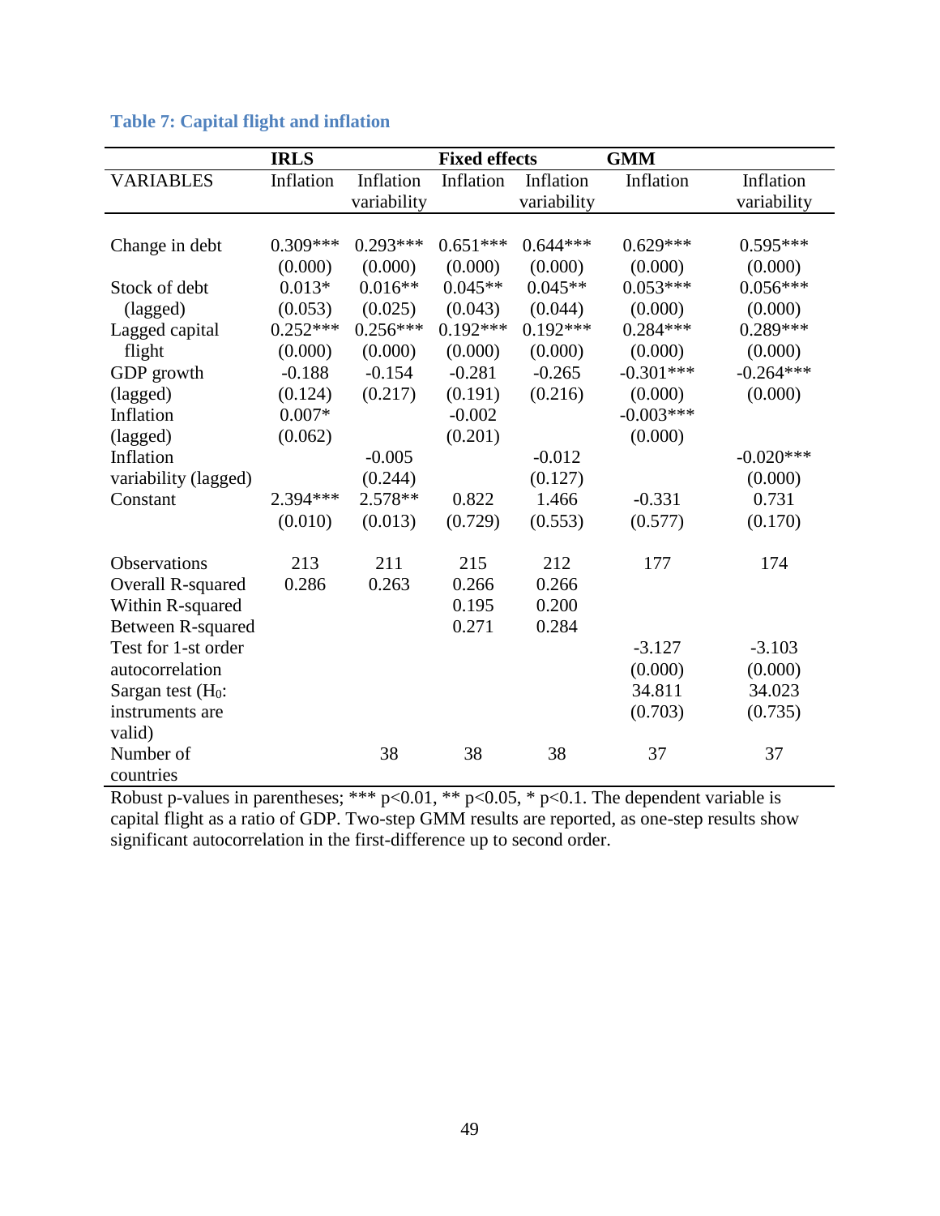### Table 7: Capital flight and inflation

| | IRLS | | Fixed effects | | GMM | |
|---|---|---|---|---|---|---|
| VARIABLES | Inflation | Inflation variability | Inflation | Inflation variability | Inflation | Inflation variability |
| Change in debt | 0.309*** | 0.293*** | 0.651*** | 0.644*** | 0.629*** | 0.595*** |
| | (0.000) | (0.000) | (0.000) | (0.000) | (0.000) | (0.000) |
| Stock of debt (lagged) | 0.013* | 0.016** | 0.045** | 0.045** | 0.053*** | 0.056*** |
| | (0.053) | (0.025) | (0.043) | (0.044) | (0.000) | (0.000) |
| Lagged capital flight | 0.252*** | 0.256*** | 0.192*** | 0.192*** | 0.284*** | 0.289*** |
| | (0.000) | (0.000) | (0.000) | (0.000) | (0.000) | (0.000) |
| GDP growth (lagged) | -0.188 | -0.154 | -0.281 | -0.265 | -0.301*** | -0.264*** |
| | (0.124) | (0.217) | (0.191) | (0.216) | (0.000) | (0.000) |
| Inflation (lagged) | 0.007* | | -0.002 | | -0.003*** | |
| | (0.062) | | (0.201) | | (0.000) | |
| Inflation variability (lagged) | | -0.005 | | -0.012 | | -0.020*** |
| | | (0.244) | | (0.127) | | (0.000) |
| Constant | 2.394*** | 2.578** | 0.822 | 1.466 | -0.331 | 0.731 |
| | (0.010) | (0.013) | (0.729) | (0.553) | (0.577) | (0.170) |
| Observations | 213 | 211 | 215 | 212 | 177 | 174 |
| Overall R-squared | 0.286 | 0.263 | 0.266 | 0.266 | | |
| Within R-squared | | | 0.195 | 0.200 | | |
| Between R-squared | | | 0.271 | 0.284 | | |
| Test for 1-st order autocorrelation | | | | | -3.127 | -3.103 |
| | | | | | (0.000) | (0.000) |
| Sargan test ($H_0$: instruments are valid) | | | | | 34.811 | 34.023 |
| | | | | | (0.703) | (0.735) |
| Number of countries | | 38 | 38 | 38 | 37 | 37 |

Robust p-values in parentheses; *** p<0.01, ** p<0.05, * p<0.1. The dependent variable is capital flight as a ratio of GDP. Two-step GMM results are reported, as one-step results show significant autocorrelation in the first-difference up to second order.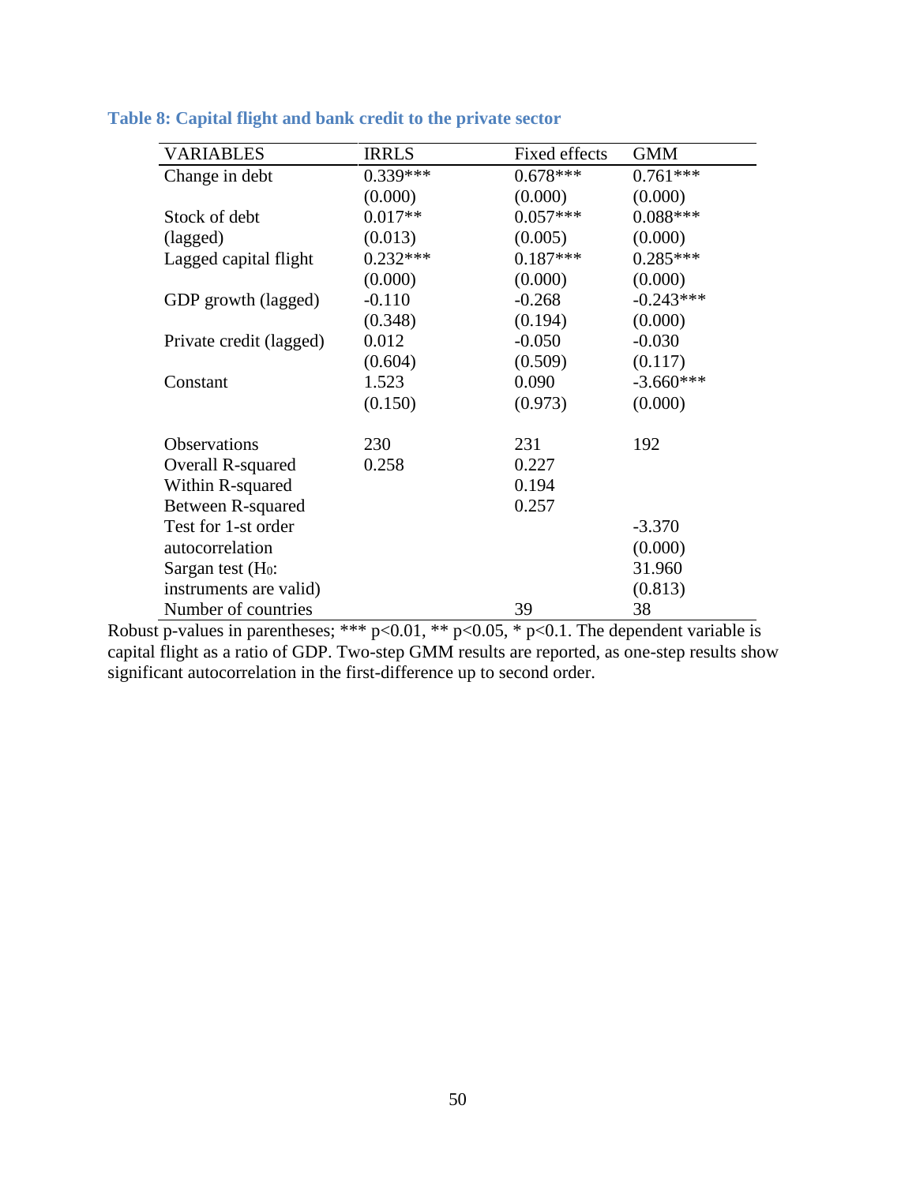### Table 8: Capital flight and bank credit to the private sector

| VARIABLES | IRRLS | Fixed effects | GMM |
|---|---|---|---|
| Change in debt | 0.339*** | 0.678*** | 0.761*** |
| | (0.000) | (0.000) | (0.000) |
| Stock of debt | 0.017** | 0.057*** | 0.088*** |
| (lagged) | (0.013) | (0.005) | (0.000) |
| Lagged capital flight | 0.232*** | 0.187*** | 0.285*** |
| | (0.000) | (0.000) | (0.000) |
| GDP growth (lagged) | -0.110 | -0.268 | -0.243*** |
| | (0.348) | (0.194) | (0.000) |
| Private credit (lagged) | 0.012 | -0.050 | -0.030 |
| | (0.604) | (0.509) | (0.117) |
| Constant | 1.523 | 0.090 | -3.660*** |
| | (0.150) | (0.973) | (0.000) |
| | | | |
| Observations | 230 | 231 | 192 |
| Overall R-squared | 0.258 | 0.227 | |
| Within R-squared | | 0.194 | |
| Between R-squared | | 0.257 | |
| Test for 1-st order | | | -3.370 |
| autocorrelation | | | (0.000) |
| Sargan test ($H_0$: | | | 31.960 |
| instruments are valid) | | | (0.813) |
| Number of countries | | 39 | 38 |

Robust p-values in parentheses; *** p<0.01, ** p<0.05, * p<0.1. The dependent variable is capital flight as a ratio of GDP. Two-step GMM results are reported, as one-step results show significant autocorrelation in the first-difference up to second order.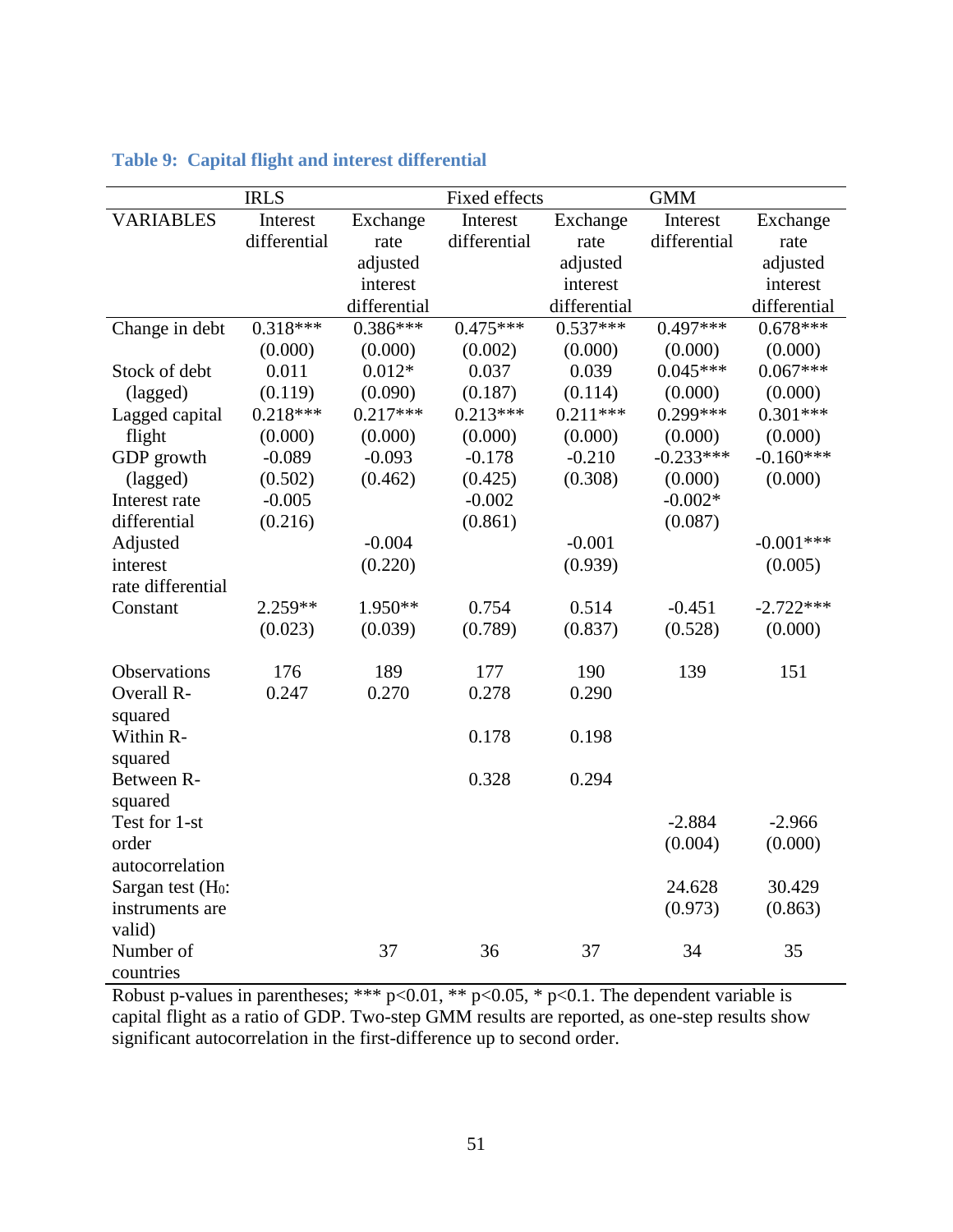**Table 9: Capital flight and interest differential**

| | IRLS | | Fixed effects | | GMM | |
|---|---|---|---|---|---|---|
| VARIABLES | Interest differential | Exchange rate adjusted interest differential | Interest differential | Exchange rate adjusted interest differential | Interest differential | Exchange rate adjusted interest differential |
| Change in debt | 0.318*** | 0.386*** | 0.475*** | 0.537*** | 0.497*** | 0.678*** |
| | (0.000) | (0.000) | (0.002) | (0.000) | (0.000) | (0.000) |
| Stock of debt (lagged) | 0.011 | 0.012* | 0.037 | 0.039 | 0.045*** | 0.067*** |
| | (0.119) | (0.090) | (0.187) | (0.114) | (0.000) | (0.000) |
| Lagged capital flight | 0.218*** | 0.217*** | 0.213*** | 0.211*** | 0.299*** | 0.301*** |
| | (0.000) | (0.000) | (0.000) | (0.000) | (0.000) | (0.000) |
| GDP growth (lagged) | -0.089 | -0.093 | -0.178 | -0.210 | -0.233*** | -0.160*** |
| | (0.502) | (0.462) | (0.425) | (0.308) | (0.000) | (0.000) |
| Interest rate differential | -0.005 | | -0.002 | | -0.002* | |
| | (0.216) | | (0.861) | | (0.087) | |
| Adjusted interest rate differential | | -0.004 | | -0.001 | | -0.001*** |
| | | (0.220) | | (0.939) | | (0.005) |
| Constant | 2.259** | 1.950** | 0.754 | 0.514 | -0.451 | -2.722*** |
| | (0.023) | (0.039) | (0.789) | (0.837) | (0.528) | (0.000) |
| Observations | 176 | 189 | 177 | 190 | 139 | 151 |
| Overall R-squared | 0.247 | 0.270 | 0.278 | 0.290 | | |
| Within R-squared | | | 0.178 | 0.198 | | |
| Between R-squared | | | 0.328 | 0.294 | | |
| Test for 1-st order autocorrelation | | | | | -2.884 | -2.966 |
| | | | | | (0.004) | (0.000) |
| Sargan test ($H_0$: instruments are valid) | | | | | 24.628 | 30.429 |
| | | | | | (0.973) | (0.863) |
| Number of countries | | 37 | 36 | 37 | 34 | 35 |

Robust p-values in parentheses; *** p<0.01, ** p<0.05, * p<0.1. The dependent variable is capital flight as a ratio of GDP. Two-step GMM results are reported, as one-step results show significant autocorrelation in the first-difference up to second order.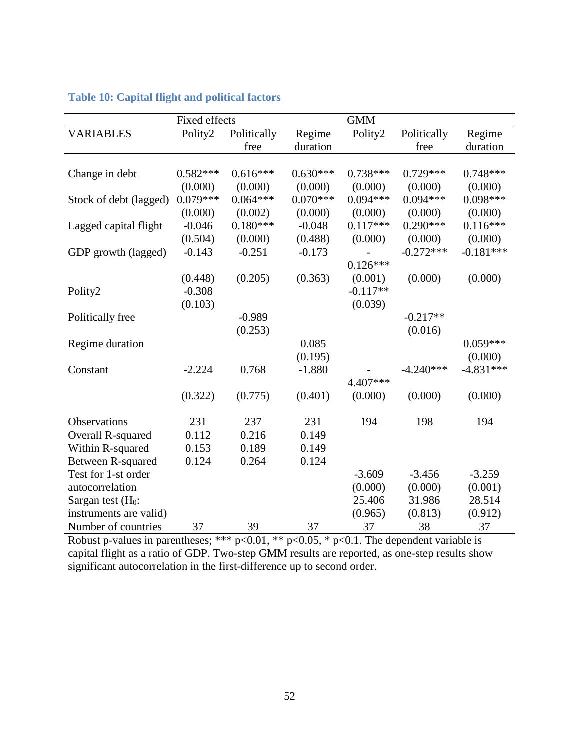### Table 10: Capital flight and political factors

| | Fixed effects | | | GMM | | |
|---|---|---|---|---|---|---|
| VARIABLES | Polity2 | Politically free | Regime duration | Polity2 | Politically free | Regime duration |
| Change in debt | 0.582*** | 0.616*** | 0.630*** | 0.738*** | 0.729*** | 0.748*** |
| | (0.000) | (0.000) | (0.000) | (0.000) | (0.000) | (0.000) |
| Stock of debt (lagged) | 0.079*** | 0.064*** | 0.070*** | 0.094*** | 0.094*** | 0.098*** |
| | (0.000) | (0.002) | (0.000) | (0.000) | (0.000) | (0.000) |
| Lagged capital flight | -0.046 | 0.180*** | -0.048 | 0.117*** | 0.290*** | 0.116*** |
| | (0.504) | (0.000) | (0.488) | (0.000) | (0.000) | (0.000) |
| GDP growth (lagged) | -0.143 | -0.251 | -0.173 | -0.126*** | -0.272*** | -0.181*** |
| | (0.448) | (0.205) | (0.363) | (0.001) | (0.000) | (0.000) |
| Polity2 | -0.308 | | | -0.117** | | |
| | (0.103) | | | (0.039) | | |
| Politically free | | -0.989 | | | -0.217** | |
| | | (0.253) | | | (0.016) | |
| Regime duration | | | 0.085 | | | 0.059*** |
| | | | (0.195) | | | (0.000) |
| Constant | -2.224 | 0.768 | -1.880 | -4.407*** | -4.240*** | -4.831*** |
| | (0.322) | (0.775) | (0.401) | (0.000) | (0.000) | (0.000) |
| Observations | 231 | 237 | 231 | 194 | 198 | 194 |
| Overall R-squared | 0.112 | 0.216 | 0.149 | | | |
| Within R-squared | 0.153 | 0.189 | 0.149 | | | |
| Between R-squared | 0.124 | 0.264 | 0.124 | | | |
| Test for 1-st order autocorrelation | | | | -3.609 | -3.456 | -3.259 |
| | | | | (0.000) | (0.000) | (0.001) |
| Sargan test ($H_0$: instruments are valid) | | | | 25.406 | 31.986 | 28.514 |
| | | | | (0.965) | (0.813) | (0.912) |
| Number of countries | 37 | 39 | 37 | 37 | 38 | 37 |

Robust p-values in parentheses; *** p<0.01, ** p<0.05, * p<0.1. The dependent variable is capital flight as a ratio of GDP. Two-step GMM results are reported, as one-step results show significant autocorrelation in the first-difference up to second order.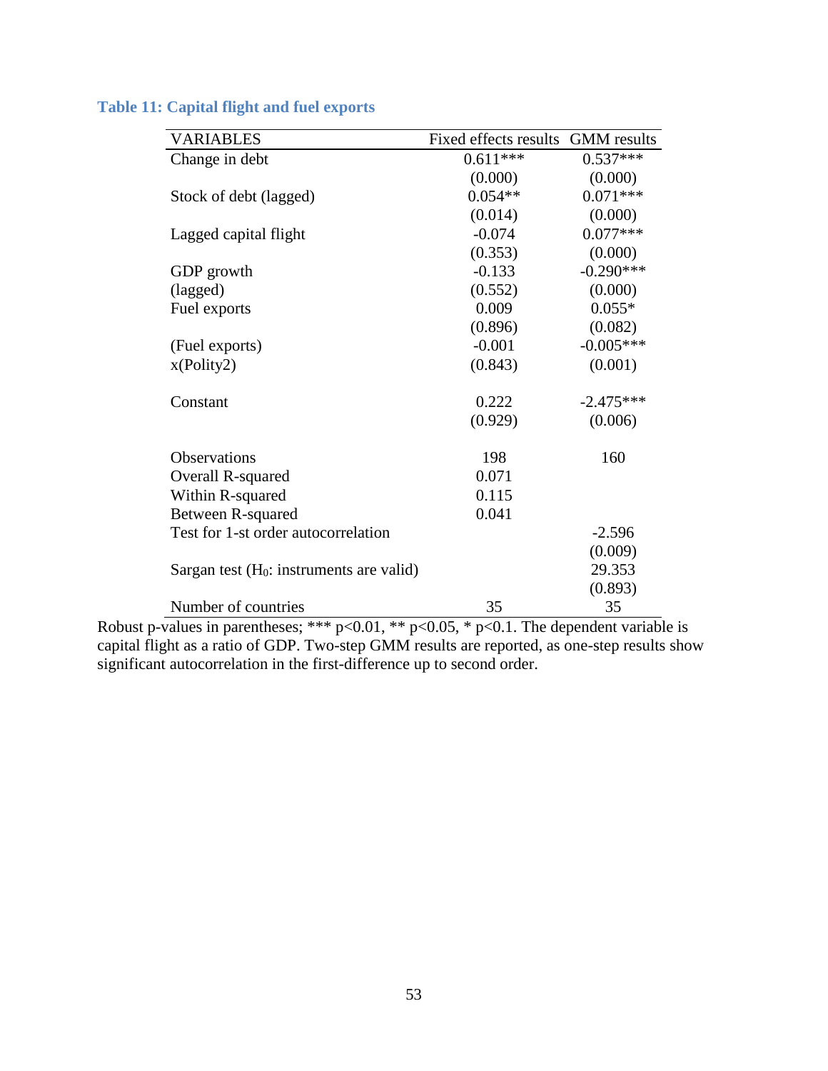### Table 11: Capital flight and fuel exports

| VARIABLES | Fixed effects results | GMM results |
|---|---|---|
| Change in debt | 0.611*** | 0.537*** |
| | (0.000) | (0.000) |
| Stock of debt (lagged) | 0.054** | 0.071*** |
| | (0.014) | (0.000) |
| Lagged capital flight | -0.074 | 0.077*** |
| | (0.353) | (0.000) |
| GDP growth | -0.133 | -0.290*** |
| (lagged) | (0.552) | (0.000) |
| Fuel exports | 0.009 | 0.055* |
| | (0.896) | (0.082) |
| (Fuel exports) | -0.001 | -0.005*** |
| x(Polity2) | (0.843) | (0.001) |
| Constant | 0.222 | -2.475*** |
| | (0.929) | (0.006) |
| Observations | 198 | 160 |
| Overall R-squared | 0.071 | |
| Within R-squared | 0.115 | |
| Between R-squared | 0.041 | |
| Test for 1-st order autocorrelation | | -2.596 |
| | | (0.009) |
| Sargan test ($H_0$: instruments are valid) | | 29.353 |
| | | (0.893) |
| Number of countries | 35 | 35 |

Robust p-values in parentheses; *** p<0.01, ** p<0.05, * p<0.1. The dependent variable is capital flight as a ratio of GDP. Two-step GMM results are reported, as one-step results show significant autocorrelation in the first-difference up to second order.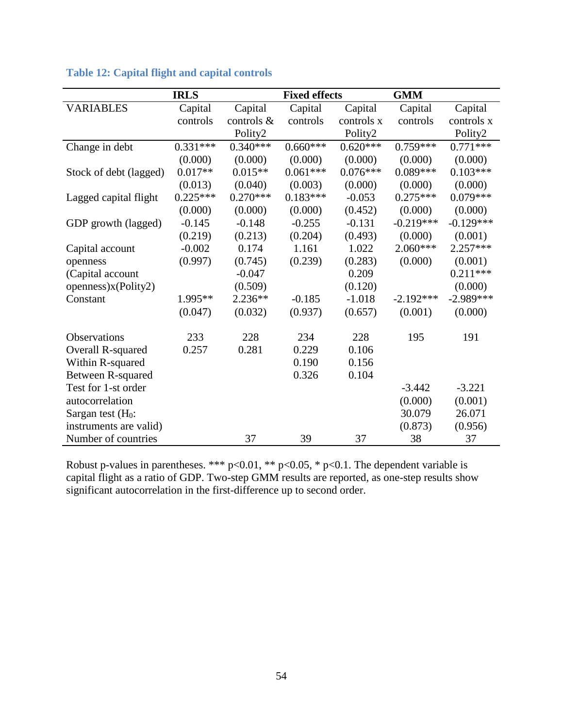### Table 12: Capital flight and capital controls

| | IRLS | | Fixed effects | | GMM | |
|---|---|---|---|---|---|---|
| VARIABLES | Capital controls | Capital controls & Polity2 | Capital controls | Capital controls x Polity2 | Capital controls | Capital controls x Polity2 |
| Change in debt | 0.331*** | 0.340*** | 0.660*** | 0.620*** | 0.759*** | 0.771*** |
| | (0.000) | (0.000) | (0.000) | (0.000) | (0.000) | (0.000) |
| Stock of debt (lagged) | 0.017** | 0.015** | 0.061*** | 0.076*** | 0.089*** | 0.103*** |
| | (0.013) | (0.040) | (0.003) | (0.000) | (0.000) | (0.000) |
| Lagged capital flight | 0.225*** | 0.270*** | 0.183*** | -0.053 | 0.275*** | 0.079*** |
| | (0.000) | (0.000) | (0.000) | (0.452) | (0.000) | (0.000) |
| GDP growth (lagged) | -0.145 | -0.148 | -0.255 | -0.131 | -0.219*** | -0.129*** |
| | (0.219) | (0.213) | (0.204) | (0.493) | (0.000) | (0.001) |
| Capital account openness | -0.002 | 0.174 | 1.161 | 1.022 | 2.060*** | 2.257*** |
| | (0.997) | (0.745) | (0.239) | (0.283) | (0.000) | (0.001) |
| (Capital account openness)x(Polity2) | | -0.047 | | 0.209 | | 0.211*** |
| | | (0.509) | | (0.120) | | (0.000) |
| Constant | 1.995** | 2.236** | -0.185 | -1.018 | -2.192*** | -2.989*** |
| | (0.047) | (0.032) | (0.937) | (0.657) | (0.001) | (0.000) |
| | | | | | | |
| Observations | 233 | 228 | 234 | 228 | 195 | 191 |
| Overall R-squared | 0.257 | 0.281 | 0.229 | 0.106 | | |
| Within R-squared | | | 0.190 | 0.156 | | |
| Between R-squared | | | 0.326 | 0.104 | | |
| Test for 1-st order autocorrelation | | | | | -3.442 | -3.221 |
| | | | | | (0.000) | (0.001) |
| Sargan test ($H_0$: instruments are valid) | | | | | 30.079 | 26.071 |
| | | | | | (0.873) | (0.956) |
| Number of countries | | 37 | 39 | 37 | 38 | 37 |

Robust p-values in parentheses. *** p<0.01, ** p<0.05, * p<0.1. The dependent variable is capital flight as a ratio of GDP. Two-step GMM results are reported, as one-step results show significant autocorrelation in the first-difference up to second order.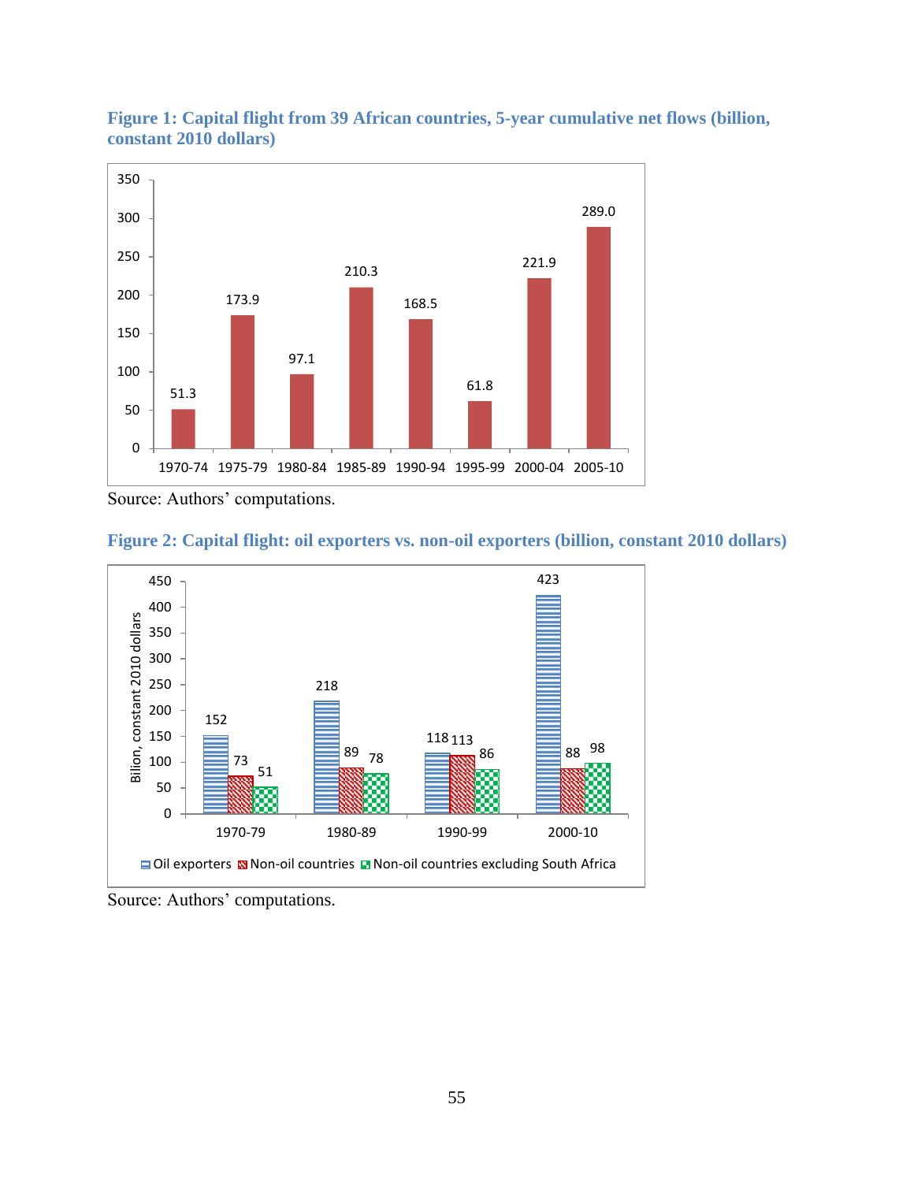**Figure 1: Capital flight from 39 African countries, 5-year cumulative net flows (billion, constant 2010 dollars)**

| Period | Capital flight |
|---|---|
| 1970-74 | 51.3 |
| 1975-79 | 173.9 |
| 1980-84 | 97.1 |
| 1985-89 | 210.3 |
| 1990-94 | 168.5 |
| 1995-99 | 61.8 |
| 2000-04 | 221.9 |
| 2005-10 | 289.0 |

Source: Authors' computations.

**Figure 2: Capital flight: oil exporters vs. non-oil exporters (billion, constant 2010 dollars)**

| Period | Oil exporters | Non-oil countries | Non-oil countries excluding South Africa |
|---|---|---|---|
| 1970-79 | 152 | 73 | 51 |
| 1980-89 | 218 | 89 | 78 |
| 1990-99 | 118 | 113 | 86 |
| 2000-10 | 423 | 88 | 98 |

Source: Authors' computations.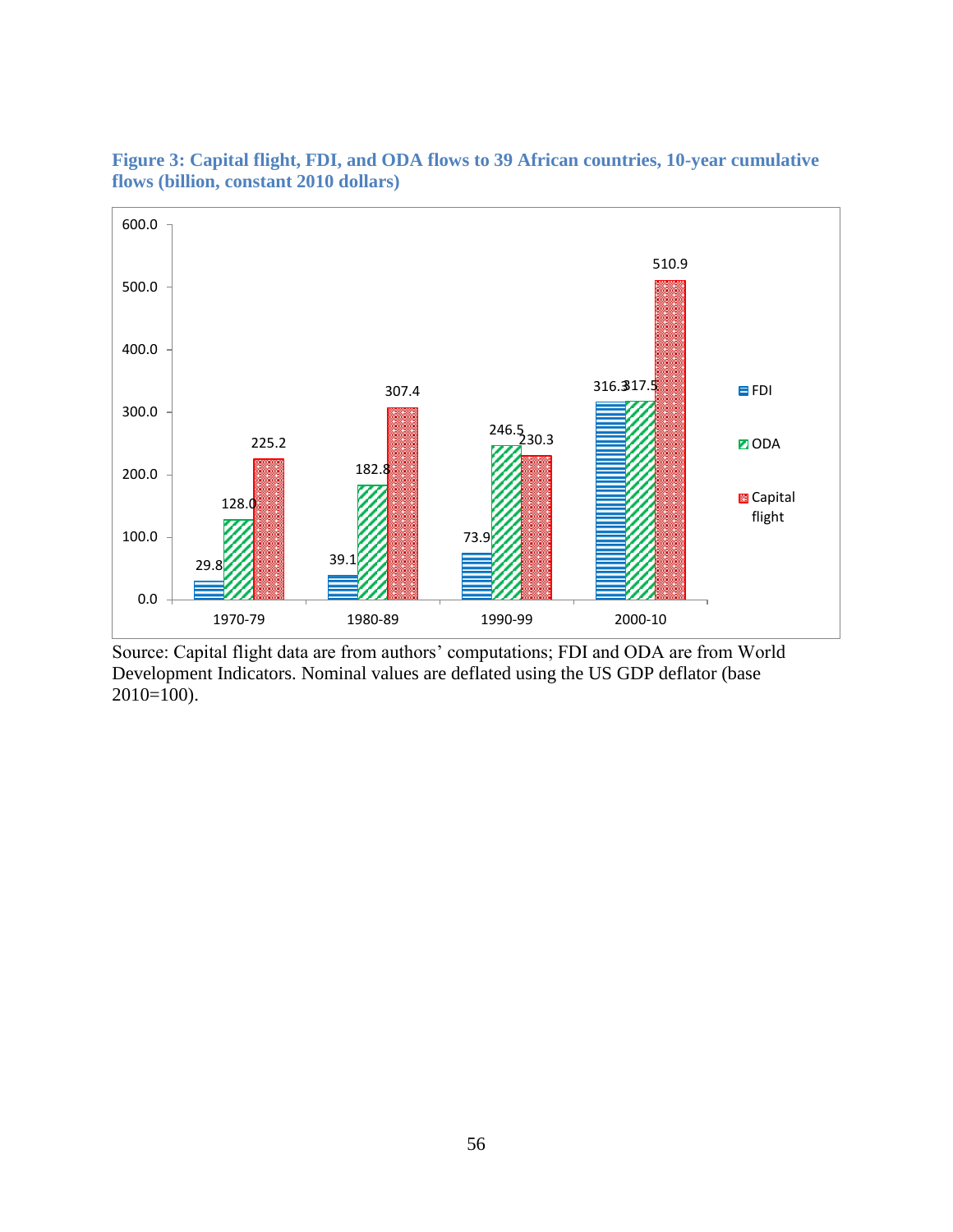**Figure 3: Capital flight, FDI, and ODA flows to 39 African countries, 10-year cumulative flows (billion, constant 2010 dollars)**

| | FDI | ODA | Capital flight |
|---|---|---|---|
| 1970-79 | 29.8 | 128.0 | 225.2 |
| 1980-89 | 39.1 | 182.8 | 307.4 |
| 1990-99 | 73.9 | 246.5 | 230.3 |
| 2000-10 | 316.3 | 317.5 | 510.9 |

Source: Capital flight data are from authors' computations; FDI and ODA are from World Development Indicators. Nominal values are deflated using the US GDP deflator (base 2010=100).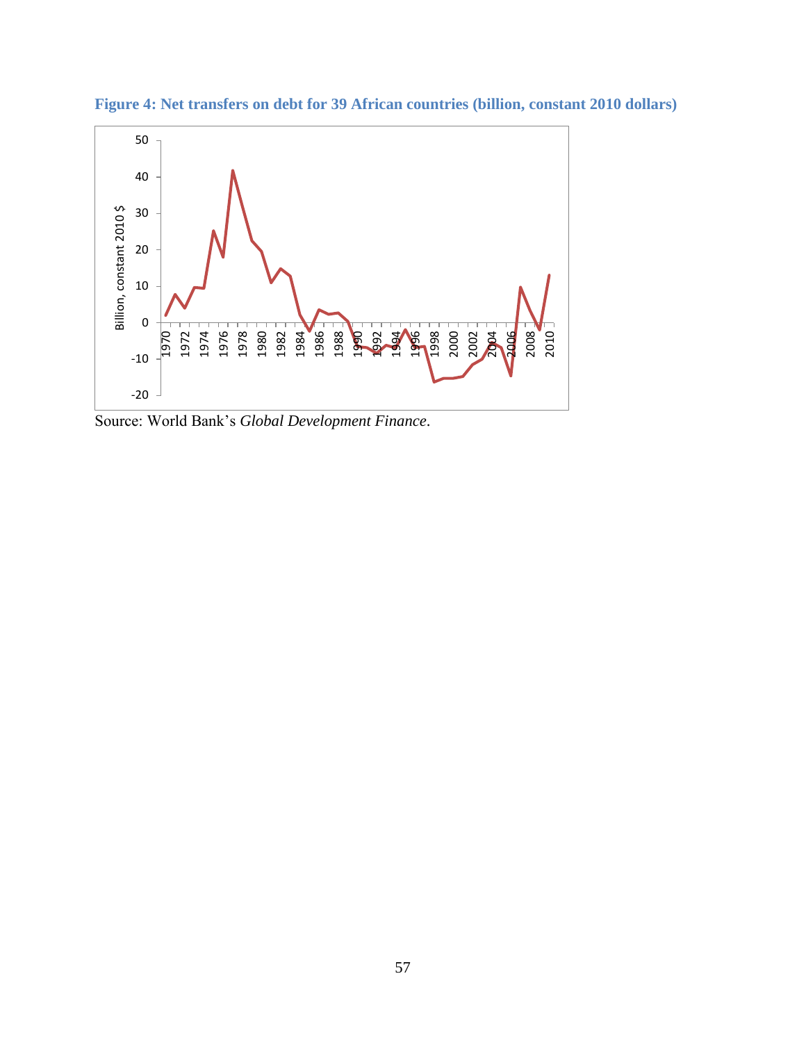**Figure 4: Net transfers on debt for 39 African countries (billion, constant 2010 dollars)**

Source: World Bank's *Global Development Finance*.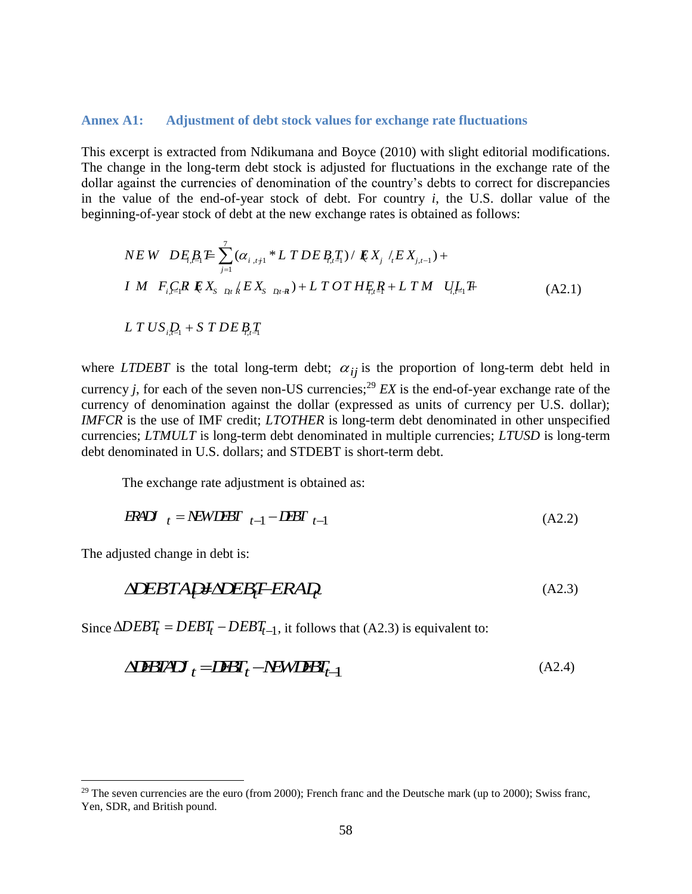### Annex A1: Adjustment of debt stock values for exchange rate fluctuations

This excerpt is extracted from Ndikumana and Boyce (2010) with slight editorial modifications. The change in the long-term debt stock is adjusted for fluctuations in the exchange rate of the dollar against the currencies of denomination of the country's debts to correct for discrepancies in the value of the end-of-year stock of debt. For country *i*, the U.S. dollar value of the beginning-of-year stock of debt at the new exchange rates is obtained as follows:

$$NEWDEBT_{i,t-1} = \sum_{j=1}^{7} (\alpha_{i,j,t-1} * LTDEBT_{i,t-1}) / (EX_{j,t} / EX_{j,t-1}) + IMFCR_{i,t-1} (EX_{SDR,t} / EX_{SDR,t-1}) + LTOTHER_{i,t-1} + LTMULT_{i,t-1} + LTUSD_{i,t-1} + STDEBT_{i,t-1} \quad \text{(A2.1)}$$

where *LTDEBT* is the total long-term debt; $\alpha_{ij}$ is the proportion of long-term debt held in currency *j*, for each of the seven non-US currencies;[29] *EX* is the end-of-year exchange rate of the currency of denomination against the dollar (expressed as units of currency per U.S. dollar); *IMFCR* is the use of IMF credit; *LTOTHER* is long-term debt denominated in other unspecified currencies; *LTMULT* is long-term debt denominated in multiple currencies; *LTUSD* is long-term debt denominated in U.S. dollars; and STDEBT is short-term debt.

The exchange rate adjustment is obtained as:

$$ERADJ_t = NEWDEBT_{t-1} - DEBT_{t-1} \quad \text{(A2.2)}$$

The adjusted change in debt is:

$$\Delta DEBTADJ_t = \Delta DEBT_t - ERADJ_t \quad \text{(A2.3)}$$

Since $\Delta DEBT_t = DEBT_t - DEBT_{t-1}$, it follows that (A2.3) is equivalent to:

$$\Delta DEBTADJ_t = DEBT_t - NEWDEBT_{t-1} \quad \text{(A2.4)}$$

[29] The seven currencies are the euro (from 2000); French franc and the Deutsche mark (up to 2000); Swiss franc, Yen, SDR, and British pound.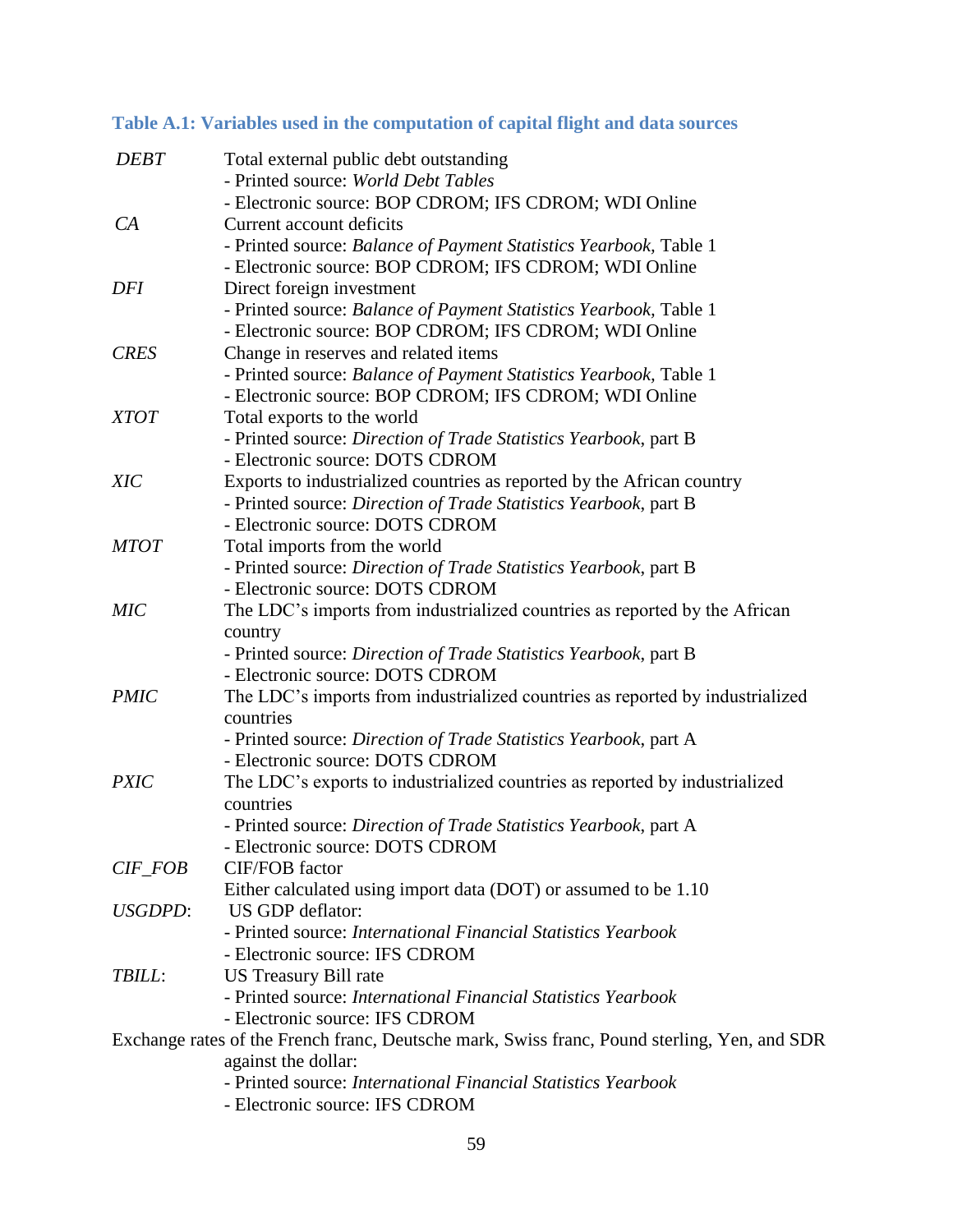### Table A.1: Variables used in the computation of capital flight and data sources

| | |
|---|---|
| *DEBT* | Total external public debt outstanding<br>- Printed source: *World Debt Tables*<br>- Electronic source: BOP CDROM; IFS CDROM; WDI Online |
| *CA* | Current account deficits<br>- Printed source: *Balance of Payment Statistics Yearbook,* Table 1<br>- Electronic source: BOP CDROM; IFS CDROM; WDI Online |
| *DFI* | Direct foreign investment<br>- Printed source: *Balance of Payment Statistics Yearbook,* Table 1<br>- Electronic source: BOP CDROM; IFS CDROM; WDI Online |
| *CRES* | Change in reserves and related items<br>- Printed source: *Balance of Payment Statistics Yearbook,* Table 1<br>- Electronic source: BOP CDROM; IFS CDROM; WDI Online |
| *XTOT* | Total exports to the world<br>- Printed source: *Direction of Trade Statistics Yearbook*, part B<br>- Electronic source: DOTS CDROM |
| *XIC* | Exports to industrialized countries as reported by the African country<br>- Printed source: *Direction of Trade Statistics Yearbook*, part B<br>- Electronic source: DOTS CDROM |
| *MTOT* | Total imports from the world<br>- Printed source: *Direction of Trade Statistics Yearbook*, part B<br>- Electronic source: DOTS CDROM |
| *MIC* | The LDC's imports from industrialized countries as reported by the African country<br>- Printed source: *Direction of Trade Statistics Yearbook*, part B<br>- Electronic source: DOTS CDROM |
| *PMIC* | The LDC's imports from industrialized countries as reported by industrialized countries<br>- Printed source: *Direction of Trade Statistics Yearbook*, part A<br>- Electronic source: DOTS CDROM |
| *PXIC* | The LDC's exports to industrialized countries as reported by industrialized countries<br>- Printed source: *Direction of Trade Statistics Yearbook*, part A<br>- Electronic source: DOTS CDROM |
| *CIF_FOB* | CIF/FOB factor<br>Either calculated using import data (DOT) or assumed to be 1.10 |
| *USGDPD*: | US GDP deflator:<br>- Printed source: *International Financial Statistics Yearbook*<br>- Electronic source: IFS CDROM |
| *TBILL*: | US Treasury Bill rate<br>- Printed source: *International Financial Statistics Yearbook*<br>- Electronic source: IFS CDROM |

Exchange rates of the French franc, Deutsche mark, Swiss franc, Pound sterling, Yen, and SDR against the dollar:
- Printed source: *International Financial Statistics Yearbook*
- Electronic source: IFS CDROM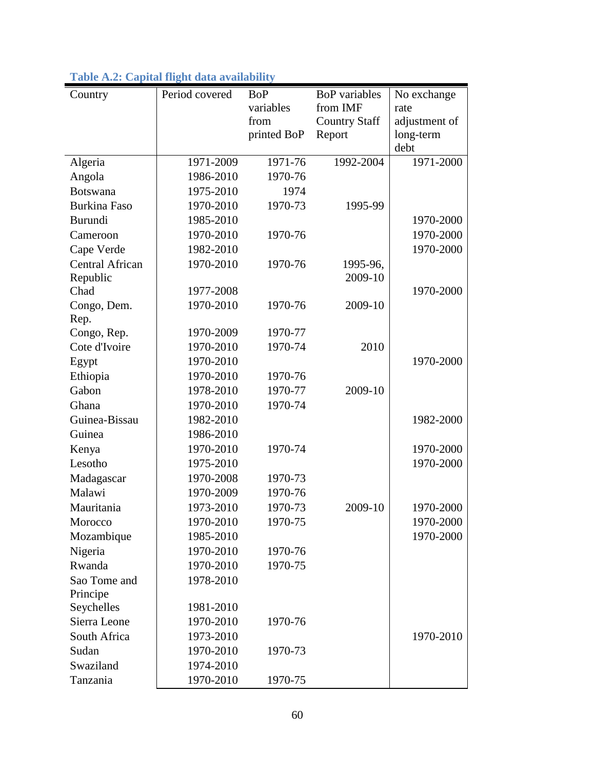**Table A.2: Capital flight data availability**

| Country | Period covered | BoP variables from printed BoP | BoP variables from IMF Country Staff Report | No exchange rate adjustment of long-term debt |
|---|---|---|---|---|
| Algeria | 1971-2009 | 1971-76 | 1992-2004 | 1971-2000 |
| Angola | 1986-2010 | 1970-76 | | |
| Botswana | 1975-2010 | 1974 | | |
| Burkina Faso | 1970-2010 | 1970-73 | 1995-99 | |
| Burundi | 1985-2010 | | | 1970-2000 |
| Cameroon | 1970-2010 | 1970-76 | | 1970-2000 |
| Cape Verde | 1982-2010 | | | 1970-2000 |
| Central African Republic | 1970-2010 | 1970-76 | 1995-96, 2009-10 | |
| Chad | 1977-2008 | | | 1970-2000 |
| Congo, Dem. Rep. | 1970-2010 | 1970-76 | 2009-10 | |
| Congo, Rep. | 1970-2009 | 1970-77 | | |
| Cote d'Ivoire | 1970-2010 | 1970-74 | 2010 | |
| Egypt | 1970-2010 | | | 1970-2000 |
| Ethiopia | 1970-2010 | 1970-76 | | |
| Gabon | 1978-2010 | 1970-77 | 2009-10 | |
| Ghana | 1970-2010 | 1970-74 | | |
| Guinea-Bissau | 1982-2010 | | | 1982-2000 |
| Guinea | 1986-2010 | | | |
| Kenya | 1970-2010 | 1970-74 | | 1970-2000 |
| Lesotho | 1975-2010 | | | 1970-2000 |
| Madagascar | 1970-2008 | 1970-73 | | |
| Malawi | 1970-2009 | 1970-76 | | |
| Mauritania | 1973-2010 | 1970-73 | 2009-10 | 1970-2000 |
| Morocco | 1970-2010 | 1970-75 | | 1970-2000 |
| Mozambique | 1985-2010 | | | 1970-2000 |
| Nigeria | 1970-2010 | 1970-76 | | |
| Rwanda | 1970-2010 | 1970-75 | | |
| Sao Tome and Principe | 1978-2010 | | | |
| Seychelles | 1981-2010 | | | |
| Sierra Leone | 1970-2010 | 1970-76 | | |
| South Africa | 1973-2010 | | | 1970-2010 |
| Sudan | 1970-2010 | 1970-73 | | |
| Swaziland | 1974-2010 | | | |
| Tanzania | 1970-2010 | 1970-75 | | |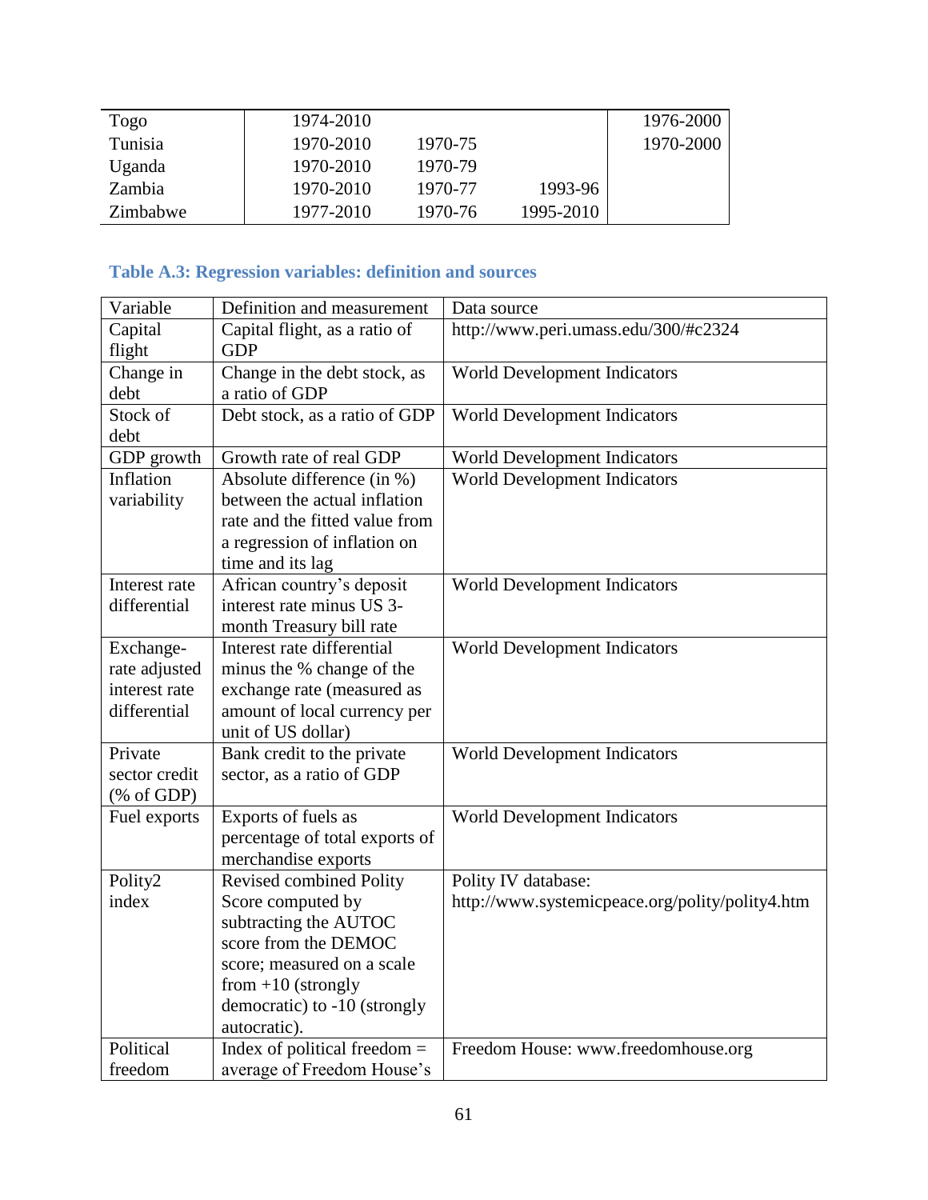| | | | | |
|---|---|---|---|---|
| Togo | 1974-2010 | | | 1976-2000 |
| Tunisia | 1970-2010 | 1970-75 | | 1970-2000 |
| Uganda | 1970-2010 | 1970-79 | | |
| Zambia | 1970-2010 | 1970-77 | 1993-96 | |
| Zimbabwe | 1977-2010 | 1970-76 | 1995-2010 | |

### Table A.3: Regression variables: definition and sources

| Variable | Definition and measurement | Data source |
|---|---|---|
| Capital flight | Capital flight, as a ratio of GDP | http://www.peri.umass.edu/300/#c2324 |
| Change in debt | Change in the debt stock, as a ratio of GDP | World Development Indicators |
| Stock of debt | Debt stock, as a ratio of GDP | World Development Indicators |
| GDP growth | Growth rate of real GDP | World Development Indicators |
| Inflation variability | Absolute difference (in %) between the actual inflation rate and the fitted value from a regression of inflation on time and its lag | World Development Indicators |
| Interest rate differential | African country's deposit interest rate minus US 3-month Treasury bill rate | World Development Indicators |
| Exchange-rate adjusted interest rate differential | Interest rate differential minus the % change of the exchange rate (measured as amount of local currency per unit of US dollar) | World Development Indicators |
| Private sector credit (% of GDP) | Bank credit to the private sector, as a ratio of GDP | World Development Indicators |
| Fuel exports | Exports of fuels as percentage of total exports of merchandise exports | World Development Indicators |
| Polity2 index | Revised combined Polity Score computed by subtracting the AUTOC score from the DEMOC score; measured on a scale from +10 (strongly democratic) to -10 (strongly autocratic). | Polity IV database: http://www.systemicpeace.org/polity/polity4.htm |
| Political freedom | Index of political freedom = average of Freedom House's | Freedom House: www.freedomhouse.org |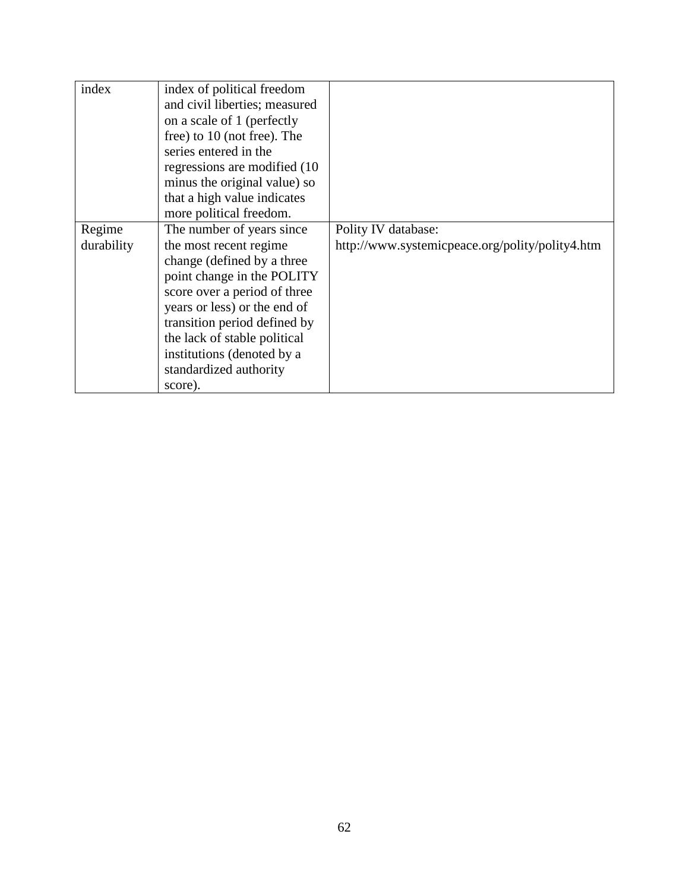| | | |
|---|---|---|
| index | index of political freedom and civil liberties; measured on a scale of 1 (perfectly free) to 10 (not free). The series entered in the regressions are modified (10 minus the original value) so that a high value indicates more political freedom. | |
| Regime durability | The number of years since the most recent regime change (defined by a three point change in the POLITY score over a period of three years or less) or the end of transition period defined by the lack of stable political institutions (denoted by a standardized authority score). | Polity IV database: http://www.systemicpeace.org/polity/polity4.htm |